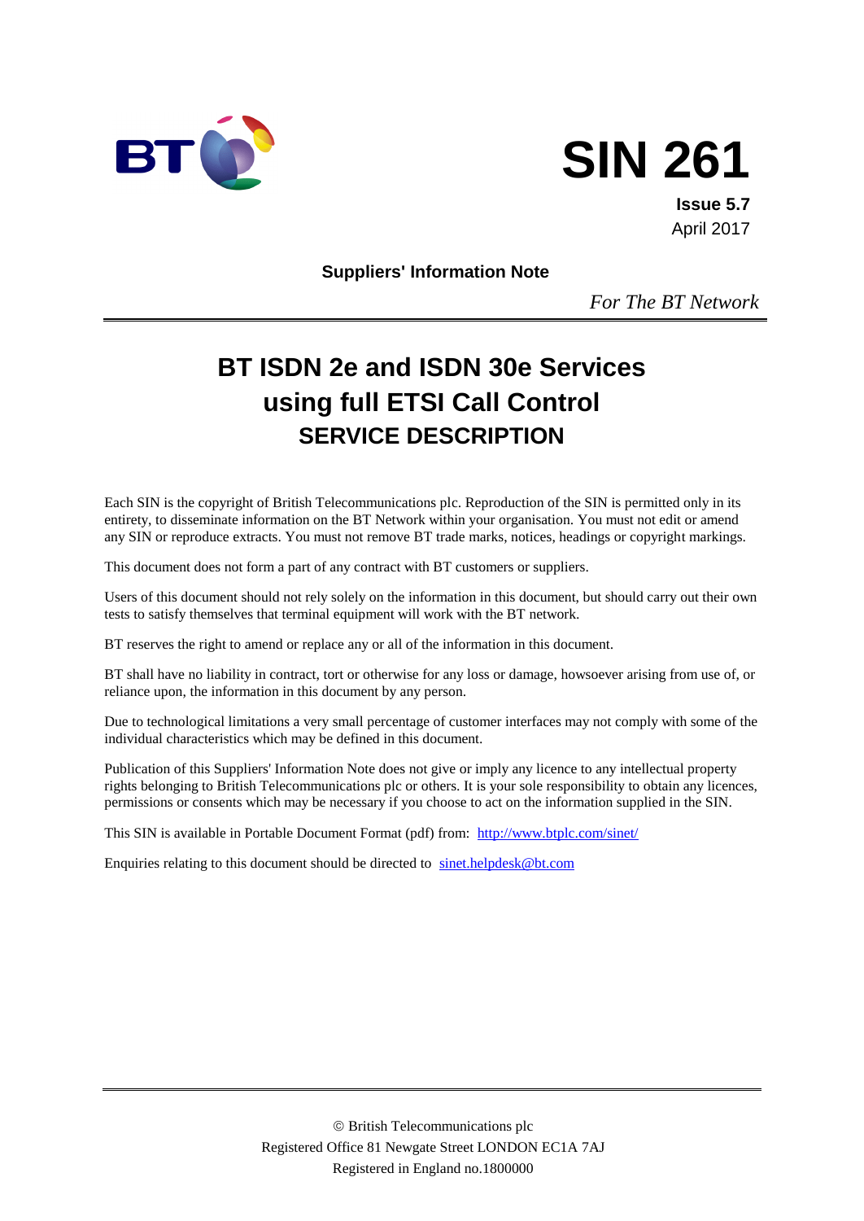# SIN 261

**Issue 5.7**
April 2017

**Suppliers' Information Note**

*For The BT Network*

# BT ISDN 2e and ISDN 30e Services using full ETSI Call Control

## SERVICE DESCRIPTION

Each SIN is the copyright of British Telecommunications plc. Reproduction of the SIN is permitted only in its entirety, to disseminate information on the BT Network within your organisation. You must not edit or amend any SIN or reproduce extracts. You must not remove BT trade marks, notices, headings or copyright markings.

This document does not form a part of any contract with BT customers or suppliers.

Users of this document should not rely solely on the information in this document, but should carry out their own tests to satisfy themselves that terminal equipment will work with the BT network.

BT reserves the right to amend or replace any or all of the information in this document.

BT shall have no liability in contract, tort or otherwise for any loss or damage, howsoever arising from use of, or reliance upon, the information in this document by any person.

Due to technological limitations a very small percentage of customer interfaces may not comply with some of the individual characteristics which may be defined in this document.

Publication of this Suppliers' Information Note does not give or imply any licence to any intellectual property rights belonging to British Telecommunications plc or others. It is your sole responsibility to obtain any licences, permissions or consents which may be necessary if you choose to act on the information supplied in the SIN.

This SIN is available in Portable Document Format (pdf) from: http://www.btplc.com/sinet/

Enquiries relating to this document should be directed to sinet.helpdesk@bt.com

© British Telecommunications plc
Registered Office 81 Newgate Street LONDON EC1A 7AJ
Registered in England no.1800000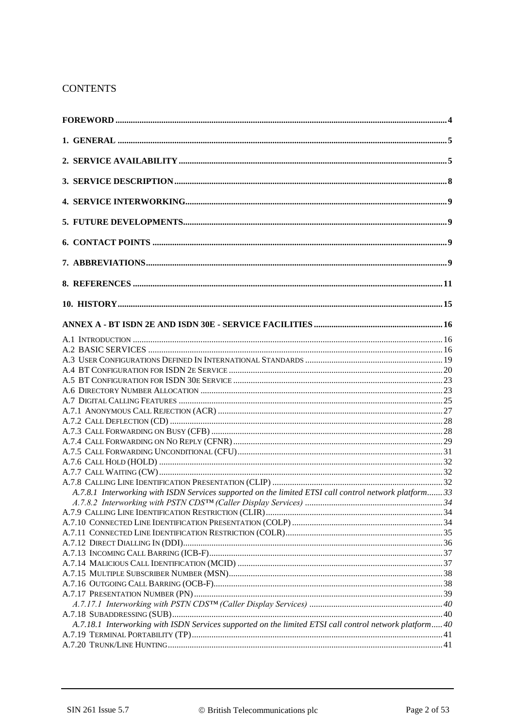# CONTENTS

**FOREWORD** ..... 4

**1. GENERAL** ..... 5

**2. SERVICE AVAILABILITY** ..... 5

**3. SERVICE DESCRIPTION** ..... 8

**4. SERVICE INTERWORKING** ..... 9

**5. FUTURE DEVELOPMENTS** ..... 9

**6. CONTACT POINTS** ..... 9

**7. ABBREVIATIONS** ..... 9

**8. REFERENCES** ..... 11

**10. HISTORY** ..... 15

**ANNEX A - BT ISDN 2E AND ISDN 30E - SERVICE FACILITIES** ..... 16

A.1 INTRODUCTION ..... 16
A.2 BASIC SERVICES ..... 16
A.3 USER CONFIGURATIONS DEFINED IN INTERNATIONAL STANDARDS ..... 19
A.4 BT CONFIGURATION FOR ISDN 2E SERVICE ..... 20
A.5 BT CONFIGURATION FOR ISDN 30E SERVICE ..... 23
A.6 DIRECTORY NUMBER ALLOCATION ..... 23
A.7 DIGITAL CALLING FEATURES ..... 25
A.7.1 ANONYMOUS CALL REJECTION (ACR) ..... 27
A.7.2 CALL DEFLECTION (CD) ..... 28
A.7.3 CALL FORWARDING ON BUSY (CFB) ..... 28
A.7.4 CALL FORWARDING ON NO REPLY (CFNR) ..... 29
A.7.5 CALL FORWARDING UNCONDITIONAL (CFU) ..... 31
A.7.6 CALL HOLD (HOLD) ..... 32
A.7.7 CALL WAITING (CW) ..... 32
A.7.8 CALLING LINE IDENTIFICATION PRESENTATION (CLIP) ..... 32
*A.7.8.1 Interworking with ISDN Services supported on the limited ETSI call control network platform* ..... 33
*A.7.8.2 Interworking with PSTN CDS™ (Caller Display Services)* ..... 34
A.7.9 CALLING LINE IDENTIFICATION RESTRICTION (CLIR) ..... 34
A.7.10 CONNECTED LINE IDENTIFICATION PRESENTATION (COLP) ..... 34
A.7.11 CONNECTED LINE IDENTIFICATION RESTRICTION (COLR) ..... 35
A.7.12 DIRECT DIALLING IN (DDI) ..... 36
A.7.13 INCOMING CALL BARRING (ICB-F) ..... 37
A.7.14 MALICIOUS CALL IDENTIFICATION (MCID) ..... 37
A.7.15 MULTIPLE SUBSCRIBER NUMBER (MSN) ..... 38
A.7.16 OUTGOING CALL BARRING (OCB-F) ..... 38
A.7.17 PRESENTATION NUMBER (PN) ..... 39
*A.7.17.1 Interworking with PSTN CDS™ (Caller Display Services)* ..... 40
A.7.18 SUBADDRESSING (SUB) ..... 40
*A.7.18.1 Interworking with ISDN Services supported on the limited ETSI call control network platform* ..... 40
A.7.19 TERMINAL PORTABILITY (TP) ..... 41
A.7.20 TRUNK/LINE HUNTING ..... 41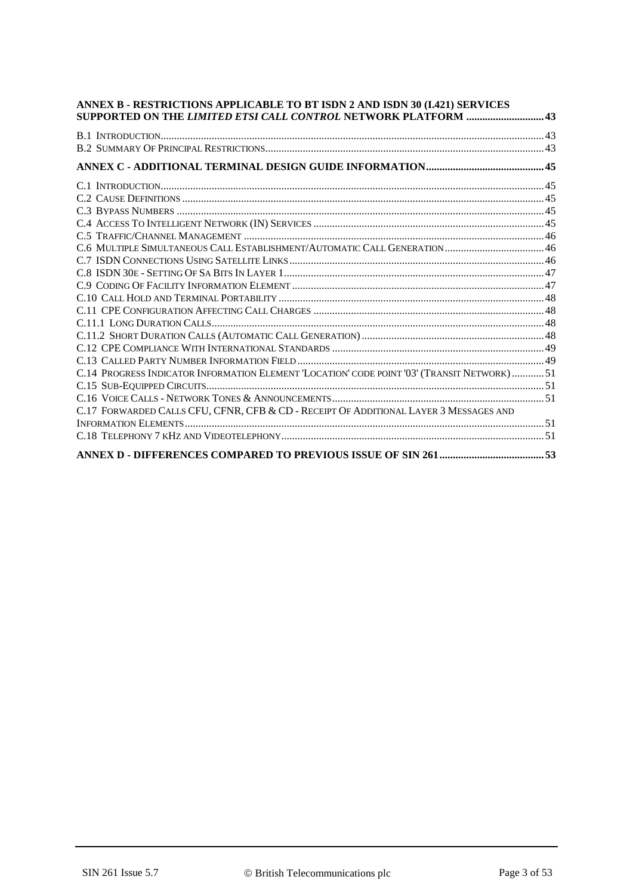**ANNEX B - RESTRICTIONS APPLICABLE TO BT ISDN 2 AND ISDN 30 (I.421) SERVICES SUPPORTED ON THE *LIMITED ETSI CALL CONTROL* NETWORK PLATFORM ............................ 43**

B.1 Introduction.............................................................................................................................. 43
B.2 Summary Of Principal Restrictions....................................................................................... 43

**ANNEX C - ADDITIONAL TERMINAL DESIGN GUIDE INFORMATION........................................... 45**

C.1 Introduction.............................................................................................................................. 45
C.2 Cause Definitions ..................................................................................................................... 45
C.3 Bypass Numbers ....................................................................................................................... 45
C.4 Access To Intelligent Network (IN) Services ..................................................................... 45
C.5 Traffic/Channel Management ................................................................................................ 46
C.6 Multiple Simultaneous Call Establishment/Automatic Call Generation ..................................... 46
C.7 ISDN Connections Using Satellite Links .............................................................................. 46
C.8 ISDN 30e - Setting Of Sa Bits In Layer 1 ............................................................................... 47
C.9 Coding Of Facility Information Element ............................................................................ 47
C.10 Call Hold and Terminal Portability ................................................................................... 48
C.11 CPE Configuration Affecting Call Charges ..................................................................... 48
C.11.1 Long Duration Calls........................................................................................................... 48
C.11.2 Short Duration Calls (Automatic Call Generation) ............................................................. 48
C.12 CPE Compliance With International Standards .............................................................. 49
C.13 Called Party Number Information Field ............................................................................ 49
C.14 Progress Indicator Information Element 'Location' code point '03' (Transit Network) ............ 51
C.15 Sub-Equipped Circuits............................................................................................................ 51
C.16 Voice Calls - Network Tones & Announcements .............................................................. 51
C.17 Forwarded Calls CFU, CFNR, CFB & CD - Receipt Of Additional Layer 3 Messages and Information Elements............................................................................................................................... 51
C.18 Telephony 7 kHz and Videotelephony................................................................................ 51

**ANNEX D - DIFFERENCES COMPARED TO PREVIOUS ISSUE OF SIN 261....................................... 53**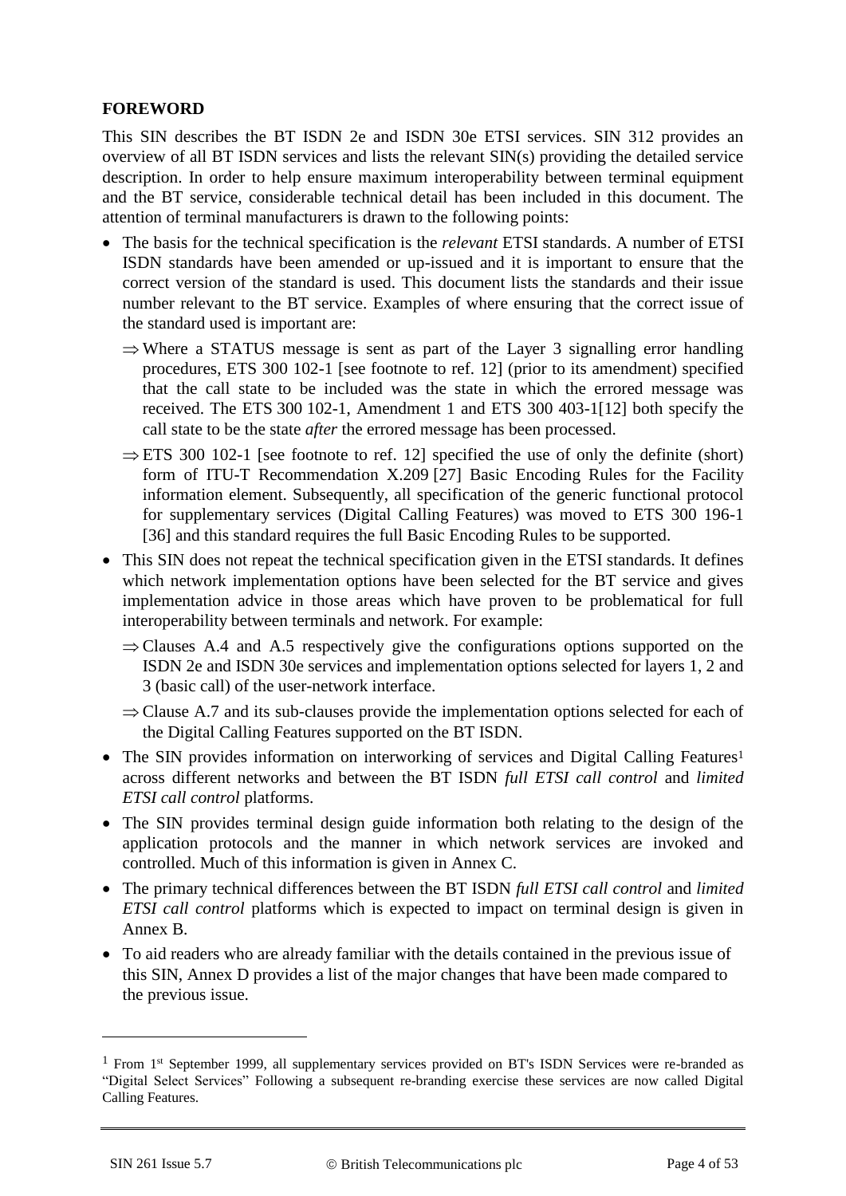## FOREWORD

This SIN describes the BT ISDN 2e and ISDN 30e ETSI services. SIN 312 provides an overview of all BT ISDN services and lists the relevant SIN(s) providing the detailed service description. In order to help ensure maximum interoperability between terminal equipment and the BT service, considerable technical detail has been included in this document. The attention of terminal manufacturers is drawn to the following points:

- The basis for the technical specification is the *relevant* ETSI standards. A number of ETSI ISDN standards have been amended or up-issued and it is important to ensure that the correct version of the standard is used. This document lists the standards and their issue number relevant to the BT service. Examples of where ensuring that the correct issue of the standard used is important are:
  - ⇒ Where a STATUS message is sent as part of the Layer 3 signalling error handling procedures, ETS 300 102-1 [see footnote to ref. 12] (prior to its amendment) specified that the call state to be included was the state in which the errored message was received. The ETS 300 102-1, Amendment 1 and ETS 300 403-1[12] both specify the call state to be the state *after* the errored message has been processed.
  - ⇒ ETS 300 102-1 [see footnote to ref. 12] specified the use of only the definite (short) form of ITU-T Recommendation X.209 [27] Basic Encoding Rules for the Facility information element. Subsequently, all specification of the generic functional protocol for supplementary services (Digital Calling Features) was moved to ETS 300 196-1 [36] and this standard requires the full Basic Encoding Rules to be supported.
- This SIN does not repeat the technical specification given in the ETSI standards. It defines which network implementation options have been selected for the BT service and gives implementation advice in those areas which have proven to be problematical for full interoperability between terminals and network. For example:
  - ⇒ Clauses A.4 and A.5 respectively give the configurations options supported on the ISDN 2e and ISDN 30e services and implementation options selected for layers 1, 2 and 3 (basic call) of the user-network interface.
  - ⇒ Clause A.7 and its sub-clauses provide the implementation options selected for each of the Digital Calling Features supported on the BT ISDN.
- The SIN provides information on interworking of services and Digital Calling Features[1] across different networks and between the BT ISDN *full ETSI call control* and *limited ETSI call control* platforms.
- The SIN provides terminal design guide information both relating to the design of the application protocols and the manner in which network services are invoked and controlled. Much of this information is given in Annex C.
- The primary technical differences between the BT ISDN *full ETSI call control* and *limited ETSI call control* platforms which is expected to impact on terminal design is given in Annex B.
- To aid readers who are already familiar with the details contained in the previous issue of this SIN, Annex D provides a list of the major changes that have been made compared to the previous issue.

---

[1] From 1st September 1999, all supplementary services provided on BT's ISDN Services were re-branded as "Digital Select Services" Following a subsequent re-branding exercise these services are now called Digital Calling Features.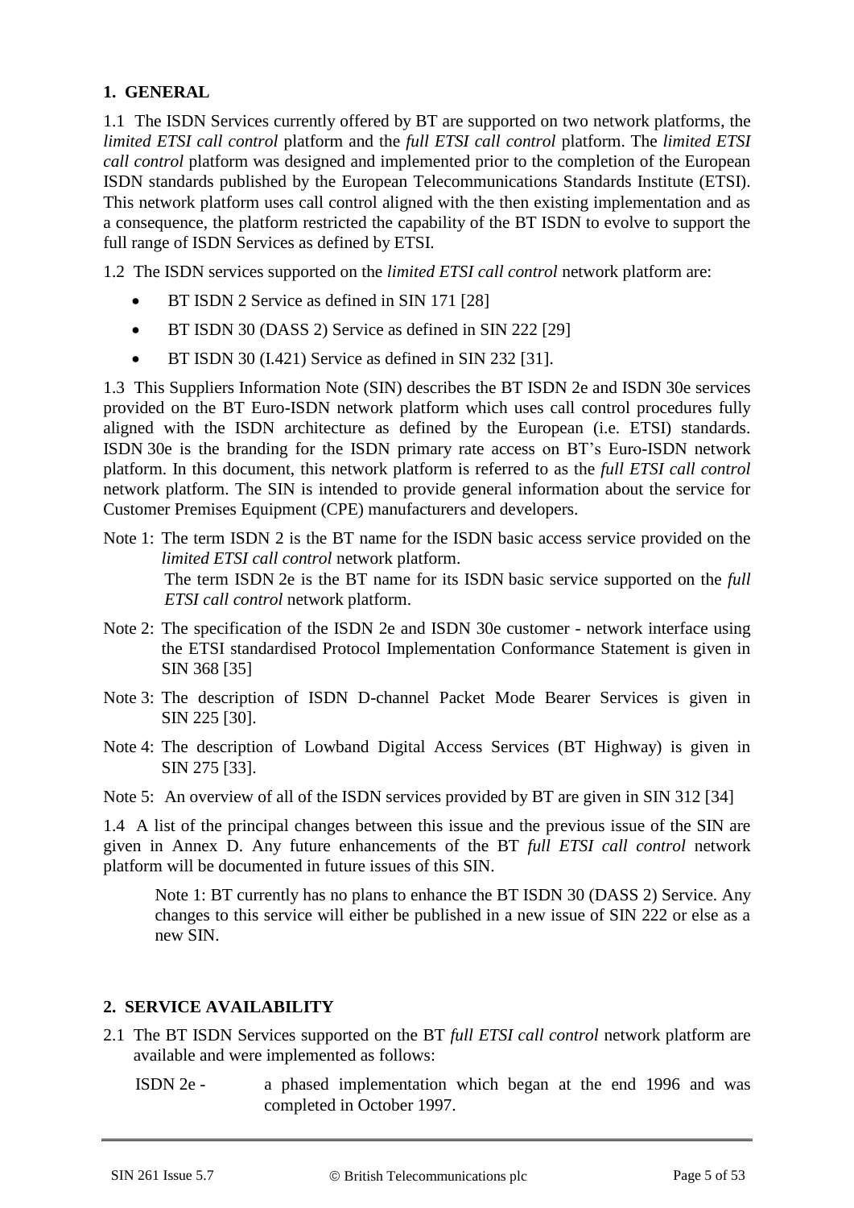## 1. GENERAL

1.1 The ISDN Services currently offered by BT are supported on two network platforms, the *limited ETSI call control* platform and the *full ETSI call control* platform. The *limited ETSI call control* platform was designed and implemented prior to the completion of the European ISDN standards published by the European Telecommunications Standards Institute (ETSI). This network platform uses call control aligned with the then existing implementation and as a consequence, the platform restricted the capability of the BT ISDN to evolve to support the full range of ISDN Services as defined by ETSI.

1.2 The ISDN services supported on the *limited ETSI call control* network platform are:

- BT ISDN 2 Service as defined in SIN 171 [28]
- BT ISDN 30 (DASS 2) Service as defined in SIN 222 [29]
- BT ISDN 30 (I.421) Service as defined in SIN 232 [31].

1.3 This Suppliers Information Note (SIN) describes the BT ISDN 2e and ISDN 30e services provided on the BT Euro-ISDN network platform which uses call control procedures fully aligned with the ISDN architecture as defined by the European (i.e. ETSI) standards. ISDN 30e is the branding for the ISDN primary rate access on BT's Euro-ISDN network platform. In this document, this network platform is referred to as the *full ETSI call control* network platform. The SIN is intended to provide general information about the service for Customer Premises Equipment (CPE) manufacturers and developers.

Note 1: The term ISDN 2 is the BT name for the ISDN basic access service provided on the *limited ETSI call control* network platform.
The term ISDN 2e is the BT name for its ISDN basic service supported on the *full ETSI call control* network platform.

Note 2: The specification of the ISDN 2e and ISDN 30e customer - network interface using the ETSI standardised Protocol Implementation Conformance Statement is given in SIN 368 [35]

Note 3: The description of ISDN D-channel Packet Mode Bearer Services is given in SIN 225 [30].

Note 4: The description of Lowband Digital Access Services (BT Highway) is given in SIN 275 [33].

Note 5: An overview of all of the ISDN services provided by BT are given in SIN 312 [34]

1.4 A list of the principal changes between this issue and the previous issue of the SIN are given in Annex D. Any future enhancements of the BT *full ETSI call control* network platform will be documented in future issues of this SIN.

> Note 1: BT currently has no plans to enhance the BT ISDN 30 (DASS 2) Service. Any changes to this service will either be published in a new issue of SIN 222 or else as a new SIN.

## 2. SERVICE AVAILABILITY

2.1 The BT ISDN Services supported on the BT *full ETSI call control* network platform are available and were implemented as follows:

ISDN 2e - a phased implementation which began at the end 1996 and was completed in October 1997.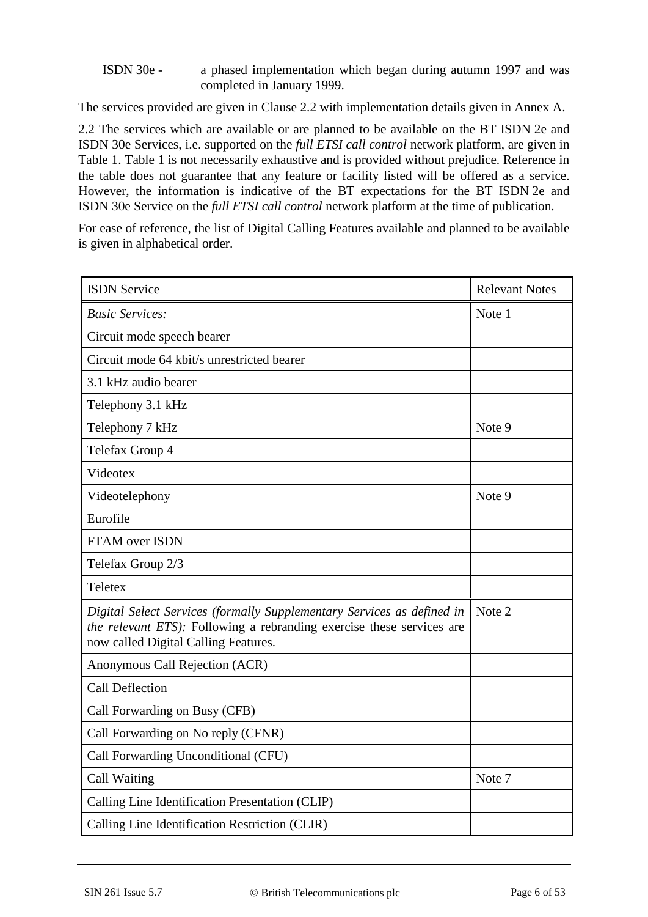ISDN 30e - a phased implementation which began during autumn 1997 and was completed in January 1999.

The services provided are given in Clause 2.2 with implementation details given in Annex A.

2.2 The services which are available or are planned to be available on the BT ISDN 2e and ISDN 30e Services, i.e. supported on the *full ETSI call control* network platform, are given in Table 1. Table 1 is not necessarily exhaustive and is provided without prejudice. Reference in the table does not guarantee that any feature or facility listed will be offered as a service. However, the information is indicative of the BT expectations for the BT ISDN 2e and ISDN 30e Service on the *full ETSI call control* network platform at the time of publication.

For ease of reference, the list of Digital Calling Features available and planned to be available is given in alphabetical order.

| ISDN Service | Relevant Notes |
|---|---|
| *Basic Services:* | Note 1 |
| Circuit mode speech bearer | |
| Circuit mode 64 kbit/s unrestricted bearer | |
| 3.1 kHz audio bearer | |
| Telephony 3.1 kHz | |
| Telephony 7 kHz | Note 9 |
| Telefax Group 4 | |
| Videotex | |
| Videotelephony | Note 9 |
| Eurofile | |
| FTAM over ISDN | |
| Telefax Group 2/3 | |
| Teletex | |
| *Digital Select Services (formally Supplementary Services as defined in the relevant ETS):* Following a rebranding exercise these services are now called Digital Calling Features. | Note 2 |
| Anonymous Call Rejection (ACR) | |
| Call Deflection | |
| Call Forwarding on Busy (CFB) | |
| Call Forwarding on No reply (CFNR) | |
| Call Forwarding Unconditional (CFU) | |
| Call Waiting | Note 7 |
| Calling Line Identification Presentation (CLIP) | |
| Calling Line Identification Restriction (CLIR) | |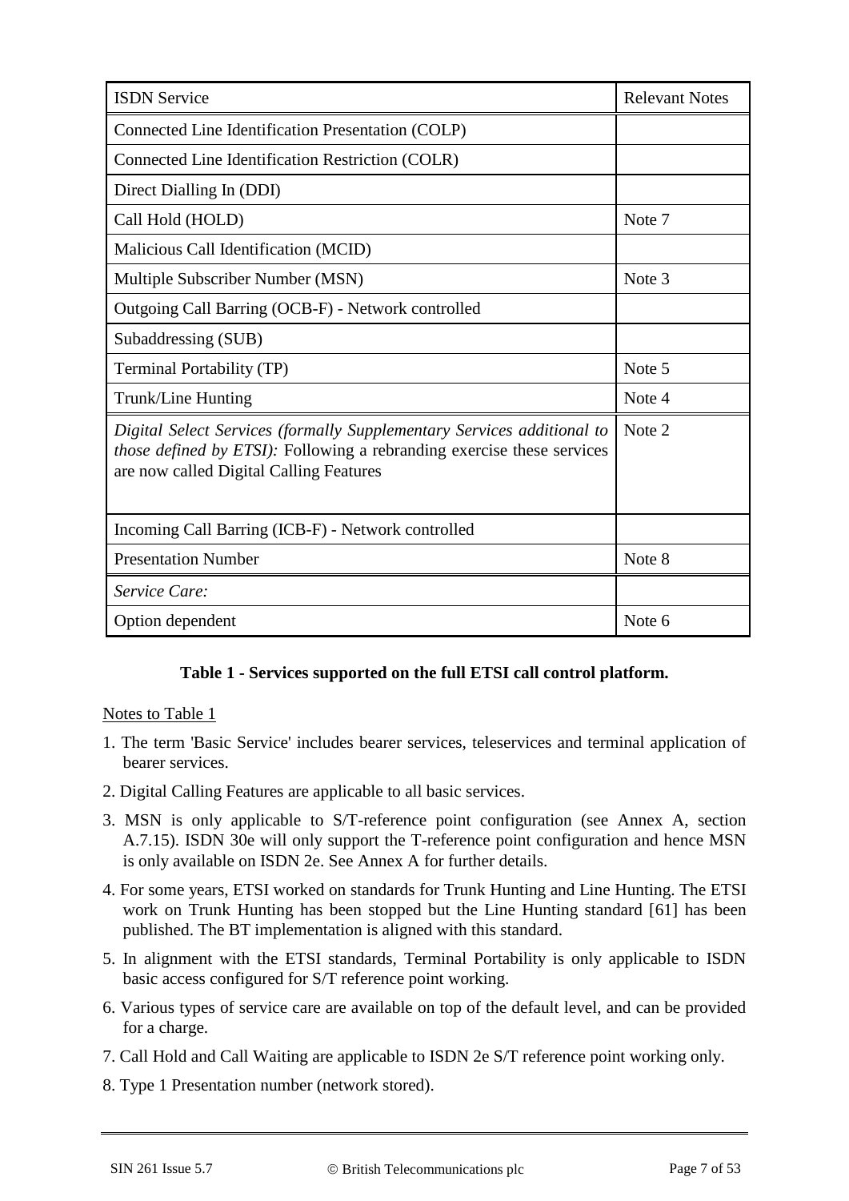| ISDN Service | Relevant Notes |
|---|---|
| Connected Line Identification Presentation (COLP) | |
| Connected Line Identification Restriction (COLR) | |
| Direct Dialling In (DDI) | |
| Call Hold (HOLD) | Note 7 |
| Malicious Call Identification (MCID) | |
| Multiple Subscriber Number (MSN) | Note 3 |
| Outgoing Call Barring (OCB-F) - Network controlled | |
| Subaddressing (SUB) | |
| Terminal Portability (TP) | Note 5 |
| Trunk/Line Hunting | Note 4 |
| *Digital Select Services (formally Supplementary Services additional to those defined by ETSI):* Following a rebranding exercise these services are now called Digital Calling Features | Note 2 |
| Incoming Call Barring (ICB-F) - Network controlled | |
| Presentation Number | Note 8 |
| *Service Care:* | |
| Option dependent | Note 6 |

**Table 1 - Services supported on the full ETSI call control platform.**

Notes to Table 1

1. The term 'Basic Service' includes bearer services, teleservices and terminal application of bearer services.
2. Digital Calling Features are applicable to all basic services.
3. MSN is only applicable to S/T-reference point configuration (see Annex A, section A.7.15). ISDN 30e will only support the T-reference point configuration and hence MSN is only available on ISDN 2e. See Annex A for further details.
4. For some years, ETSI worked on standards for Trunk Hunting and Line Hunting. The ETSI work on Trunk Hunting has been stopped but the Line Hunting standard [61] has been published. The BT implementation is aligned with this standard.
5. In alignment with the ETSI standards, Terminal Portability is only applicable to ISDN basic access configured for S/T reference point working.
6. Various types of service care are available on top of the default level, and can be provided for a charge.
7. Call Hold and Call Waiting are applicable to ISDN 2e S/T reference point working only.
8. Type 1 Presentation number (network stored).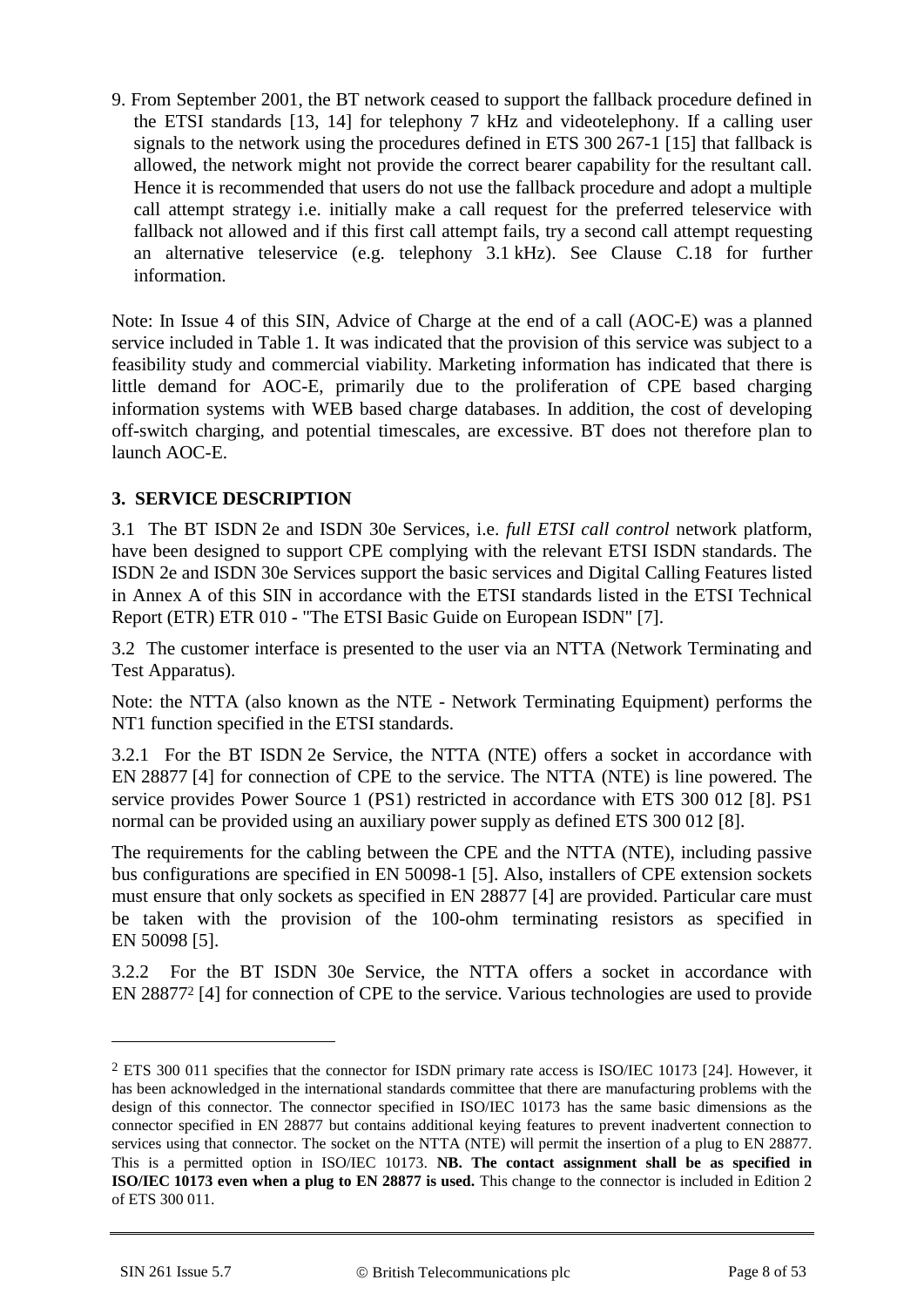9. From September 2001, the BT network ceased to support the fallback procedure defined in the ETSI standards [13, 14] for telephony 7 kHz and videotelephony. If a calling user signals to the network using the procedures defined in ETS 300 267-1 [15] that fallback is allowed, the network might not provide the correct bearer capability for the resultant call. Hence it is recommended that users do not use the fallback procedure and adopt a multiple call attempt strategy i.e. initially make a call request for the preferred teleservice with fallback not allowed and if this first call attempt fails, try a second call attempt requesting an alternative teleservice (e.g. telephony 3.1 kHz). See Clause C.18 for further information.

Note: In Issue 4 of this SIN, Advice of Charge at the end of a call (AOC-E) was a planned service included in Table 1. It was indicated that the provision of this service was subject to a feasibility study and commercial viability. Marketing information has indicated that there is little demand for AOC-E, primarily due to the proliferation of CPE based charging information systems with WEB based charge databases. In addition, the cost of developing off-switch charging, and potential timescales, are excessive. BT does not therefore plan to launch AOC-E.

## 3. SERVICE DESCRIPTION

3.1 The BT ISDN 2e and ISDN 30e Services, i.e. *full ETSI call control* network platform, have been designed to support CPE complying with the relevant ETSI ISDN standards. The ISDN 2e and ISDN 30e Services support the basic services and Digital Calling Features listed in Annex A of this SIN in accordance with the ETSI standards listed in the ETSI Technical Report (ETR) ETR 010 - "The ETSI Basic Guide on European ISDN" [7].

3.2 The customer interface is presented to the user via an NTTA (Network Terminating and Test Apparatus).

Note: the NTTA (also known as the NTE - Network Terminating Equipment) performs the NT1 function specified in the ETSI standards.

3.2.1 For the BT ISDN 2e Service, the NTTA (NTE) offers a socket in accordance with EN 28877 [4] for connection of CPE to the service. The NTTA (NTE) is line powered. The service provides Power Source 1 (PS1) restricted in accordance with ETS 300 012 [8]. PS1 normal can be provided using an auxiliary power supply as defined ETS 300 012 [8].

The requirements for the cabling between the CPE and the NTTA (NTE), including passive bus configurations are specified in EN 50098-1 [5]. Also, installers of CPE extension sockets must ensure that only sockets as specified in EN 28877 [4] are provided. Particular care must be taken with the provision of the 100-ohm terminating resistors as specified in EN 50098 [5].

3.2.2 For the BT ISDN 30e Service, the NTTA offers a socket in accordance with EN 28877[2] [4] for connection of CPE to the service. Various technologies are used to provide

---

[2] ETS 300 011 specifies that the connector for ISDN primary rate access is ISO/IEC 10173 [24]. However, it has been acknowledged in the international standards committee that there are manufacturing problems with the design of this connector. The connector specified in ISO/IEC 10173 has the same basic dimensions as the connector specified in EN 28877 but contains additional keying features to prevent inadvertent connection to services using that connector. The socket on the NTTA (NTE) will permit the insertion of a plug to EN 28877. This is a permitted option in ISO/IEC 10173. **NB. The contact assignment shall be as specified in ISO/IEC 10173 even when a plug to EN 28877 is used.** This change to the connector is included in Edition 2 of ETS 300 011.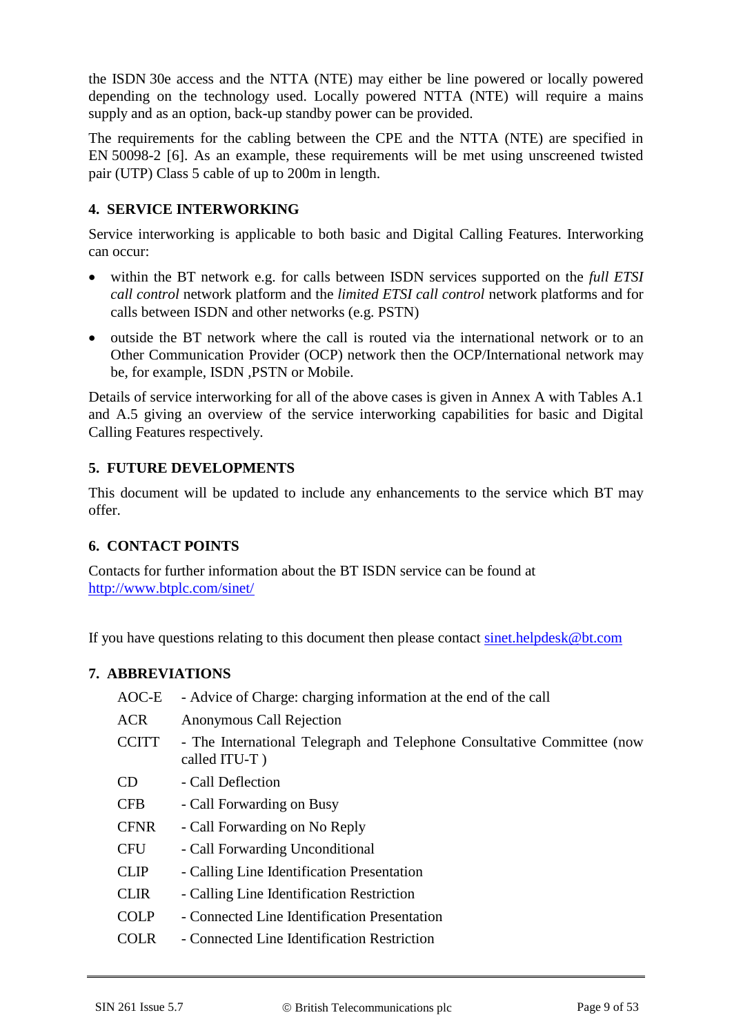the ISDN 30e access and the NTTA (NTE) may either be line powered or locally powered depending on the technology used. Locally powered NTTA (NTE) will require a mains supply and as an option, back-up standby power can be provided.

The requirements for the cabling between the CPE and the NTTA (NTE) are specified in EN 50098-2 [6]. As an example, these requirements will be met using unscreened twisted pair (UTP) Class 5 cable of up to 200m in length.

## 4. SERVICE INTERWORKING

Service interworking is applicable to both basic and Digital Calling Features. Interworking can occur:

- within the BT network e.g. for calls between ISDN services supported on the *full ETSI call control* network platform and the *limited ETSI call control* network platforms and for calls between ISDN and other networks (e.g. PSTN)
- outside the BT network where the call is routed via the international network or to an Other Communication Provider (OCP) network then the OCP/International network may be, for example, ISDN ,PSTN or Mobile.

Details of service interworking for all of the above cases is given in Annex A with Tables A.1 and A.5 giving an overview of the service interworking capabilities for basic and Digital Calling Features respectively.

## 5. FUTURE DEVELOPMENTS

This document will be updated to include any enhancements to the service which BT may offer.

## 6. CONTACT POINTS

Contacts for further information about the BT ISDN service can be found at
http://www.btplc.com/sinet/

If you have questions relating to this document then please contact sinet.helpdesk@bt.com

## 7. ABBREVIATIONS

| | |
|---|---|
| AOC-E | - Advice of Charge: charging information at the end of the call |
| ACR | Anonymous Call Rejection |
| CCITT | - The International Telegraph and Telephone Consultative Committee (now called ITU-T ) |
| CD | - Call Deflection |
| CFB | - Call Forwarding on Busy |
| CFNR | - Call Forwarding on No Reply |
| CFU | - Call Forwarding Unconditional |
| CLIP | - Calling Line Identification Presentation |
| CLIR | - Calling Line Identification Restriction |
| COLP | - Connected Line Identification Presentation |
| COLR | - Connected Line Identification Restriction |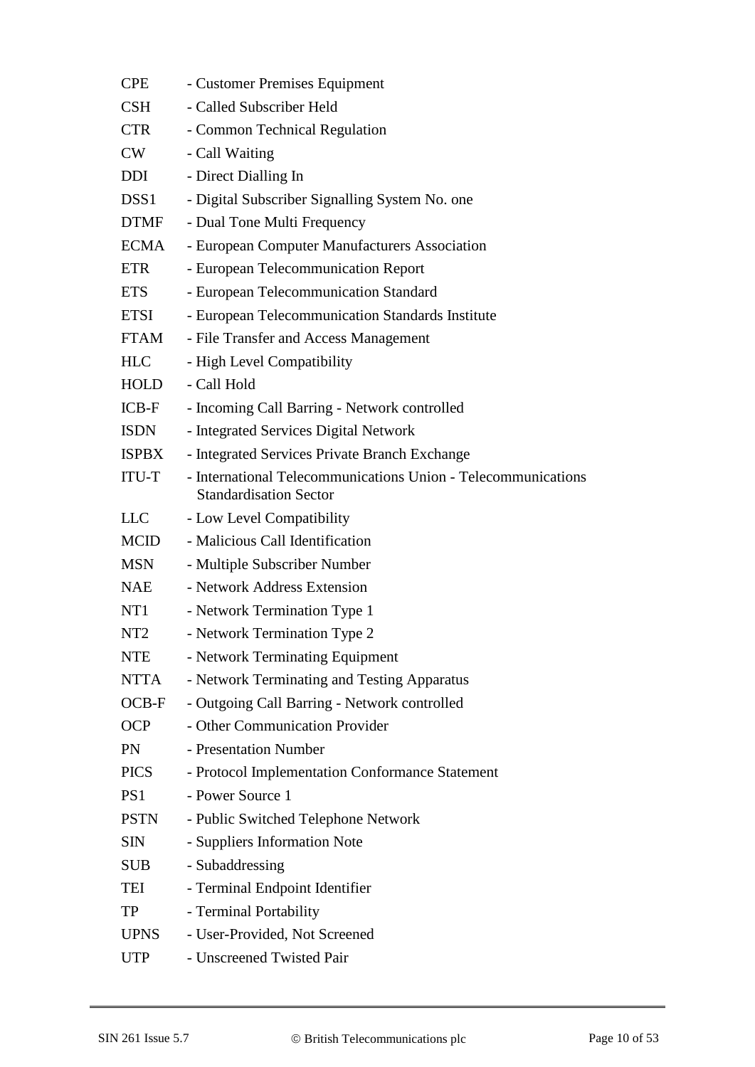| | |
|---|---|
| CPE | - Customer Premises Equipment |
| CSH | - Called Subscriber Held |
| CTR | - Common Technical Regulation |
| CW | - Call Waiting |
| DDI | - Direct Dialling In |
| DSS1 | - Digital Subscriber Signalling System No. one |
| DTMF | - Dual Tone Multi Frequency |
| ECMA | - European Computer Manufacturers Association |
| ETR | - European Telecommunication Report |
| ETS | - European Telecommunication Standard |
| ETSI | - European Telecommunication Standards Institute |
| FTAM | - File Transfer and Access Management |
| HLC | - High Level Compatibility |
| HOLD | - Call Hold |
| ICB-F | - Incoming Call Barring - Network controlled |
| ISDN | - Integrated Services Digital Network |
| ISPBX | - Integrated Services Private Branch Exchange |
| ITU-T | - International Telecommunications Union - Telecommunications Standardisation Sector |
| LLC | - Low Level Compatibility |
| MCID | - Malicious Call Identification |
| MSN | - Multiple Subscriber Number |
| NAE | - Network Address Extension |
| NT1 | - Network Termination Type 1 |
| NT2 | - Network Termination Type 2 |
| NTE | - Network Terminating Equipment |
| NTTA | - Network Terminating and Testing Apparatus |
| OCB-F | - Outgoing Call Barring - Network controlled |
| OCP | - Other Communication Provider |
| PN | - Presentation Number |
| PICS | - Protocol Implementation Conformance Statement |
| PS1 | - Power Source 1 |
| PSTN | - Public Switched Telephone Network |
| SIN | - Suppliers Information Note |
| SUB | - Subaddressing |
| TEI | - Terminal Endpoint Identifier |
| TP | - Terminal Portability |
| UPNS | - User-Provided, Not Screened |
| UTP | - Unscreened Twisted Pair |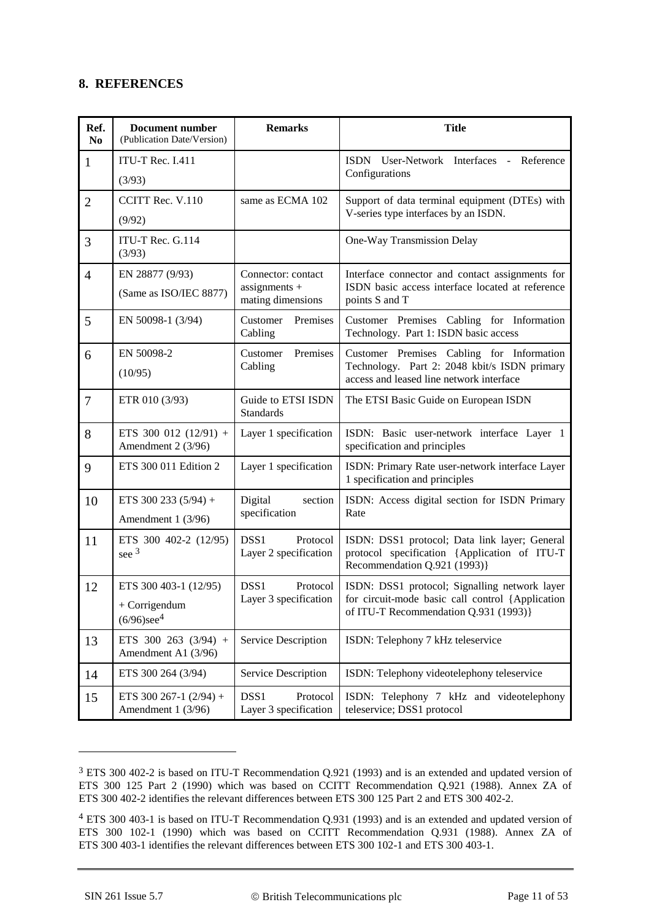## 8. REFERENCES

| Ref. No | Document number (Publication Date/Version) | Remarks | Title |
|---|---|---|---|
| 1 | ITU-T Rec. I.411 (3/93) | | ISDN User-Network Interfaces - Reference Configurations |
| 2 | CCITT Rec. V.110 (9/92) | same as ECMA 102 | Support of data terminal equipment (DTEs) with V-series type interfaces by an ISDN. |
| 3 | ITU-T Rec. G.114 (3/93) | | One-Way Transmission Delay |
| 4 | EN 28877 (9/93) (Same as ISO/IEC 8877) | Connector: contact assignments + mating dimensions | Interface connector and contact assignments for ISDN basic access interface located at reference points S and T |
| 5 | EN 50098-1 (3/94) | Customer Premises Cabling | Customer Premises Cabling for Information Technology. Part 1: ISDN basic access |
| 6 | EN 50098-2 (10/95) | Customer Premises Cabling | Customer Premises Cabling for Information Technology. Part 2: 2048 kbit/s ISDN primary access and leased line network interface |
| 7 | ETR 010 (3/93) | Guide to ETSI ISDN Standards | The ETSI Basic Guide on European ISDN |
| 8 | ETS 300 012 (12/91) + Amendment 2 (3/96) | Layer 1 specification | ISDN: Basic user-network interface Layer 1 specification and principles |
| 9 | ETS 300 011 Edition 2 | Layer 1 specification | ISDN: Primary Rate user-network interface Layer 1 specification and principles |
| 10 | ETS 300 233 (5/94) + Amendment 1 (3/96) | Digital section specification | ISDN: Access digital section for ISDN Primary Rate |
| 11 | ETS 300 402-2 (12/95) see [3] | DSS1 Protocol Layer 2 specification | ISDN: DSS1 protocol; Data link layer; General protocol specification {Application of ITU-T Recommendation Q.921 (1993)} |
| 12 | ETS 300 403-1 (12/95) + Corrigendum (6/96)see[4] | DSS1 Protocol Layer 3 specification | ISDN: DSS1 protocol; Signalling network layer for circuit-mode basic call control {Application of ITU-T Recommendation Q.931 (1993)} |
| 13 | ETS 300 263 (3/94) + Amendment A1 (3/96) | Service Description | ISDN: Telephony 7 kHz teleservice |
| 14 | ETS 300 264 (3/94) | Service Description | ISDN: Telephony videotelephony teleservice |
| 15 | ETS 300 267-1 (2/94) + Amendment 1 (3/96) | DSS1 Protocol Layer 3 specification | ISDN: Telephony 7 kHz and videotelephony teleservice; DSS1 protocol |

[3] ETS 300 402-2 is based on ITU-T Recommendation Q.921 (1993) and is an extended and updated version of ETS 300 125 Part 2 (1990) which was based on CCITT Recommendation Q.921 (1988). Annex ZA of ETS 300 402-2 identifies the relevant differences between ETS 300 125 Part 2 and ETS 300 402-2.

[4] ETS 300 403-1 is based on ITU-T Recommendation Q.931 (1993) and is an extended and updated version of ETS 300 102-1 (1990) which was based on CCITT Recommendation Q.931 (1988). Annex ZA of ETS 300 403-1 identifies the relevant differences between ETS 300 102-1 and ETS 300 403-1.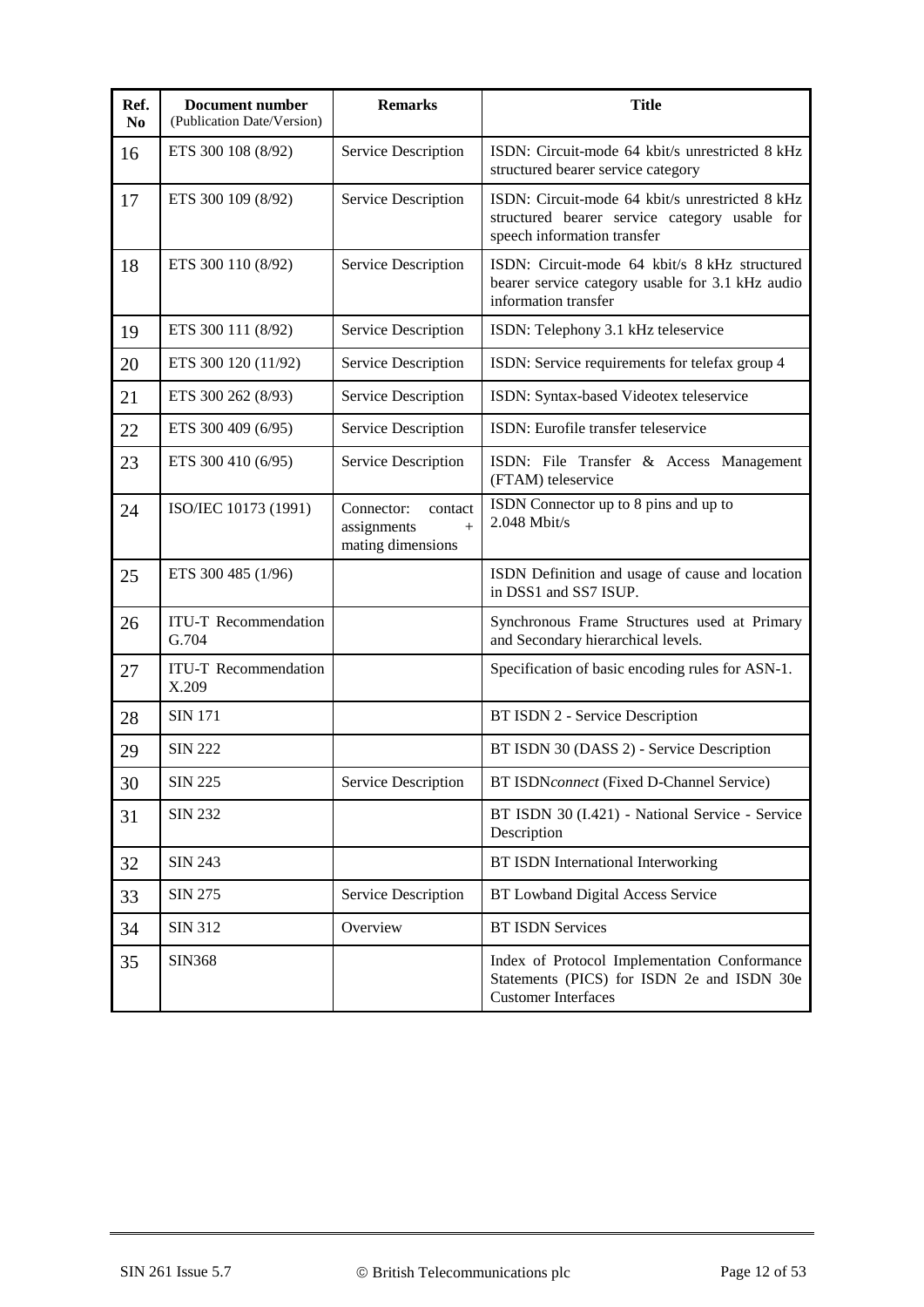| Ref. No | Document number (Publication Date/Version) | Remarks | Title |
|---|---|---|---|
| 16 | ETS 300 108 (8/92) | Service Description | ISDN: Circuit-mode 64 kbit/s unrestricted 8 kHz structured bearer service category |
| 17 | ETS 300 109 (8/92) | Service Description | ISDN: Circuit-mode 64 kbit/s unrestricted 8 kHz structured bearer service category usable for speech information transfer |
| 18 | ETS 300 110 (8/92) | Service Description | ISDN: Circuit-mode 64 kbit/s 8 kHz structured bearer service category usable for 3.1 kHz audio information transfer |
| 19 | ETS 300 111 (8/92) | Service Description | ISDN: Telephony 3.1 kHz teleservice |
| 20 | ETS 300 120 (11/92) | Service Description | ISDN: Service requirements for telefax group 4 |
| 21 | ETS 300 262 (8/93) | Service Description | ISDN: Syntax-based Videotex teleservice |
| 22 | ETS 300 409 (6/95) | Service Description | ISDN: Eurofile transfer teleservice |
| 23 | ETS 300 410 (6/95) | Service Description | ISDN: File Transfer & Access Management (FTAM) teleservice |
| 24 | ISO/IEC 10173 (1991) | Connector: contact assignments + mating dimensions | ISDN Connector up to 8 pins and up to 2.048 Mbit/s |
| 25 | ETS 300 485 (1/96) | | ISDN Definition and usage of cause and location in DSS1 and SS7 ISUP. |
| 26 | ITU-T Recommendation G.704 | | Synchronous Frame Structures used at Primary and Secondary hierarchical levels. |
| 27 | ITU-T Recommendation X.209 | | Specification of basic encoding rules for ASN-1. |
| 28 | SIN 171 | | BT ISDN 2 - Service Description |
| 29 | SIN 222 | | BT ISDN 30 (DASS 2) - Service Description |
| 30 | SIN 225 | Service Description | BT ISDN*connect* (Fixed D-Channel Service) |
| 31 | SIN 232 | | BT ISDN 30 (I.421) - National Service - Service Description |
| 32 | SIN 243 | | BT ISDN International Interworking |
| 33 | SIN 275 | Service Description | BT Lowband Digital Access Service |
| 34 | SIN 312 | Overview | BT ISDN Services |
| 35 | SIN368 | | Index of Protocol Implementation Conformance Statements (PICS) for ISDN 2e and ISDN 30e Customer Interfaces |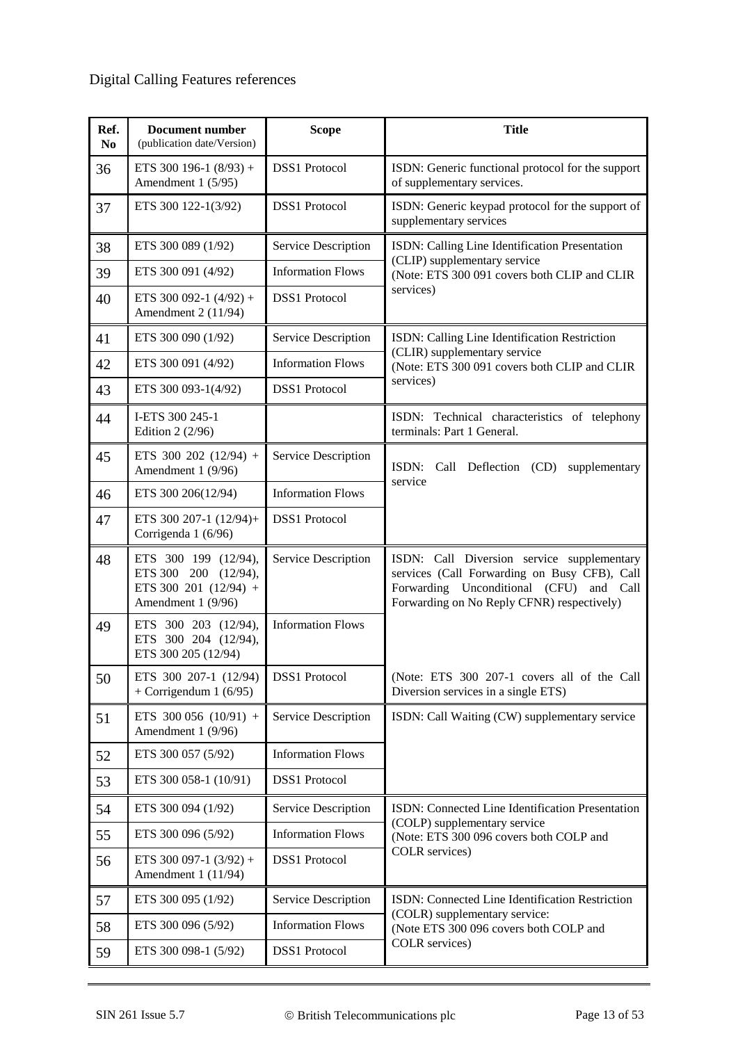Digital Calling Features references

| Ref. No | Document number (publication date/Version) | Scope | Title |
|---|---|---|---|
| 36 | ETS 300 196-1 (8/93) + Amendment 1 (5/95) | DSS1 Protocol | ISDN: Generic functional protocol for the support of supplementary services. |
| 37 | ETS 300 122-1(3/92) | DSS1 Protocol | ISDN: Generic keypad protocol for the support of supplementary services |
| 38 | ETS 300 089 (1/92) | Service Description | ISDN: Calling Line Identification Presentation (CLIP) supplementary service (Note: ETS 300 091 covers both CLIP and CLIR services) |
| 39 | ETS 300 091 (4/92) | Information Flows | |
| 40 | ETS 300 092-1 (4/92) + Amendment 2 (11/94) | DSS1 Protocol | |
| 41 | ETS 300 090 (1/92) | Service Description | ISDN: Calling Line Identification Restriction (CLIR) supplementary service (Note: ETS 300 091 covers both CLIP and CLIR services) |
| 42 | ETS 300 091 (4/92) | Information Flows | |
| 43 | ETS 300 093-1(4/92) | DSS1 Protocol | |
| 44 | I-ETS 300 245-1 Edition 2 (2/96) | | ISDN: Technical characteristics of telephony terminals: Part 1 General. |
| 45 | ETS 300 202 (12/94) + Amendment 1 (9/96) | Service Description | ISDN: Call Deflection (CD) supplementary service |
| 46 | ETS 300 206(12/94) | Information Flows | |
| 47 | ETS 300 207-1 (12/94)+ Corrigenda 1 (6/96) | DSS1 Protocol | |
| 48 | ETS 300 199 (12/94), ETS 300 200 (12/94), ETS 300 201 (12/94) + Amendment 1 (9/96) | Service Description | ISDN: Call Diversion service supplementary services (Call Forwarding on Busy CFB), Call Forwarding Unconditional (CFU) and Call Forwarding on No Reply CFNR) respectively) |
| 49 | ETS 300 203 (12/94), ETS 300 204 (12/94), ETS 300 205 (12/94) | Information Flows | |
| 50 | ETS 300 207-1 (12/94) + Corrigendum 1 (6/95) | DSS1 Protocol | (Note: ETS 300 207-1 covers all of the Call Diversion services in a single ETS) |
| 51 | ETS 300 056 (10/91) + Amendment 1 (9/96) | Service Description | ISDN: Call Waiting (CW) supplementary service |
| 52 | ETS 300 057 (5/92) | Information Flows | |
| 53 | ETS 300 058-1 (10/91) | DSS1 Protocol | |
| 54 | ETS 300 094 (1/92) | Service Description | ISDN: Connected Line Identification Presentation (COLP) supplementary service (Note: ETS 300 096 covers both COLP and COLR services) |
| 55 | ETS 300 096 (5/92) | Information Flows | |
| 56 | ETS 300 097-1 (3/92) + Amendment 1 (11/94) | DSS1 Protocol | |
| 57 | ETS 300 095 (1/92) | Service Description | ISDN: Connected Line Identification Restriction (COLR) supplementary service: (Note ETS 300 096 covers both COLP and COLR services) |
| 58 | ETS 300 096 (5/92) | Information Flows | |
| 59 | ETS 300 098-1 (5/92) | DSS1 Protocol | |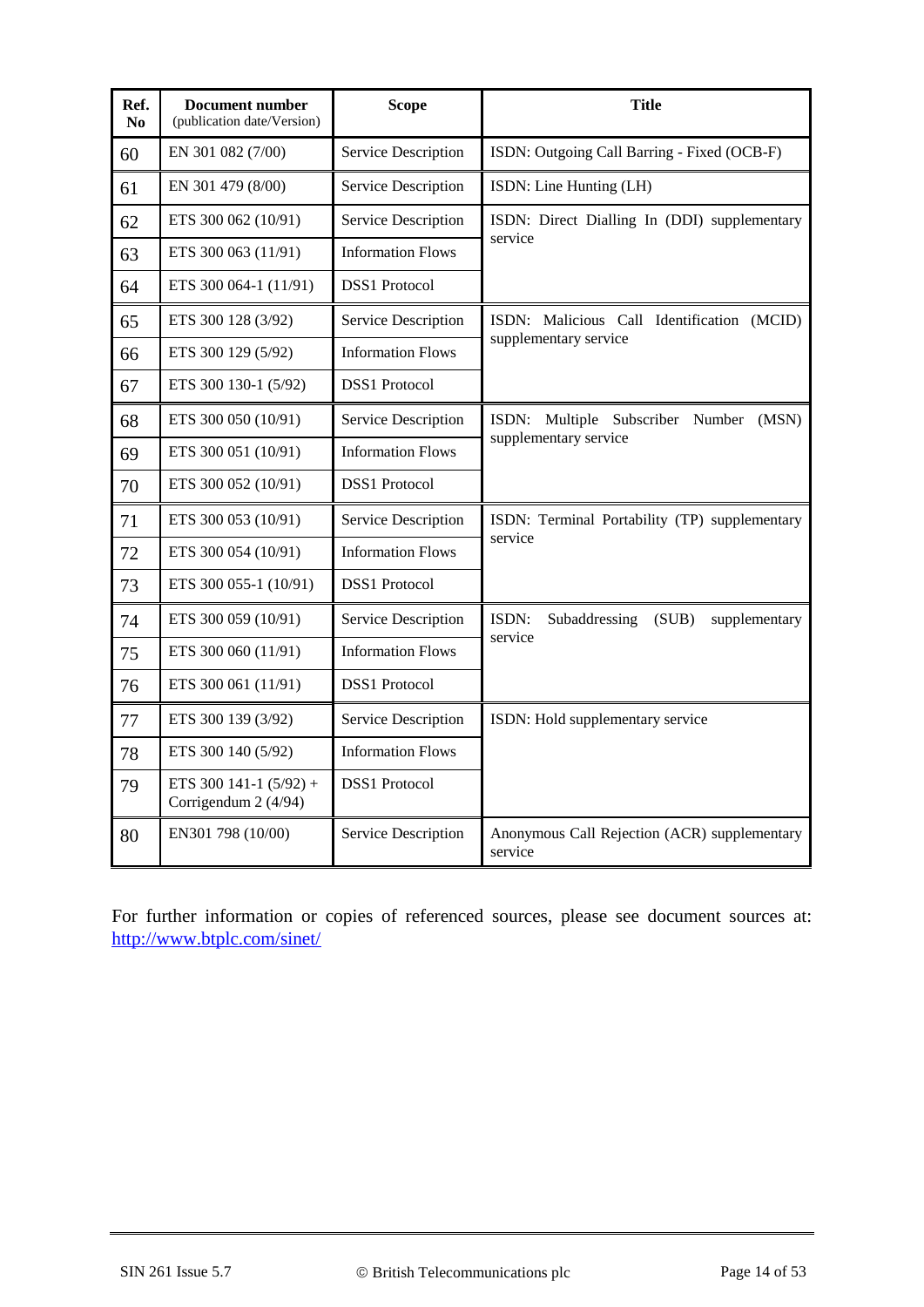| Ref. No | Document number (publication date/Version) | Scope | Title |
|---|---|---|---|
| 60 | EN 301 082 (7/00) | Service Description | ISDN: Outgoing Call Barring - Fixed (OCB-F) |
| 61 | EN 301 479 (8/00) | Service Description | ISDN: Line Hunting (LH) |
| 62 | ETS 300 062 (10/91) | Service Description | ISDN: Direct Dialling In (DDI) supplementary service |
| 63 | ETS 300 063 (11/91) | Information Flows | |
| 64 | ETS 300 064-1 (11/91) | DSS1 Protocol | |
| 65 | ETS 300 128 (3/92) | Service Description | ISDN: Malicious Call Identification (MCID) supplementary service |
| 66 | ETS 300 129 (5/92) | Information Flows | |
| 67 | ETS 300 130-1 (5/92) | DSS1 Protocol | |
| 68 | ETS 300 050 (10/91) | Service Description | ISDN: Multiple Subscriber Number (MSN) supplementary service |
| 69 | ETS 300 051 (10/91) | Information Flows | |
| 70 | ETS 300 052 (10/91) | DSS1 Protocol | |
| 71 | ETS 300 053 (10/91) | Service Description | ISDN: Terminal Portability (TP) supplementary service |
| 72 | ETS 300 054 (10/91) | Information Flows | |
| 73 | ETS 300 055-1 (10/91) | DSS1 Protocol | |
| 74 | ETS 300 059 (10/91) | Service Description | ISDN: Subaddressing (SUB) supplementary service |
| 75 | ETS 300 060 (11/91) | Information Flows | |
| 76 | ETS 300 061 (11/91) | DSS1 Protocol | |
| 77 | ETS 300 139 (3/92) | Service Description | ISDN: Hold supplementary service |
| 78 | ETS 300 140 (5/92) | Information Flows | |
| 79 | ETS 300 141-1 (5/92) + Corrigendum 2 (4/94) | DSS1 Protocol | |
| 80 | EN301 798 (10/00) | Service Description | Anonymous Call Rejection (ACR) supplementary service |

For further information or copies of referenced sources, please see document sources at: http://www.btplc.com/sinet/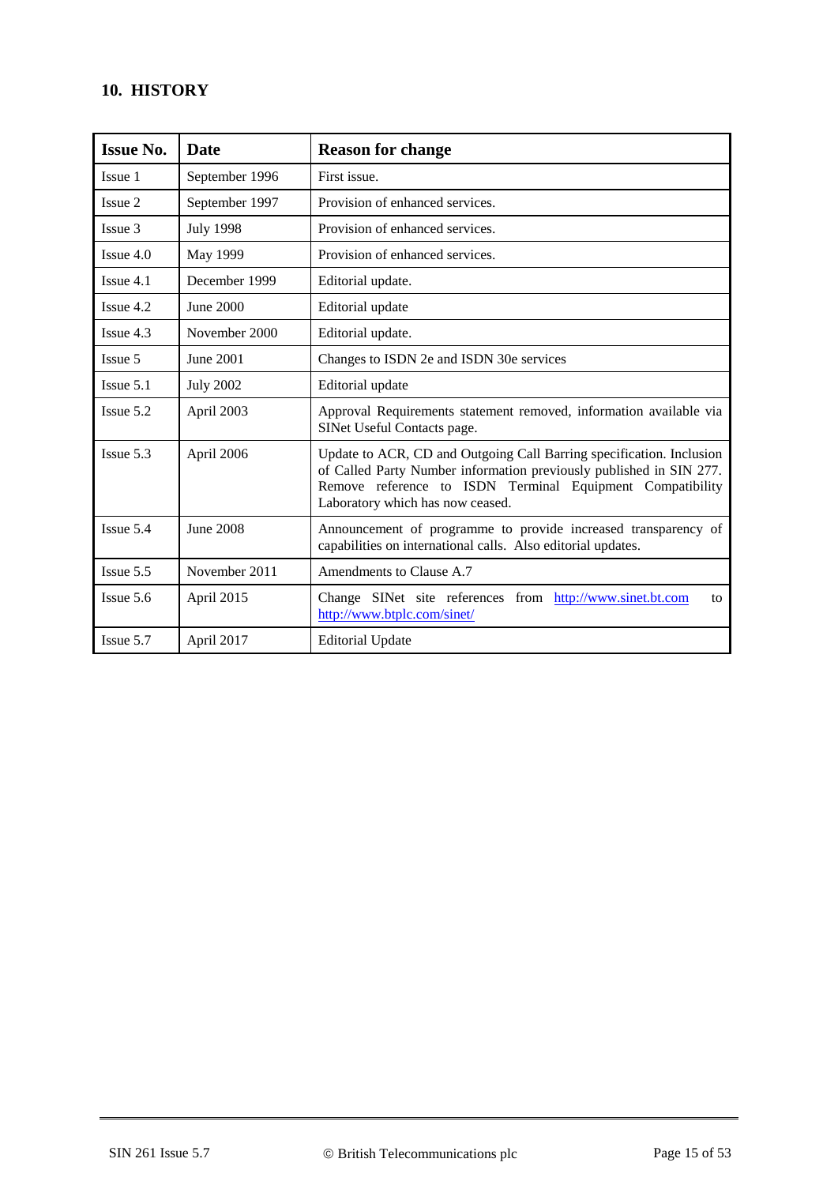## 10. HISTORY

| Issue No. | Date | Reason for change |
| --- | --- | --- |
| Issue 1 | September 1996 | First issue. |
| Issue 2 | September 1997 | Provision of enhanced services. |
| Issue 3 | July 1998 | Provision of enhanced services. |
| Issue 4.0 | May 1999 | Provision of enhanced services. |
| Issue 4.1 | December 1999 | Editorial update. |
| Issue 4.2 | June 2000 | Editorial update |
| Issue 4.3 | November 2000 | Editorial update. |
| Issue 5 | June 2001 | Changes to ISDN 2e and ISDN 30e services |
| Issue 5.1 | July 2002 | Editorial update |
| Issue 5.2 | April 2003 | Approval Requirements statement removed, information available via SINet Useful Contacts page. |
| Issue 5.3 | April 2006 | Update to ACR, CD and Outgoing Call Barring specification. Inclusion of Called Party Number information previously published in SIN 277. Remove reference to ISDN Terminal Equipment Compatibility Laboratory which has now ceased. |
| Issue 5.4 | June 2008 | Announcement of programme to provide increased transparency of capabilities on international calls. Also editorial updates. |
| Issue 5.5 | November 2011 | Amendments to Clause A.7 |
| Issue 5.6 | April 2015 | Change SINet site references from http://www.sinet.bt.com to http://www.btplc.com/sinet/ |
| Issue 5.7 | April 2017 | Editorial Update |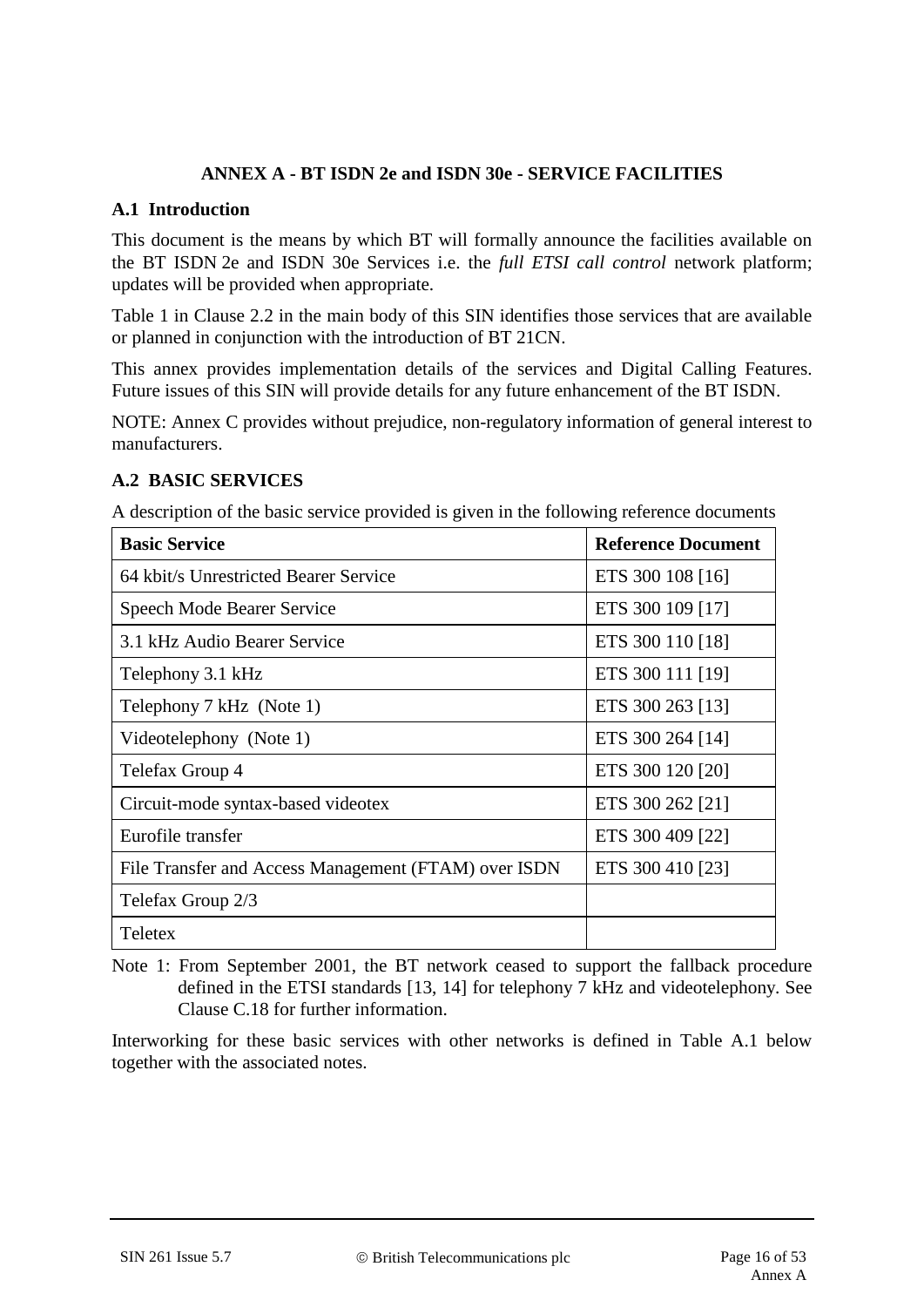# ANNEX A - BT ISDN 2e and ISDN 30e - SERVICE FACILITIES

## A.1 Introduction

This document is the means by which BT will formally announce the facilities available on the BT ISDN 2e and ISDN 30e Services i.e. the *full ETSI call control* network platform; updates will be provided when appropriate.

Table 1 in Clause 2.2 in the main body of this SIN identifies those services that are available or planned in conjunction with the introduction of BT 21CN.

This annex provides implementation details of the services and Digital Calling Features. Future issues of this SIN will provide details for any future enhancement of the BT ISDN.

NOTE: Annex C provides without prejudice, non-regulatory information of general interest to manufacturers.

## A.2 BASIC SERVICES

A description of the basic service provided is given in the following reference documents

| Basic Service | Reference Document |
|---|---|
| 64 kbit/s Unrestricted Bearer Service | ETS 300 108 [16] |
| Speech Mode Bearer Service | ETS 300 109 [17] |
| 3.1 kHz Audio Bearer Service | ETS 300 110 [18] |
| Telephony 3.1 kHz | ETS 300 111 [19] |
| Telephony 7 kHz (Note 1) | ETS 300 263 [13] |
| Videotelephony (Note 1) | ETS 300 264 [14] |
| Telefax Group 4 | ETS 300 120 [20] |
| Circuit-mode syntax-based videotex | ETS 300 262 [21] |
| Eurofile transfer | ETS 300 409 [22] |
| File Transfer and Access Management (FTAM) over ISDN | ETS 300 410 [23] |
| Telefax Group 2/3 | |
| Teletex | |

Note 1: From September 2001, the BT network ceased to support the fallback procedure defined in the ETSI standards [13, 14] for telephony 7 kHz and videotelephony. See Clause C.18 for further information.

Interworking for these basic services with other networks is defined in Table A.1 below together with the associated notes.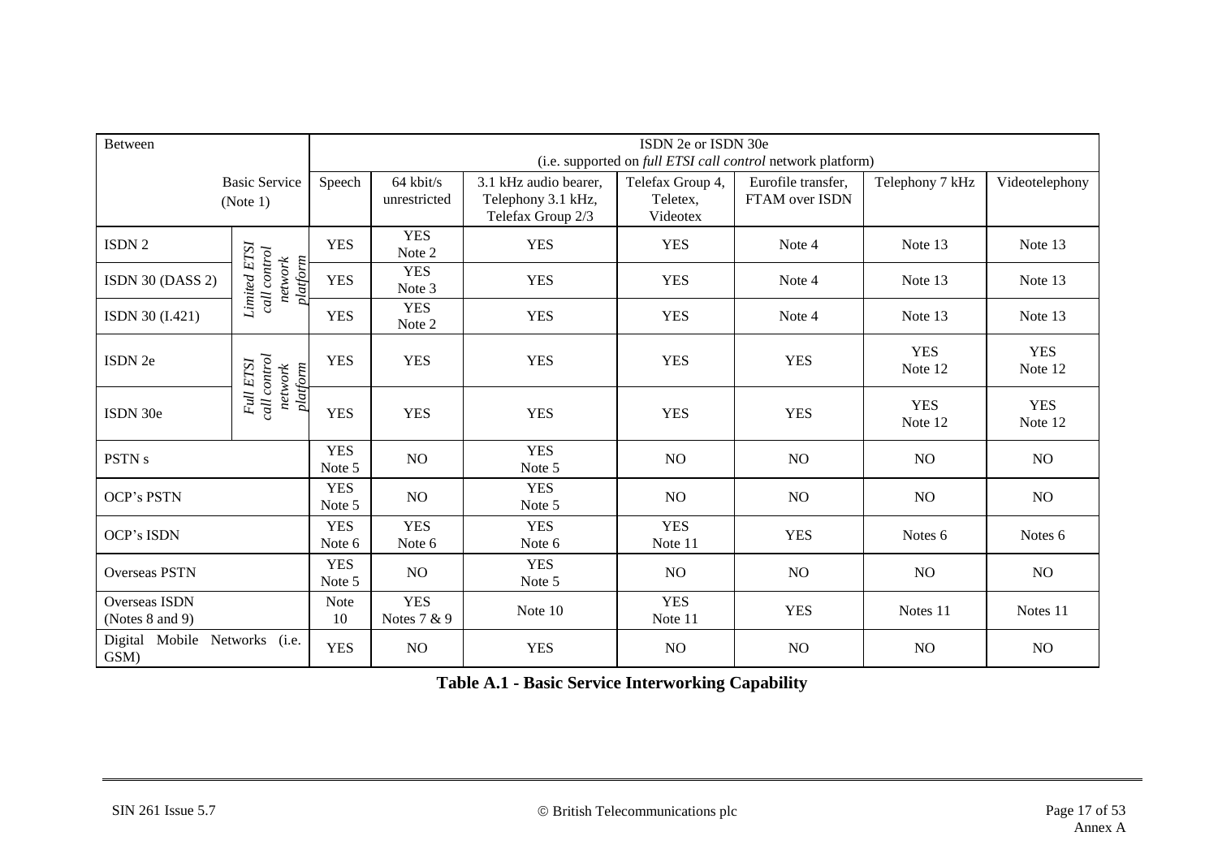| Between | | ISDN 2e or ISDN 30e (i.e. supported on *full ETSI call control* network platform) | | | | | | |
|---|---|---|---|---|---|---|---|---|
| Basic Service (Note 1) | | Speech | 64 kbit/s unrestricted | 3.1 kHz audio bearer, Telephony 3.1 kHz, Telefax Group 2/3 | Telefax Group 4, Teletex, Videotex | Eurofile transfer, FTAM over ISDN | Telephony 7 kHz | Videotelephony |
| ISDN 2 | *Limited ETSI call control network platform* | YES | YES Note 2 | YES | YES | Note 4 | Note 13 | Note 13 |
| ISDN 30 (DASS 2) | | YES | YES Note 3 | YES | YES | Note 4 | Note 13 | Note 13 |
| ISDN 30 (I.421) | | YES | YES Note 2 | YES | YES | Note 4 | Note 13 | Note 13 |
| ISDN 2e | *Full ETSI call control network platform* | YES | YES | YES | YES | YES | YES Note 12 | YES Note 12 |
| ISDN 30e | | YES | YES | YES | YES | YES | YES Note 12 | YES Note 12 |
| PSTN s | | YES Note 5 | NO | YES Note 5 | NO | NO | NO | NO |
| OCP's PSTN | | YES Note 5 | NO | YES Note 5 | NO | NO | NO | NO |
| OCP's ISDN | | YES Note 6 | YES Note 6 | YES Note 6 | YES Note 11 | YES | Notes 6 | Notes 6 |
| Overseas PSTN | | YES Note 5 | NO | YES Note 5 | NO | NO | NO | NO |
| Overseas ISDN (Notes 8 and 9) | | Note 10 | YES Notes 7 & 9 | Note 10 | YES Note 11 | YES | Notes 11 | Notes 11 |
| Digital Mobile Networks (i.e. GSM) | | YES | NO | YES | NO | NO | NO | NO |

**Table A.1 - Basic Service Interworking Capability**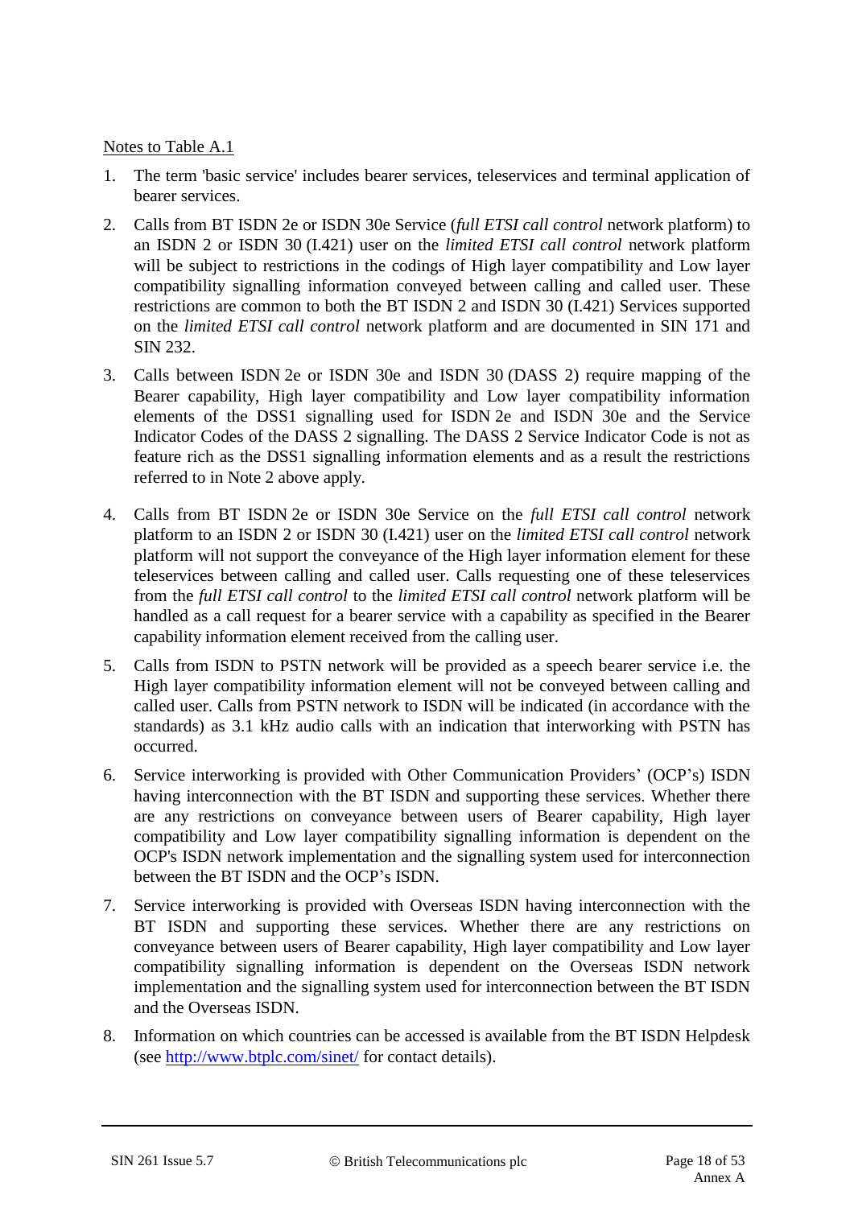<u>Notes to Table A.1</u>

1. The term 'basic service' includes bearer services, teleservices and terminal application of bearer services.
2. Calls from BT ISDN 2e or ISDN 30e Service (*full ETSI call control* network platform) to an ISDN 2 or ISDN 30 (I.421) user on the *limited ETSI call control* network platform will be subject to restrictions in the codings of High layer compatibility and Low layer compatibility signalling information conveyed between calling and called user. These restrictions are common to both the BT ISDN 2 and ISDN 30 (I.421) Services supported on the *limited ETSI call control* network platform and are documented in SIN 171 and SIN 232.
3. Calls between ISDN 2e or ISDN 30e and ISDN 30 (DASS 2) require mapping of the Bearer capability, High layer compatibility and Low layer compatibility information elements of the DSS1 signalling used for ISDN 2e and ISDN 30e and the Service Indicator Codes of the DASS 2 signalling. The DASS 2 Service Indicator Code is not as feature rich as the DSS1 signalling information elements and as a result the restrictions referred to in Note 2 above apply.
4. Calls from BT ISDN 2e or ISDN 30e Service on the *full ETSI call control* network platform to an ISDN 2 or ISDN 30 (I.421) user on the *limited ETSI call control* network platform will not support the conveyance of the High layer information element for these teleservices between calling and called user. Calls requesting one of these teleservices from the *full ETSI call control* to the *limited ETSI call control* network platform will be handled as a call request for a bearer service with a capability as specified in the Bearer capability information element received from the calling user.
5. Calls from ISDN to PSTN network will be provided as a speech bearer service i.e. the High layer compatibility information element will not be conveyed between calling and called user. Calls from PSTN network to ISDN will be indicated (in accordance with the standards) as 3.1 kHz audio calls with an indication that interworking with PSTN has occurred.
6. Service interworking is provided with Other Communication Providers' (OCP's) ISDN having interconnection with the BT ISDN and supporting these services. Whether there are any restrictions on conveyance between users of Bearer capability, High layer compatibility and Low layer compatibility signalling information is dependent on the OCP's ISDN network implementation and the signalling system used for interconnection between the BT ISDN and the OCP's ISDN.
7. Service interworking is provided with Overseas ISDN having interconnection with the BT ISDN and supporting these services. Whether there are any restrictions on conveyance between users of Bearer capability, High layer compatibility and Low layer compatibility signalling information is dependent on the Overseas ISDN network implementation and the signalling system used for interconnection between the BT ISDN and the Overseas ISDN.
8. Information on which countries can be accessed is available from the BT ISDN Helpdesk (see [http://www.btplc.com/sinet/](http://www.btplc.com/sinet/) for contact details).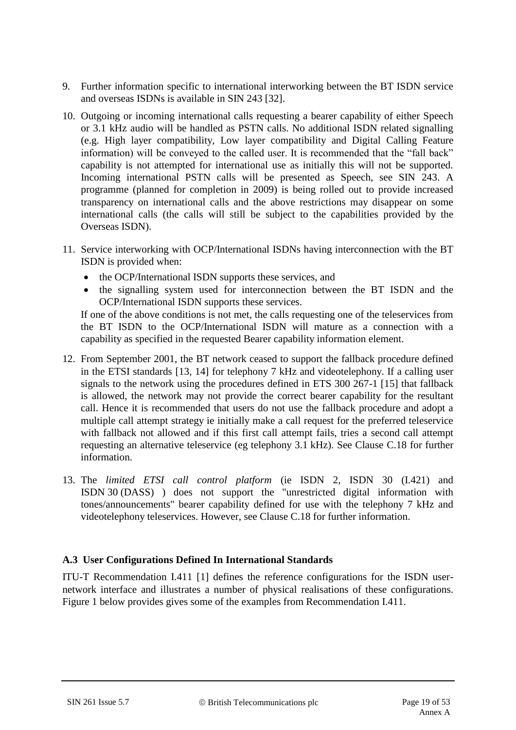9. Further information specific to international interworking between the BT ISDN service and overseas ISDNs is available in SIN 243 [32].

10. Outgoing or incoming international calls requesting a bearer capability of either Speech or 3.1 kHz audio will be handled as PSTN calls. No additional ISDN related signalling (e.g. High layer compatibility, Low layer compatibility and Digital Calling Feature information) will be conveyed to the called user. It is recommended that the "fall back" capability is not attempted for international use as initially this will not be supported. Incoming international PSTN calls will be presented as Speech, see SIN 243. A programme (planned for completion in 2009) is being rolled out to provide increased transparency on international calls and the above restrictions may disappear on some international calls (the calls will still be subject to the capabilities provided by the Overseas ISDN).

11. Service interworking with OCP/International ISDNs having interconnection with the BT ISDN is provided when:
    - the OCP/International ISDN supports these services, and
    - the signalling system used for interconnection between the BT ISDN and the OCP/International ISDN supports these services.

    If one of the above conditions is not met, the calls requesting one of the teleservices from the BT ISDN to the OCP/International ISDN will mature as a connection with a capability as specified in the requested Bearer capability information element.

12. From September 2001, the BT network ceased to support the fallback procedure defined in the ETSI standards [13, 14] for telephony 7 kHz and videotelephony. If a calling user signals to the network using the procedures defined in ETS 300 267-1 [15] that fallback is allowed, the network may not provide the correct bearer capability for the resultant call. Hence it is recommended that users do not use the fallback procedure and adopt a multiple call attempt strategy ie initially make a call request for the preferred teleservice with fallback not allowed and if this first call attempt fails, tries a second call attempt requesting an alternative teleservice (eg telephony 3.1 kHz). See Clause C.18 for further information.

13. The *limited ETSI call control platform* (ie ISDN 2, ISDN 30 (I.421) and ISDN 30 (DASS) ) does not support the "unrestricted digital information with tones/announcements" bearer capability defined for use with the telephony 7 kHz and videotelephony teleservices. However, see Clause C.18 for further information.

### A.3 User Configurations Defined In International Standards

ITU-T Recommendation I.411 [1] defines the reference configurations for the ISDN user-network interface and illustrates a number of physical realisations of these configurations. Figure 1 below provides gives some of the examples from Recommendation I.411.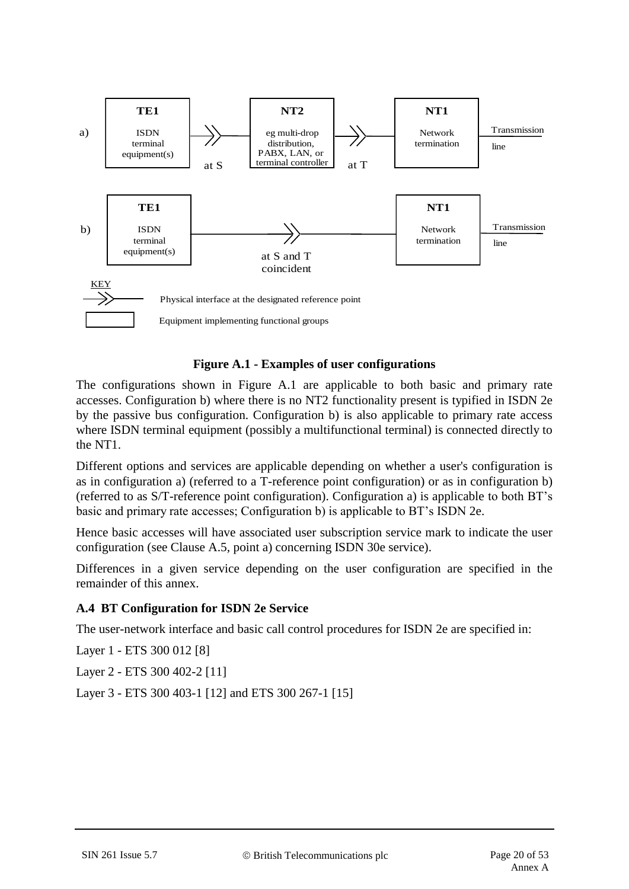a)

| TE1 | | NT2 | | NT1 | |
|---|---|---|---|---|---|
| ISDN terminal equipment(s) | at S | eg multi-drop distribution, PABX, LAN, or terminal controller | at T | Network termination | Transmission line |

b)

| TE1 | | NT1 | |
|---|---|---|---|
| ISDN terminal equipment(s) | at S and T coincident | Network termination | Transmission line |

KEY

Physical interface at the designated reference point

Equipment implementing functional groups

**Figure A.1 - Examples of user configurations**

The configurations shown in Figure A.1 are applicable to both basic and primary rate accesses. Configuration b) where there is no NT2 functionality present is typified in ISDN 2e by the passive bus configuration. Configuration b) is also applicable to primary rate access where ISDN terminal equipment (possibly a multifunctional terminal) is connected directly to the NT1.

Different options and services are applicable depending on whether a user's configuration is as in configuration a) (referred to a T-reference point configuration) or as in configuration b) (referred to as S/T-reference point configuration). Configuration a) is applicable to both BT's basic and primary rate accesses; Configuration b) is applicable to BT's ISDN 2e.

Hence basic accesses will have associated user subscription service mark to indicate the user configuration (see Clause A.5, point a) concerning ISDN 30e service).

Differences in a given service depending on the user configuration are specified in the remainder of this annex.

## A.4 BT Configuration for ISDN 2e Service

The user-network interface and basic call control procedures for ISDN 2e are specified in:

Layer 1 - ETS 300 012 [8]

Layer 2 - ETS 300 402-2 [11]

Layer 3 - ETS 300 403-1 [12] and ETS 300 267-1 [15]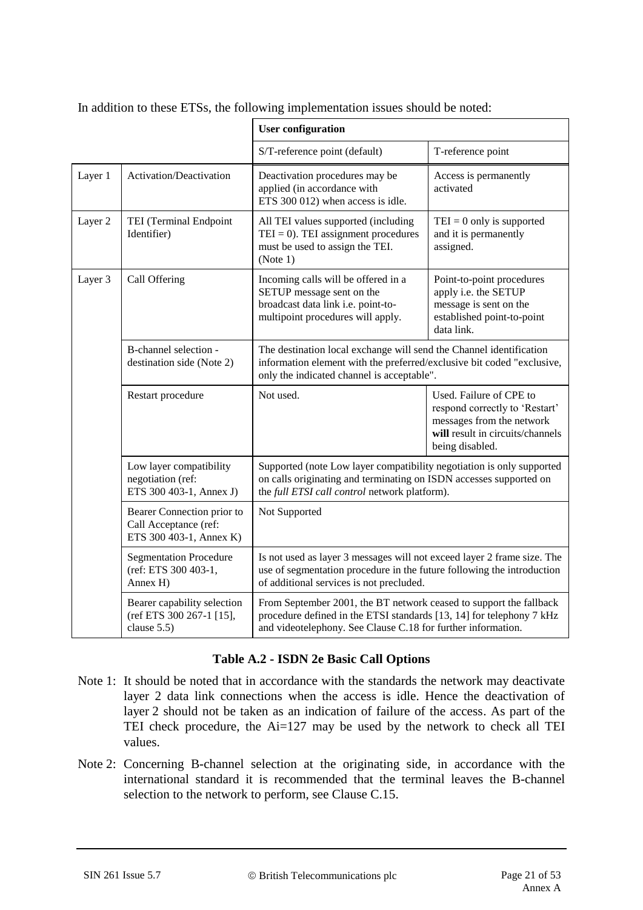In addition to these ETSs, the following implementation issues should be noted:

| | | User configuration | |
|---|---|---|---|
| | | S/T-reference point (default) | T-reference point |
| Layer 1 | Activation/Deactivation | Deactivation procedures may be applied (in accordance with ETS 300 012) when access is idle. | Access is permanently activated |
| Layer 2 | TEI (Terminal Endpoint Identifier) | All TEI values supported (including TEI = 0). TEI assignment procedures must be used to assign the TEI. (Note 1) | TEI = 0 only is supported and it is permanently assigned. |
| Layer 3 | Call Offering | Incoming calls will be offered in a SETUP message sent on the broadcast data link i.e. point-to-multipoint procedures will apply. | Point-to-point procedures apply i.e. the SETUP message is sent on the established point-to-point data link. |
| | B-channel selection - destination side (Note 2) | The destination local exchange will send the Channel identification information element with the preferred/exclusive bit coded "exclusive, only the indicated channel is acceptable". | |
| | Restart procedure | Not used. | Used. Failure of CPE to respond correctly to 'Restart' messages from the network **will** result in circuits/channels being disabled. |
| | Low layer compatibility negotiation (ref: ETS 300 403-1, Annex J) | Supported (note Low layer compatibility negotiation is only supported on calls originating and terminating on ISDN accesses supported on the *full ETSI call control* network platform). | |
| | Bearer Connection prior to Call Acceptance (ref: ETS 300 403-1, Annex K) | Not Supported | |
| | Segmentation Procedure (ref: ETS 300 403-1, Annex H) | Is not used as layer 3 messages will not exceed layer 2 frame size. The use of segmentation procedure in the future following the introduction of additional services is not precluded. | |
| | Bearer capability selection (ref ETS 300 267-1 [15], clause 5.5) | From September 2001, the BT network ceased to support the fallback procedure defined in the ETSI standards [13, 14] for telephony 7 kHz and videotelephony. See Clause C.18 for further information. | |

**Table A.2 - ISDN 2e Basic Call Options**

Note 1: It should be noted that in accordance with the standards the network may deactivate layer 2 data link connections when the access is idle. Hence the deactivation of layer 2 should not be taken as an indication of failure of the access. As part of the TEI check procedure, the Ai=127 may be used by the network to check all TEI values.

Note 2: Concerning B-channel selection at the originating side, in accordance with the international standard it is recommended that the terminal leaves the B-channel selection to the network to perform, see Clause C.15.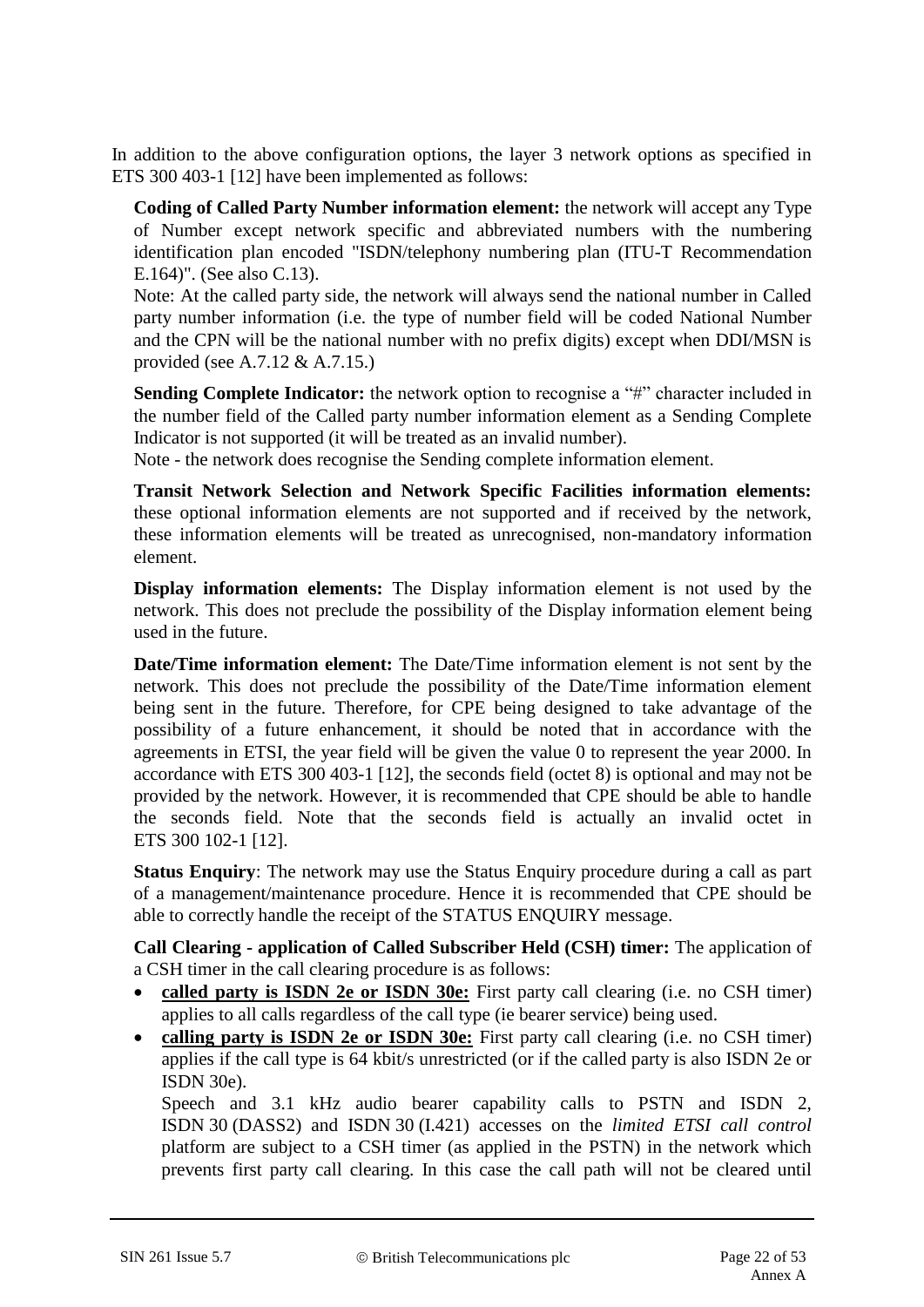In addition to the above configuration options, the layer 3 network options as specified in ETS 300 403-1 [12] have been implemented as follows:

**Coding of Called Party Number information element:** the network will accept any Type of Number except network specific and abbreviated numbers with the numbering identification plan encoded "ISDN/telephony numbering plan (ITU-T Recommendation E.164)". (See also C.13).

Note: At the called party side, the network will always send the national number in Called party number information (i.e. the type of number field will be coded National Number and the CPN will be the national number with no prefix digits) except when DDI/MSN is provided (see A.7.12 & A.7.15.)

**Sending Complete Indicator:** the network option to recognise a "#" character included in the number field of the Called party number information element as a Sending Complete Indicator is not supported (it will be treated as an invalid number).

Note - the network does recognise the Sending complete information element.

**Transit Network Selection and Network Specific Facilities information elements:** these optional information elements are not supported and if received by the network, these information elements will be treated as unrecognised, non-mandatory information element.

**Display information elements:** The Display information element is not used by the network. This does not preclude the possibility of the Display information element being used in the future.

**Date/Time information element:** The Date/Time information element is not sent by the network. This does not preclude the possibility of the Date/Time information element being sent in the future. Therefore, for CPE being designed to take advantage of the possibility of a future enhancement, it should be noted that in accordance with the agreements in ETSI, the year field will be given the value 0 to represent the year 2000. In accordance with ETS 300 403-1 [12], the seconds field (octet 8) is optional and may not be provided by the network. However, it is recommended that CPE should be able to handle the seconds field. Note that the seconds field is actually an invalid octet in ETS 300 102-1 [12].

**Status Enquiry**: The network may use the Status Enquiry procedure during a call as part of a management/maintenance procedure. Hence it is recommended that CPE should be able to correctly handle the receipt of the STATUS ENQUIRY message.

**Call Clearing - application of Called Subscriber Held (CSH) timer:** The application of a CSH timer in the call clearing procedure is as follows:

- **called party is ISDN 2e or ISDN 30e:** First party call clearing (i.e. no CSH timer) applies to all calls regardless of the call type (ie bearer service) being used.
- **calling party is ISDN 2e or ISDN 30e:** First party call clearing (i.e. no CSH timer) applies if the call type is 64 kbit/s unrestricted (or if the called party is also ISDN 2e or ISDN 30e).

  Speech and 3.1 kHz audio bearer capability calls to PSTN and ISDN 2, ISDN 30 (DASS2) and ISDN 30 (I.421) accesses on the *limited ETSI call control* platform are subject to a CSH timer (as applied in the PSTN) in the network which prevents first party call clearing. In this case the call path will not be cleared until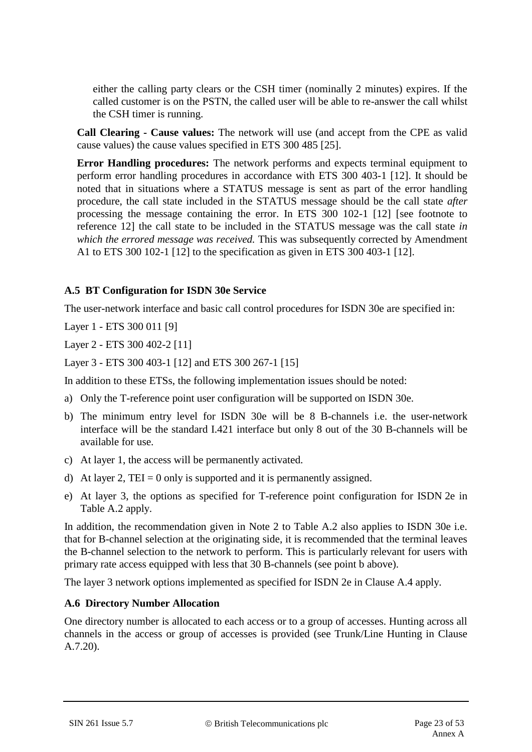either the calling party clears or the CSH timer (nominally 2 minutes) expires. If the called customer is on the PSTN, the called user will be able to re-answer the call whilst the CSH timer is running.

**Call Clearing - Cause values:** The network will use (and accept from the CPE as valid cause values) the cause values specified in ETS 300 485 [25].

**Error Handling procedures:** The network performs and expects terminal equipment to perform error handling procedures in accordance with ETS 300 403-1 [12]. It should be noted that in situations where a STATUS message is sent as part of the error handling procedure, the call state included in the STATUS message should be the call state *after* processing the message containing the error. In ETS 300 102-1 [12] [see footnote to reference 12] the call state to be included in the STATUS message was the call state *in which the errored message was received.* This was subsequently corrected by Amendment A1 to ETS 300 102-1 [12] to the specification as given in ETS 300 403-1 [12].

### A.5 BT Configuration for ISDN 30e Service

The user-network interface and basic call control procedures for ISDN 30e are specified in:

Layer 1 - ETS 300 011 [9]

Layer 2 - ETS 300 402-2 [11]

Layer 3 - ETS 300 403-1 [12] and ETS 300 267-1 [15]

In addition to these ETSs, the following implementation issues should be noted:

a) Only the T-reference point user configuration will be supported on ISDN 30e.
b) The minimum entry level for ISDN 30e will be 8 B-channels i.e. the user-network interface will be the standard I.421 interface but only 8 out of the 30 B-channels will be available for use.
c) At layer 1, the access will be permanently activated.
d) At layer 2, TEI = 0 only is supported and it is permanently assigned.
e) At layer 3, the options as specified for T-reference point configuration for ISDN 2e in Table A.2 apply.

In addition, the recommendation given in Note 2 to Table A.2 also applies to ISDN 30e i.e. that for B-channel selection at the originating side, it is recommended that the terminal leaves the B-channel selection to the network to perform. This is particularly relevant for users with primary rate access equipped with less that 30 B-channels (see point b above).

The layer 3 network options implemented as specified for ISDN 2e in Clause A.4 apply.

### A.6 Directory Number Allocation

One directory number is allocated to each access or to a group of accesses. Hunting across all channels in the access or group of accesses is provided (see Trunk/Line Hunting in Clause A.7.20).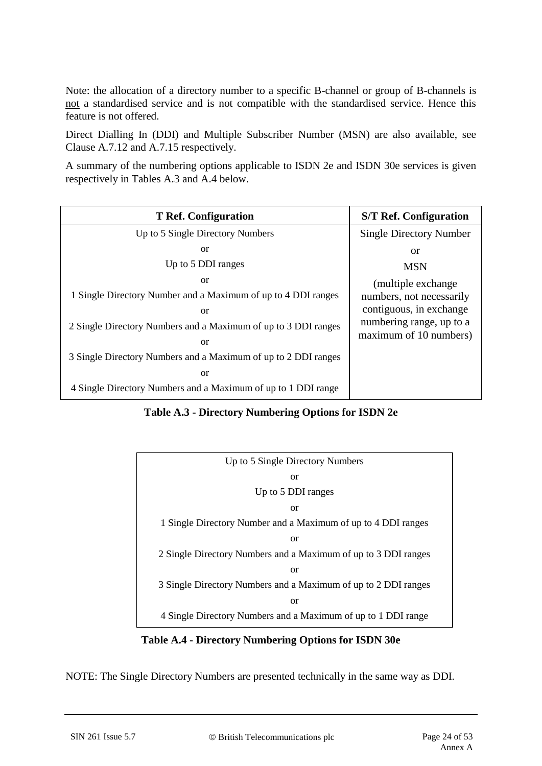Note: the allocation of a directory number to a specific B-channel or group of B-channels is not a standardised service and is not compatible with the standardised service. Hence this feature is not offered.

Direct Dialling In (DDI) and Multiple Subscriber Number (MSN) are also available, see Clause A.7.12 and A.7.15 respectively.

A summary of the numbering options applicable to ISDN 2e and ISDN 30e services is given respectively in Tables A.3 and A.4 below.

| T Ref. Configuration | S/T Ref. Configuration |
|---|---|
| Up to 5 Single Directory Numbers<br>or<br>Up to 5 DDI ranges<br>or<br>1 Single Directory Number and a Maximum of up to 4 DDI ranges<br>or<br>2 Single Directory Numbers and a Maximum of up to 3 DDI ranges<br>or<br>3 Single Directory Numbers and a Maximum of up to 2 DDI ranges<br>or<br>4 Single Directory Numbers and a Maximum of up to 1 DDI range | Single Directory Number<br>or<br>MSN<br>(multiple exchange numbers, not necessarily contiguous, in exchange numbering range, up to a maximum of 10 numbers) |

**Table A.3 - Directory Numbering Options for ISDN 2e**

| |
|---|
| Up to 5 Single Directory Numbers<br>or<br>Up to 5 DDI ranges<br>or<br>1 Single Directory Number and a Maximum of up to 4 DDI ranges<br>or<br>2 Single Directory Numbers and a Maximum of up to 3 DDI ranges<br>or<br>3 Single Directory Numbers and a Maximum of up to 2 DDI ranges<br>or<br>4 Single Directory Numbers and a Maximum of up to 1 DDI range |

**Table A.4 - Directory Numbering Options for ISDN 30e**

NOTE: The Single Directory Numbers are presented technically in the same way as DDI.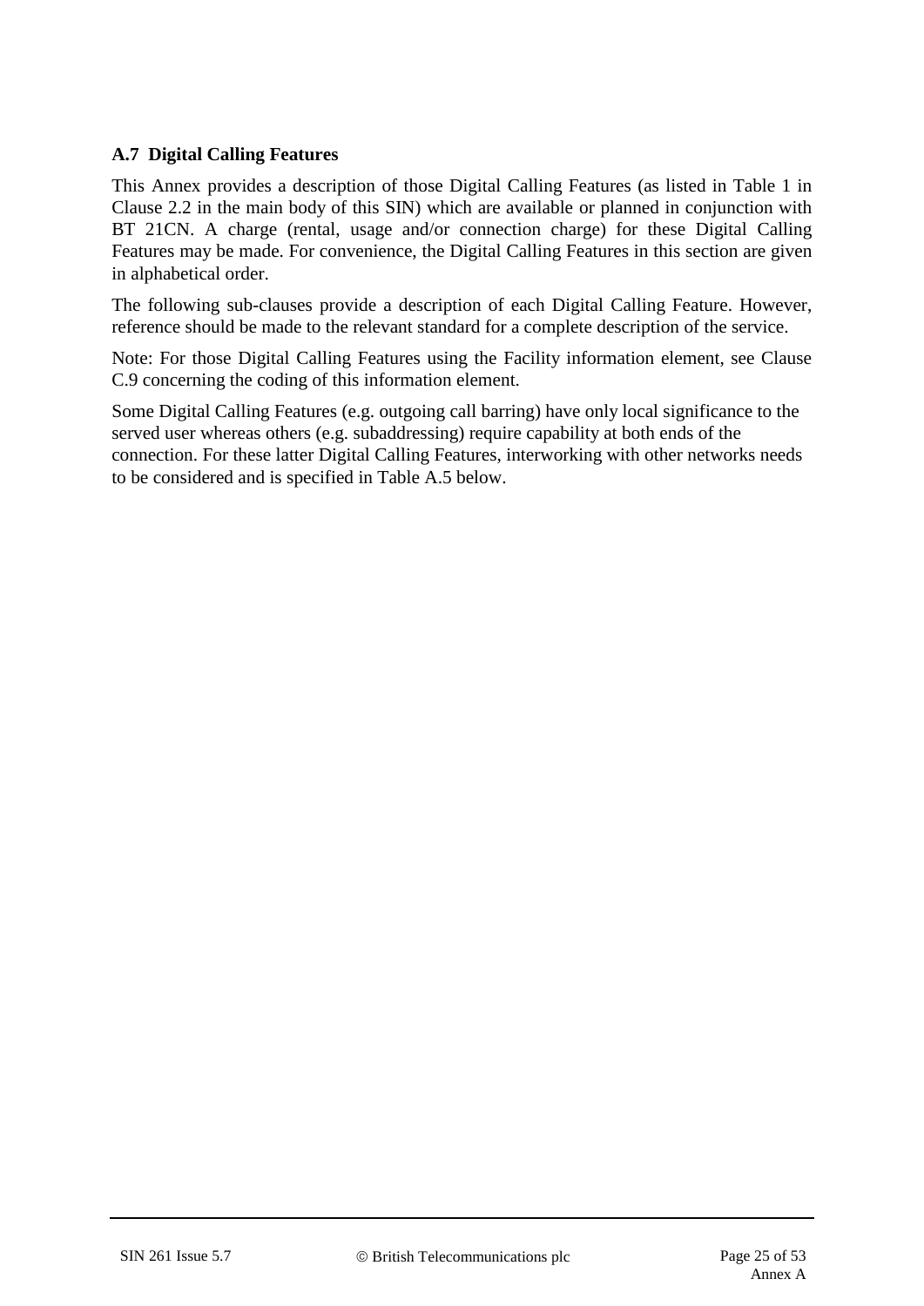### A.7 Digital Calling Features

This Annex provides a description of those Digital Calling Features (as listed in Table 1 in Clause 2.2 in the main body of this SIN) which are available or planned in conjunction with BT 21CN. A charge (rental, usage and/or connection charge) for these Digital Calling Features may be made. For convenience, the Digital Calling Features in this section are given in alphabetical order.

The following sub-clauses provide a description of each Digital Calling Feature. However, reference should be made to the relevant standard for a complete description of the service.

Note: For those Digital Calling Features using the Facility information element, see Clause C.9 concerning the coding of this information element.

Some Digital Calling Features (e.g. outgoing call barring) have only local significance to the served user whereas others (e.g. subaddressing) require capability at both ends of the connection. For these latter Digital Calling Features, interworking with other networks needs to be considered and is specified in Table A.5 below.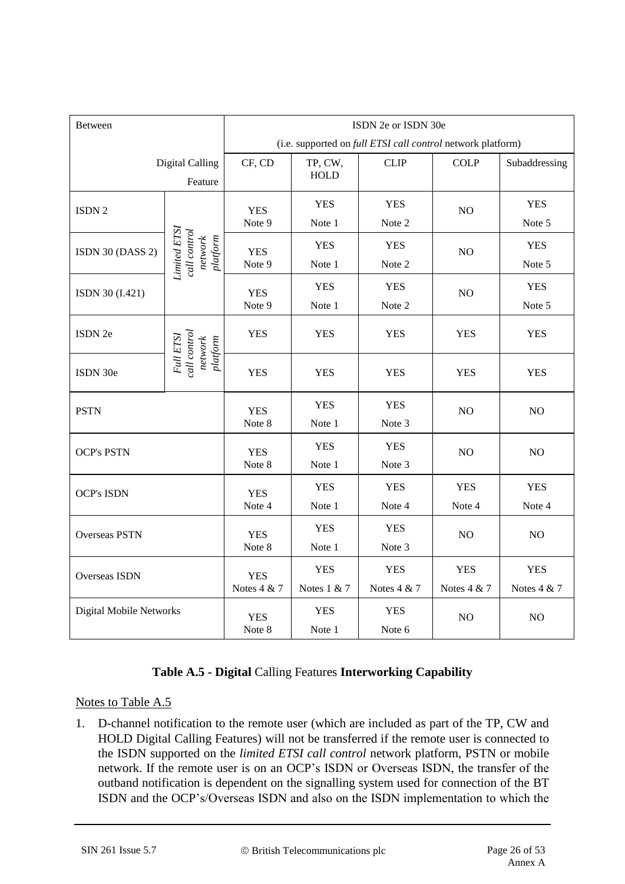| Between | | ISDN 2e or ISDN 30e (i.e. supported on *full ETSI call control* network platform) | | | | |
|---|---|---|---|---|---|---|
| | Digital Calling Feature | CF, CD | TP, CW, HOLD | CLIP | COLP | Subaddressing |
| ISDN 2 | *Limited ETSI call control network platform* | YES Note 9 | YES Note 1 | YES Note 2 | NO | YES Note 5 |
| ISDN 30 (DASS 2) | *Limited ETSI call control network platform* | YES Note 9 | YES Note 1 | YES Note 2 | NO | YES Note 5 |
| ISDN 30 (I.421) | *Limited ETSI call control network platform* | YES Note 9 | YES Note 1 | YES Note 2 | NO | YES Note 5 |
| ISDN 2e | *Full ETSI call control network platform* | YES | YES | YES | YES | YES |
| ISDN 30e | *Full ETSI call control network platform* | YES | YES | YES | YES | YES |
| PSTN | | YES Note 8 | YES Note 1 | YES Note 3 | NO | NO |
| OCP's PSTN | | YES Note 8 | YES Note 1 | YES Note 3 | NO | NO |
| OCP's ISDN | | YES Note 4 | YES Note 1 | YES Note 4 | YES Note 4 | YES Note 4 |
| Overseas PSTN | | YES Note 8 | YES Note 1 | YES Note 3 | NO | NO |
| Overseas ISDN | | YES Notes 4 & 7 | YES Notes 1 & 7 | YES Notes 4 & 7 | YES Notes 4 & 7 | YES Notes 4 & 7 |
| Digital Mobile Networks | | YES Note 8 | YES Note 1 | YES Note 6 | NO | NO |

**Table A.5 - Digital** Calling Features **Interworking Capability**

Notes to Table A.5

1. D-channel notification to the remote user (which are included as part of the TP, CW and HOLD Digital Calling Features) will not be transferred if the remote user is connected to the ISDN supported on the *limited ETSI call control* network platform, PSTN or mobile network. If the remote user is on an OCP's ISDN or Overseas ISDN, the transfer of the outband notification is dependent on the signalling system used for connection of the BT ISDN and the OCP's/Overseas ISDN and also on the ISDN implementation to which the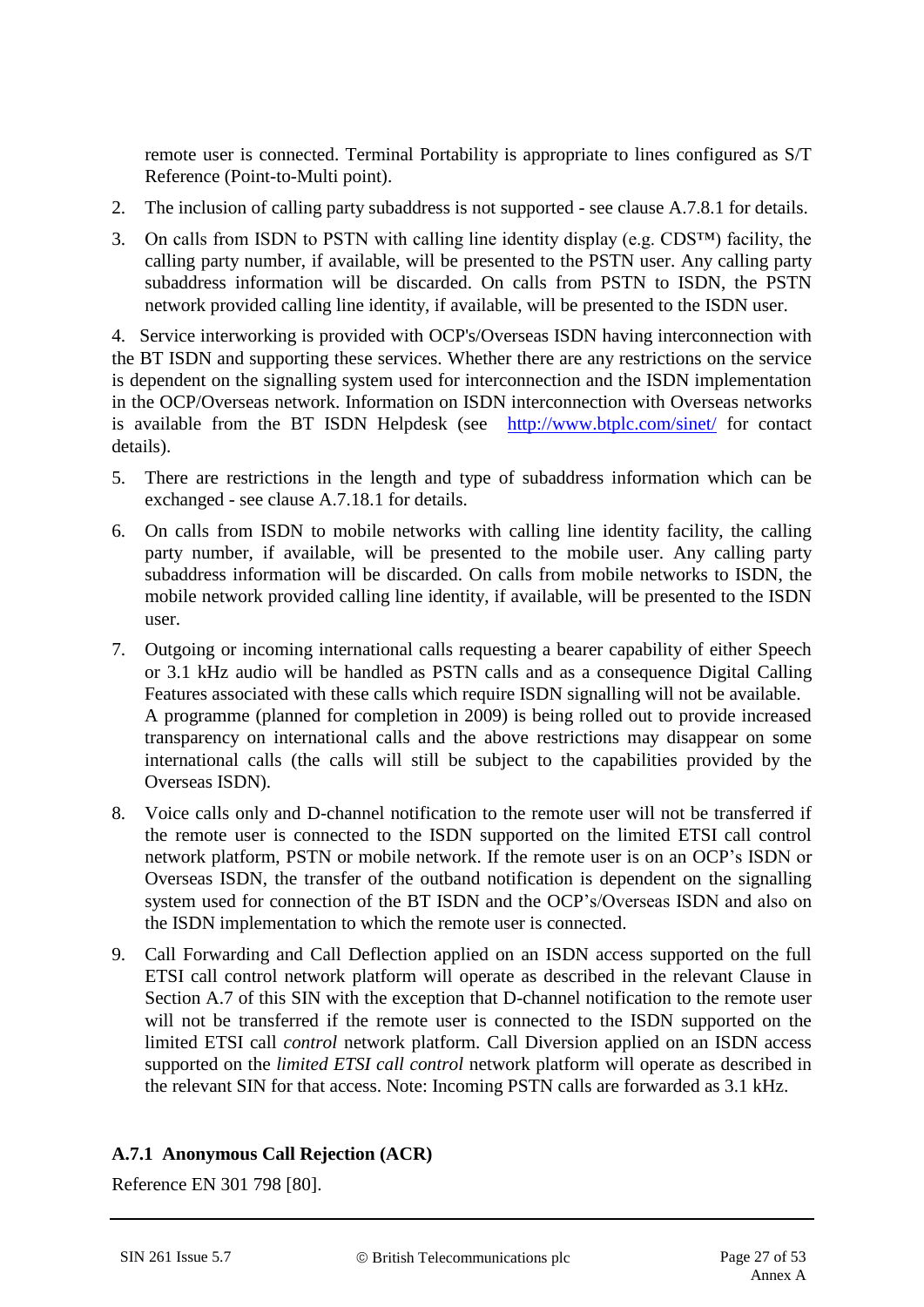remote user is connected. Terminal Portability is appropriate to lines configured as S/T Reference (Point-to-Multi point).

2. The inclusion of calling party subaddress is not supported - see clause A.7.8.1 for details.

3. On calls from ISDN to PSTN with calling line identity display (e.g. CDS™) facility, the calling party number, if available, will be presented to the PSTN user. Any calling party subaddress information will be discarded. On calls from PSTN to ISDN, the PSTN network provided calling line identity, if available, will be presented to the ISDN user.

4. Service interworking is provided with OCP's/Overseas ISDN having interconnection with the BT ISDN and supporting these services. Whether there are any restrictions on the service is dependent on the signalling system used for interconnection and the ISDN implementation in the OCP/Overseas network. Information on ISDN interconnection with Overseas networks is available from the BT ISDN Helpdesk (see http://www.btplc.com/sinet/ for contact details).

5. There are restrictions in the length and type of subaddress information which can be exchanged - see clause A.7.18.1 for details.

6. On calls from ISDN to mobile networks with calling line identity facility, the calling party number, if available, will be presented to the mobile user. Any calling party subaddress information will be discarded. On calls from mobile networks to ISDN, the mobile network provided calling line identity, if available, will be presented to the ISDN user.

7. Outgoing or incoming international calls requesting a bearer capability of either Speech or 3.1 kHz audio will be handled as PSTN calls and as a consequence Digital Calling Features associated with these calls which require ISDN signalling will not be available. A programme (planned for completion in 2009) is being rolled out to provide increased transparency on international calls and the above restrictions may disappear on some international calls (the calls will still be subject to the capabilities provided by the Overseas ISDN).

8. Voice calls only and D-channel notification to the remote user will not be transferred if the remote user is connected to the ISDN supported on the limited ETSI call control network platform, PSTN or mobile network. If the remote user is on an OCP's ISDN or Overseas ISDN, the transfer of the outband notification is dependent on the signalling system used for connection of the BT ISDN and the OCP's/Overseas ISDN and also on the ISDN implementation to which the remote user is connected.

9. Call Forwarding and Call Deflection applied on an ISDN access supported on the full ETSI call control network platform will operate as described in the relevant Clause in Section A.7 of this SIN with the exception that D-channel notification to the remote user will not be transferred if the remote user is connected to the ISDN supported on the limited ETSI call *control* network platform. Call Diversion applied on an ISDN access supported on the *limited ETSI call control* network platform will operate as described in the relevant SIN for that access. Note: Incoming PSTN calls are forwarded as 3.1 kHz.

### A.7.1 Anonymous Call Rejection (ACR)

Reference EN 301 798 [80].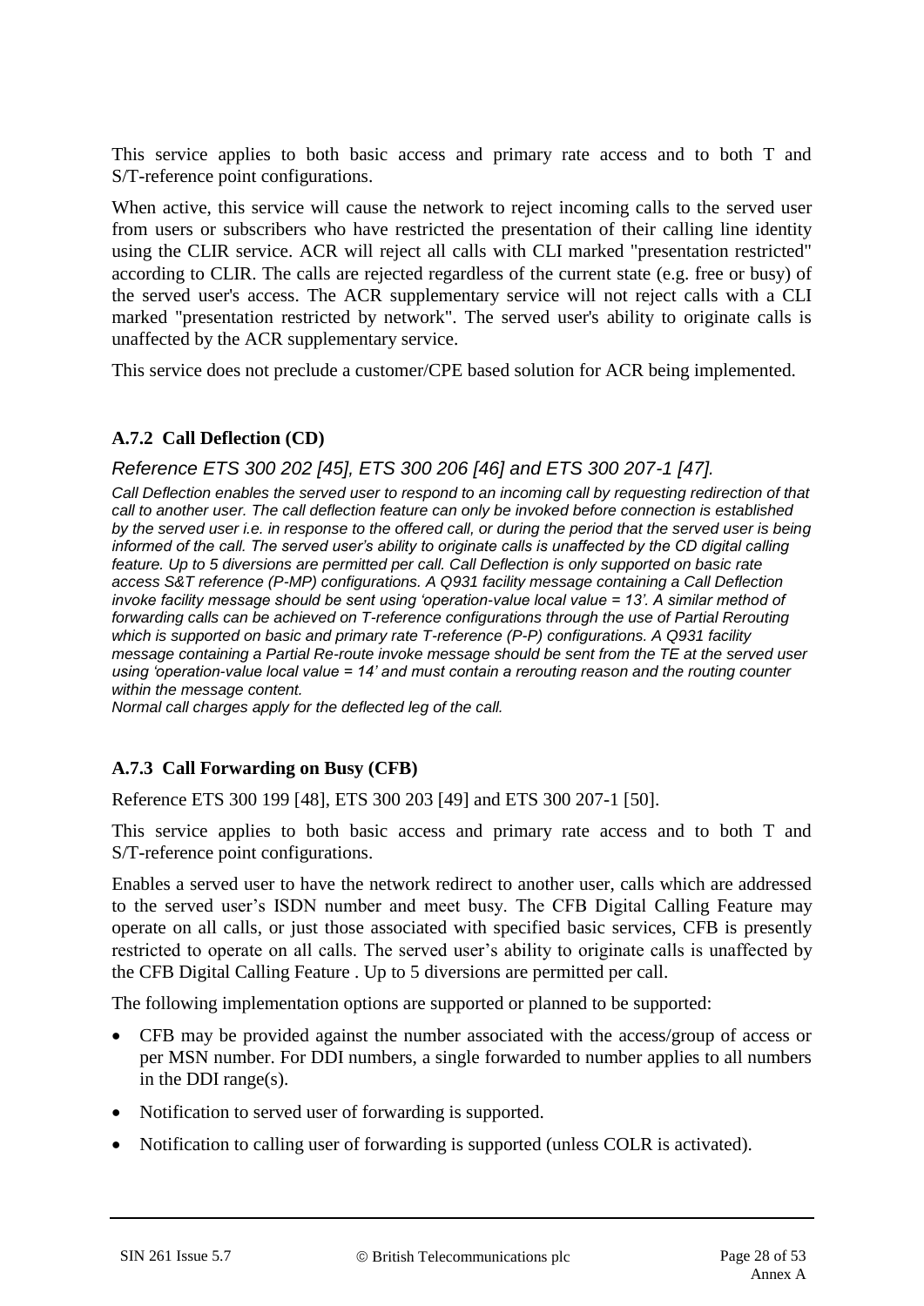This service applies to both basic access and primary rate access and to both T and S/T-reference point configurations.

When active, this service will cause the network to reject incoming calls to the served user from users or subscribers who have restricted the presentation of their calling line identity using the CLIR service. ACR will reject all calls with CLI marked "presentation restricted" according to CLIR. The calls are rejected regardless of the current state (e.g. free or busy) of the served user's access. The ACR supplementary service will not reject calls with a CLI marked "presentation restricted by network". The served user's ability to originate calls is unaffected by the ACR supplementary service.

This service does not preclude a customer/CPE based solution for ACR being implemented.

### A.7.2 Call Deflection (CD)

*Reference ETS 300 202 [45], ETS 300 206 [46] and ETS 300 207-1 [47].*

*Call Deflection enables the served user to respond to an incoming call by requesting redirection of that call to another user. The call deflection feature can only be invoked before connection is established by the served user i.e. in response to the offered call, or during the period that the served user is being informed of the call. The served user's ability to originate calls is unaffected by the CD digital calling feature. Up to 5 diversions are permitted per call. Call Deflection is only supported on basic rate access S&T reference (P-MP) configurations. A Q931 facility message containing a Call Deflection invoke facility message should be sent using 'operation-value local value = 13'. A similar method of forwarding calls can be achieved on T-reference configurations through the use of Partial Rerouting which is supported on basic and primary rate T-reference (P-P) configurations. A Q931 facility message containing a Partial Re-route invoke message should be sent from the TE at the served user using 'operation-value local value = 14' and must contain a rerouting reason and the routing counter within the message content.*

*Normal call charges apply for the deflected leg of the call.*

### A.7.3 Call Forwarding on Busy (CFB)

Reference ETS 300 199 [48], ETS 300 203 [49] and ETS 300 207-1 [50].

This service applies to both basic access and primary rate access and to both T and S/T-reference point configurations.

Enables a served user to have the network redirect to another user, calls which are addressed to the served user's ISDN number and meet busy. The CFB Digital Calling Feature may operate on all calls, or just those associated with specified basic services, CFB is presently restricted to operate on all calls. The served user's ability to originate calls is unaffected by the CFB Digital Calling Feature . Up to 5 diversions are permitted per call.

The following implementation options are supported or planned to be supported:

- CFB may be provided against the number associated with the access/group of access or per MSN number. For DDI numbers, a single forwarded to number applies to all numbers in the DDI range(s).
- Notification to served user of forwarding is supported.
- Notification to calling user of forwarding is supported (unless COLR is activated).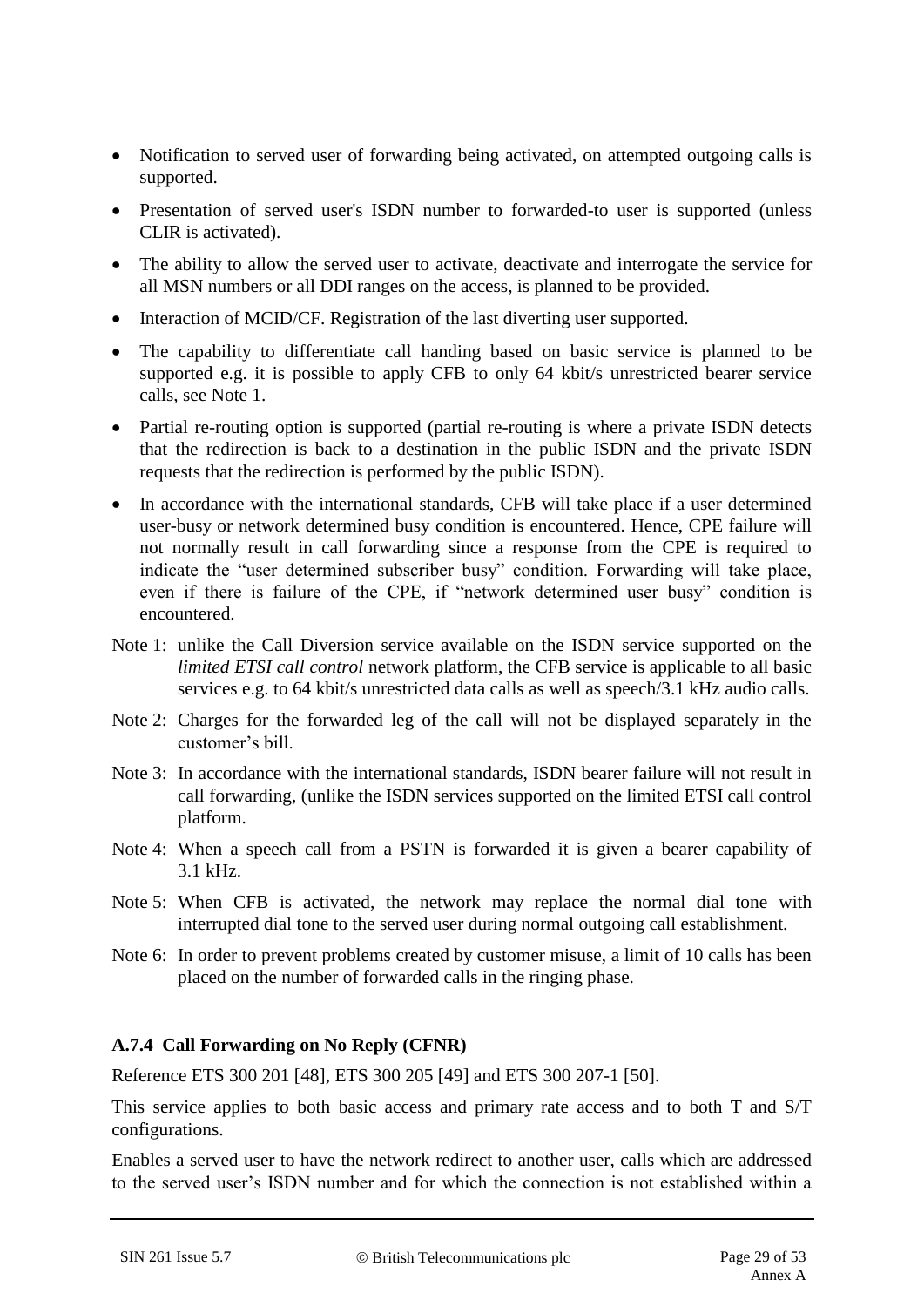- Notification to served user of forwarding being activated, on attempted outgoing calls is supported.
- Presentation of served user's ISDN number to forwarded-to user is supported (unless CLIR is activated).
- The ability to allow the served user to activate, deactivate and interrogate the service for all MSN numbers or all DDI ranges on the access, is planned to be provided.
- Interaction of MCID/CF. Registration of the last diverting user supported.
- The capability to differentiate call handing based on basic service is planned to be supported e.g. it is possible to apply CFB to only 64 kbit/s unrestricted bearer service calls, see Note 1.
- Partial re-routing option is supported (partial re-routing is where a private ISDN detects that the redirection is back to a destination in the public ISDN and the private ISDN requests that the redirection is performed by the public ISDN).
- In accordance with the international standards, CFB will take place if a user determined user-busy or network determined busy condition is encountered. Hence, CPE failure will not normally result in call forwarding since a response from the CPE is required to indicate the "user determined subscriber busy" condition. Forwarding will take place, even if there is failure of the CPE, if "network determined user busy" condition is encountered.

Note 1: unlike the Call Diversion service available on the ISDN service supported on the *limited ETSI call control* network platform, the CFB service is applicable to all basic services e.g. to 64 kbit/s unrestricted data calls as well as speech/3.1 kHz audio calls.

Note 2: Charges for the forwarded leg of the call will not be displayed separately in the customer's bill.

Note 3: In accordance with the international standards, ISDN bearer failure will not result in call forwarding, (unlike the ISDN services supported on the limited ETSI call control platform.

Note 4: When a speech call from a PSTN is forwarded it is given a bearer capability of 3.1 kHz.

Note 5: When CFB is activated, the network may replace the normal dial tone with interrupted dial tone to the served user during normal outgoing call establishment.

Note 6: In order to prevent problems created by customer misuse, a limit of 10 calls has been placed on the number of forwarded calls in the ringing phase.

### A.7.4 Call Forwarding on No Reply (CFNR)

Reference ETS 300 201 [48], ETS 300 205 [49] and ETS 300 207-1 [50].

This service applies to both basic access and primary rate access and to both T and S/T configurations.

Enables a served user to have the network redirect to another user, calls which are addressed to the served user's ISDN number and for which the connection is not established within a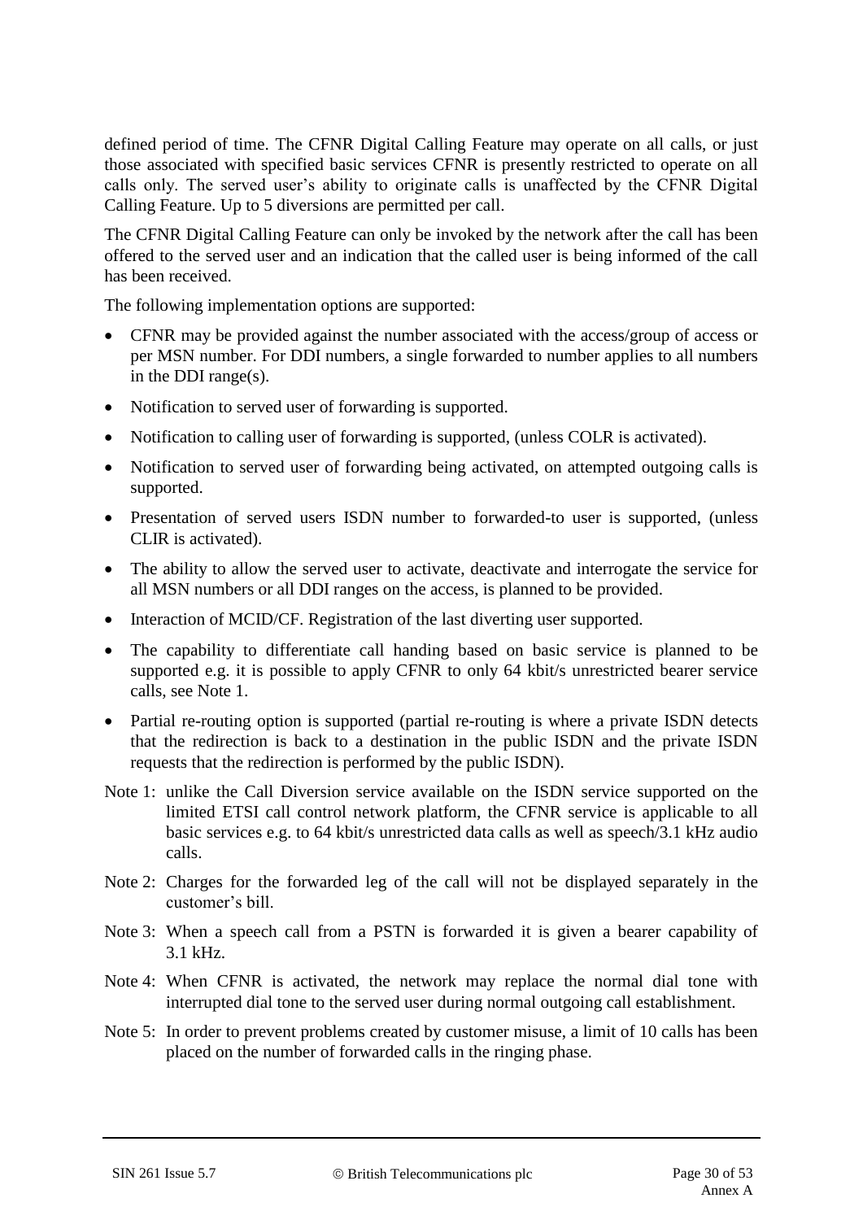defined period of time. The CFNR Digital Calling Feature may operate on all calls, or just those associated with specified basic services CFNR is presently restricted to operate on all calls only. The served user's ability to originate calls is unaffected by the CFNR Digital Calling Feature. Up to 5 diversions are permitted per call.

The CFNR Digital Calling Feature can only be invoked by the network after the call has been offered to the served user and an indication that the called user is being informed of the call has been received.

The following implementation options are supported:

- CFNR may be provided against the number associated with the access/group of access or per MSN number. For DDI numbers, a single forwarded to number applies to all numbers in the DDI range(s).
- Notification to served user of forwarding is supported.
- Notification to calling user of forwarding is supported, (unless COLR is activated).
- Notification to served user of forwarding being activated, on attempted outgoing calls is supported.
- Presentation of served users ISDN number to forwarded-to user is supported, (unless CLIR is activated).
- The ability to allow the served user to activate, deactivate and interrogate the service for all MSN numbers or all DDI ranges on the access, is planned to be provided.
- Interaction of MCID/CF. Registration of the last diverting user supported.
- The capability to differentiate call handing based on basic service is planned to be supported e.g. it is possible to apply CFNR to only 64 kbit/s unrestricted bearer service calls, see Note 1.
- Partial re-routing option is supported (partial re-routing is where a private ISDN detects that the redirection is back to a destination in the public ISDN and the private ISDN requests that the redirection is performed by the public ISDN).

Note 1: unlike the Call Diversion service available on the ISDN service supported on the limited ETSI call control network platform, the CFNR service is applicable to all basic services e.g. to 64 kbit/s unrestricted data calls as well as speech/3.1 kHz audio calls.

Note 2: Charges for the forwarded leg of the call will not be displayed separately in the customer's bill.

Note 3: When a speech call from a PSTN is forwarded it is given a bearer capability of 3.1 kHz.

Note 4: When CFNR is activated, the network may replace the normal dial tone with interrupted dial tone to the served user during normal outgoing call establishment.

Note 5: In order to prevent problems created by customer misuse, a limit of 10 calls has been placed on the number of forwarded calls in the ringing phase.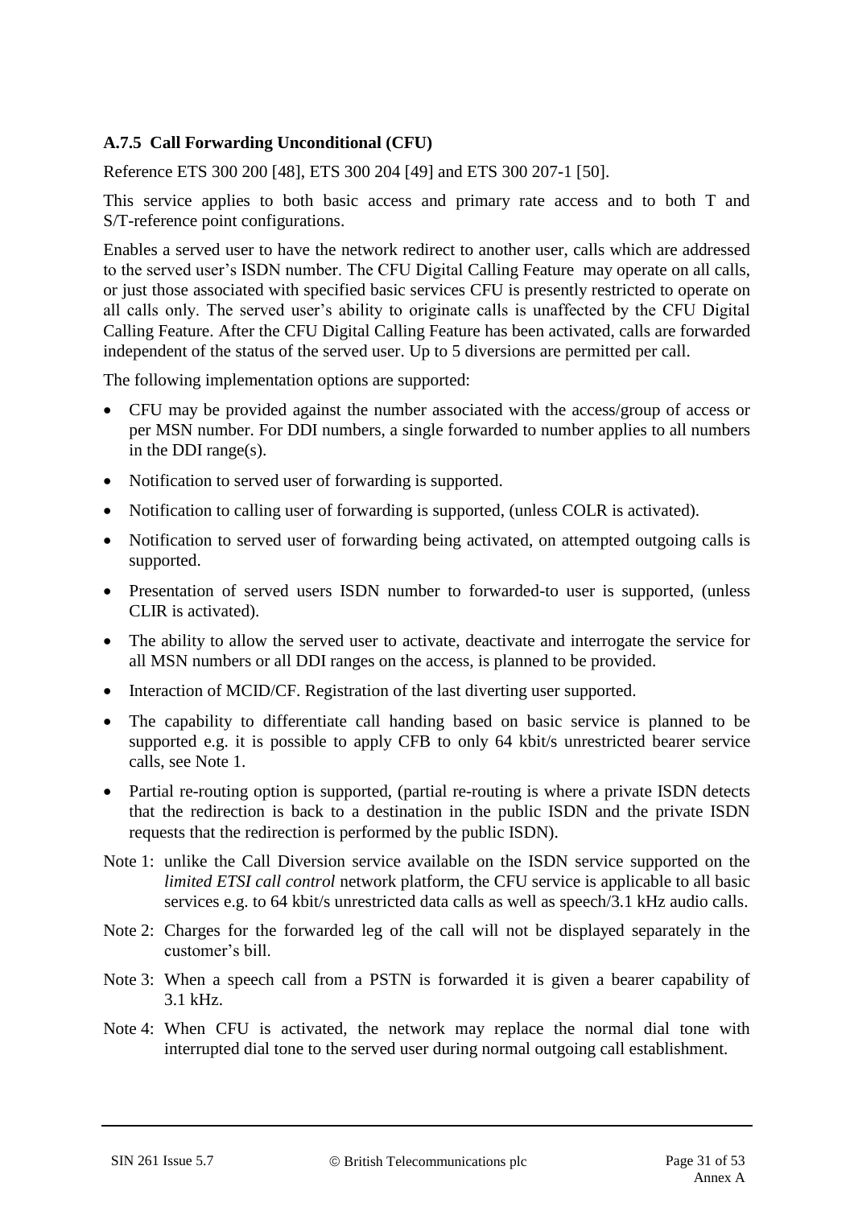### A.7.5 Call Forwarding Unconditional (CFU)

Reference ETS 300 200 [48], ETS 300 204 [49] and ETS 300 207-1 [50].

This service applies to both basic access and primary rate access and to both T and S/T-reference point configurations.

Enables a served user to have the network redirect to another user, calls which are addressed to the served user's ISDN number. The CFU Digital Calling Feature may operate on all calls, or just those associated with specified basic services CFU is presently restricted to operate on all calls only. The served user's ability to originate calls is unaffected by the CFU Digital Calling Feature. After the CFU Digital Calling Feature has been activated, calls are forwarded independent of the status of the served user. Up to 5 diversions are permitted per call.

The following implementation options are supported:

- CFU may be provided against the number associated with the access/group of access or per MSN number. For DDI numbers, a single forwarded to number applies to all numbers in the DDI range(s).
- Notification to served user of forwarding is supported.
- Notification to calling user of forwarding is supported, (unless COLR is activated).
- Notification to served user of forwarding being activated, on attempted outgoing calls is supported.
- Presentation of served users ISDN number to forwarded-to user is supported, (unless CLIR is activated).
- The ability to allow the served user to activate, deactivate and interrogate the service for all MSN numbers or all DDI ranges on the access, is planned to be provided.
- Interaction of MCID/CF. Registration of the last diverting user supported.
- The capability to differentiate call handing based on basic service is planned to be supported e.g. it is possible to apply CFB to only 64 kbit/s unrestricted bearer service calls, see Note 1.
- Partial re-routing option is supported, (partial re-routing is where a private ISDN detects that the redirection is back to a destination in the public ISDN and the private ISDN requests that the redirection is performed by the public ISDN).

Note 1: unlike the Call Diversion service available on the ISDN service supported on the *limited ETSI call control* network platform, the CFU service is applicable to all basic services e.g. to 64 kbit/s unrestricted data calls as well as speech/3.1 kHz audio calls.

Note 2: Charges for the forwarded leg of the call will not be displayed separately in the customer's bill.

Note 3: When a speech call from a PSTN is forwarded it is given a bearer capability of 3.1 kHz.

Note 4: When CFU is activated, the network may replace the normal dial tone with interrupted dial tone to the served user during normal outgoing call establishment.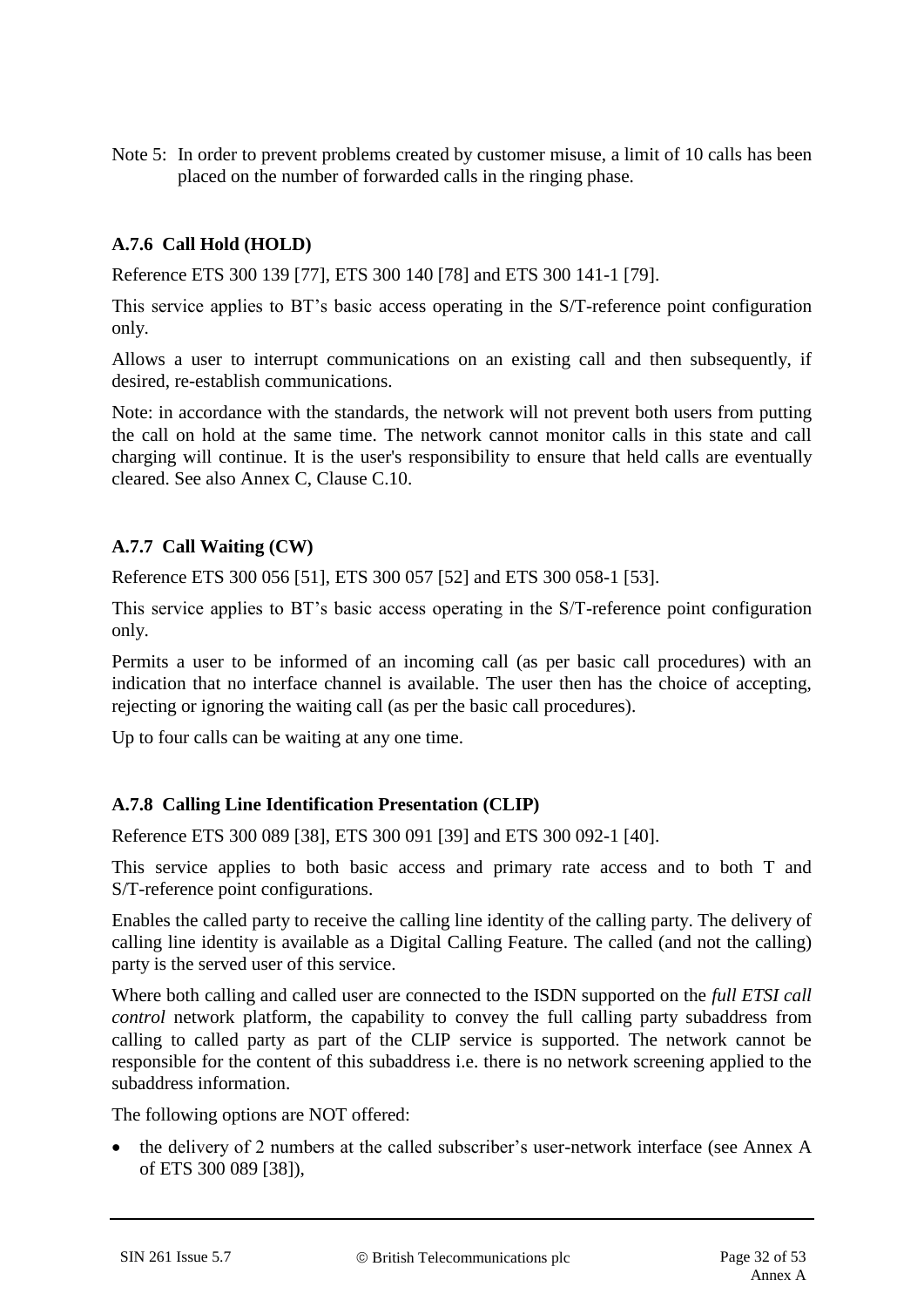Note 5: In order to prevent problems created by customer misuse, a limit of 10 calls has been placed on the number of forwarded calls in the ringing phase.

### A.7.6 Call Hold (HOLD)

Reference ETS 300 139 [77], ETS 300 140 [78] and ETS 300 141-1 [79].

This service applies to BT's basic access operating in the S/T-reference point configuration only.

Allows a user to interrupt communications on an existing call and then subsequently, if desired, re-establish communications.

Note: in accordance with the standards, the network will not prevent both users from putting the call on hold at the same time. The network cannot monitor calls in this state and call charging will continue. It is the user's responsibility to ensure that held calls are eventually cleared. See also Annex C, Clause C.10.

### A.7.7 Call Waiting (CW)

Reference ETS 300 056 [51], ETS 300 057 [52] and ETS 300 058-1 [53].

This service applies to BT's basic access operating in the S/T-reference point configuration only.

Permits a user to be informed of an incoming call (as per basic call procedures) with an indication that no interface channel is available. The user then has the choice of accepting, rejecting or ignoring the waiting call (as per the basic call procedures).

Up to four calls can be waiting at any one time.

### A.7.8 Calling Line Identification Presentation (CLIP)

Reference ETS 300 089 [38], ETS 300 091 [39] and ETS 300 092-1 [40].

This service applies to both basic access and primary rate access and to both T and S/T-reference point configurations.

Enables the called party to receive the calling line identity of the calling party. The delivery of calling line identity is available as a Digital Calling Feature. The called (and not the calling) party is the served user of this service.

Where both calling and called user are connected to the ISDN supported on the *full ETSI call control* network platform, the capability to convey the full calling party subaddress from calling to called party as part of the CLIP service is supported. The network cannot be responsible for the content of this subaddress i.e. there is no network screening applied to the subaddress information.

The following options are NOT offered:

- the delivery of 2 numbers at the called subscriber's user-network interface (see Annex A of ETS 300 089 [38]),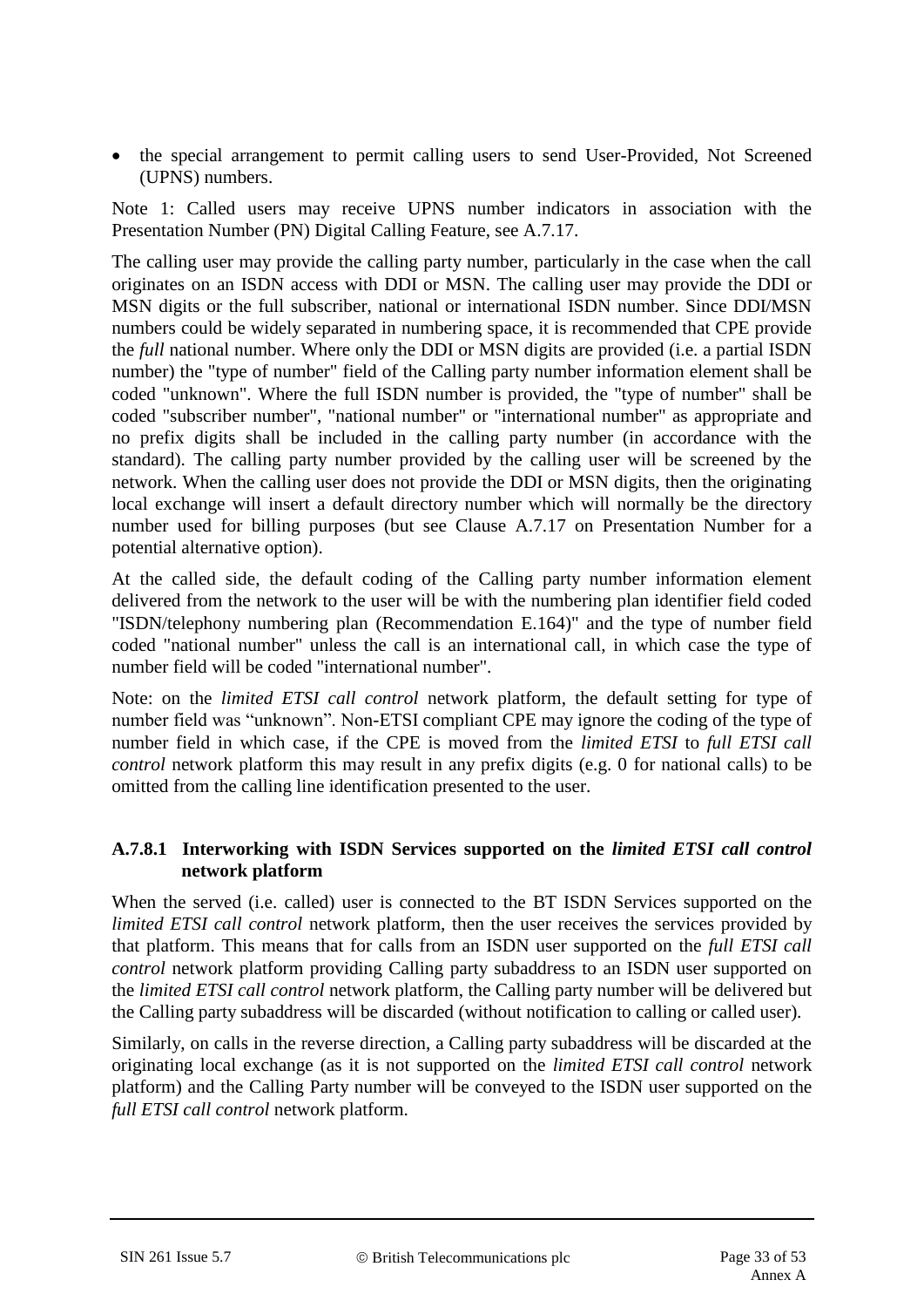- the special arrangement to permit calling users to send User-Provided, Not Screened (UPNS) numbers.

Note 1: Called users may receive UPNS number indicators in association with the Presentation Number (PN) Digital Calling Feature, see A.7.17.

The calling user may provide the calling party number, particularly in the case when the call originates on an ISDN access with DDI or MSN. The calling user may provide the DDI or MSN digits or the full subscriber, national or international ISDN number. Since DDI/MSN numbers could be widely separated in numbering space, it is recommended that CPE provide the *full* national number. Where only the DDI or MSN digits are provided (i.e. a partial ISDN number) the "type of number" field of the Calling party number information element shall be coded "unknown". Where the full ISDN number is provided, the "type of number" shall be coded "subscriber number", "national number" or "international number" as appropriate and no prefix digits shall be included in the calling party number (in accordance with the standard). The calling party number provided by the calling user will be screened by the network. When the calling user does not provide the DDI or MSN digits, then the originating local exchange will insert a default directory number which will normally be the directory number used for billing purposes (but see Clause A.7.17 on Presentation Number for a potential alternative option).

At the called side, the default coding of the Calling party number information element delivered from the network to the user will be with the numbering plan identifier field coded "ISDN/telephony numbering plan (Recommendation E.164)" and the type of number field coded "national number" unless the call is an international call, in which case the type of number field will be coded "international number".

Note: on the *limited ETSI call control* network platform, the default setting for type of number field was “unknown”. Non-ETSI compliant CPE may ignore the coding of the type of number field in which case, if the CPE is moved from the *limited ETSI* to *full ETSI call control* network platform this may result in any prefix digits (e.g. 0 for national calls) to be omitted from the calling line identification presented to the user.

### A.7.8.1 Interworking with ISDN Services supported on the *limited ETSI call control* network platform

When the served (i.e. called) user is connected to the BT ISDN Services supported on the *limited ETSI call control* network platform, then the user receives the services provided by that platform. This means that for calls from an ISDN user supported on the *full ETSI call control* network platform providing Calling party subaddress to an ISDN user supported on the *limited ETSI call control* network platform, the Calling party number will be delivered but the Calling party subaddress will be discarded (without notification to calling or called user).

Similarly, on calls in the reverse direction, a Calling party subaddress will be discarded at the originating local exchange (as it is not supported on the *limited ETSI call control* network platform) and the Calling Party number will be conveyed to the ISDN user supported on the *full ETSI call control* network platform.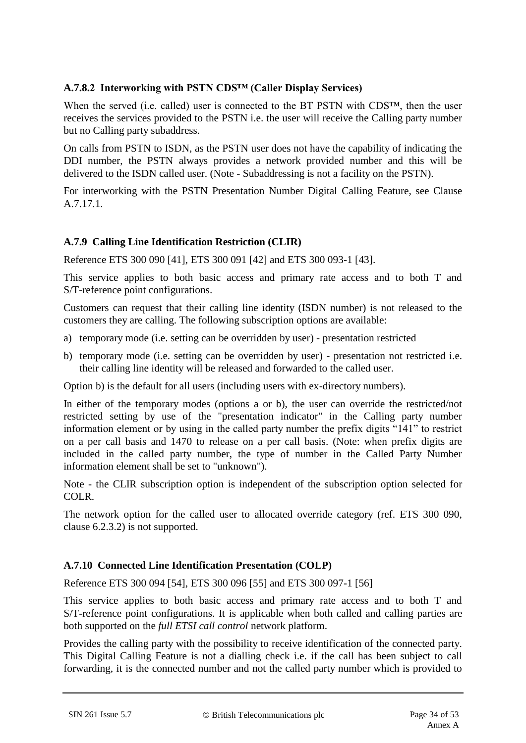### A.7.8.2 Interworking with PSTN CDS™ (Caller Display Services)

When the served (i.e. called) user is connected to the BT PSTN with CDS™, then the user receives the services provided to the PSTN i.e. the user will receive the Calling party number but no Calling party subaddress.

On calls from PSTN to ISDN, as the PSTN user does not have the capability of indicating the DDI number, the PSTN always provides a network provided number and this will be delivered to the ISDN called user. (Note - Subaddressing is not a facility on the PSTN).

For interworking with the PSTN Presentation Number Digital Calling Feature, see Clause A.7.17.1.

## A.7.9 Calling Line Identification Restriction (CLIR)

Reference ETS 300 090 [41], ETS 300 091 [42] and ETS 300 093-1 [43].

This service applies to both basic access and primary rate access and to both T and S/T-reference point configurations.

Customers can request that their calling line identity (ISDN number) is not released to the customers they are calling. The following subscription options are available:

a) temporary mode (i.e. setting can be overridden by user) - presentation restricted

b) temporary mode (i.e. setting can be overridden by user) - presentation not restricted i.e. their calling line identity will be released and forwarded to the called user.

Option b) is the default for all users (including users with ex-directory numbers).

In either of the temporary modes (options a or b), the user can override the restricted/not restricted setting by use of the "presentation indicator" in the Calling party number information element or by using in the called party number the prefix digits “141” to restrict on a per call basis and 1470 to release on a per call basis. (Note: when prefix digits are included in the called party number, the type of number in the Called Party Number information element shall be set to "unknown").

Note - the CLIR subscription option is independent of the subscription option selected for COLR.

The network option for the called user to allocated override category (ref. ETS 300 090, clause 6.2.3.2) is not supported.

## A.7.10 Connected Line Identification Presentation (COLP)

Reference ETS 300 094 [54], ETS 300 096 [55] and ETS 300 097-1 [56]

This service applies to both basic access and primary rate access and to both T and S/T-reference point configurations. It is applicable when both called and calling parties are both supported on the *full ETSI call control* network platform.

Provides the calling party with the possibility to receive identification of the connected party. This Digital Calling Feature is not a dialling check i.e. if the call has been subject to call forwarding, it is the connected number and not the called party number which is provided to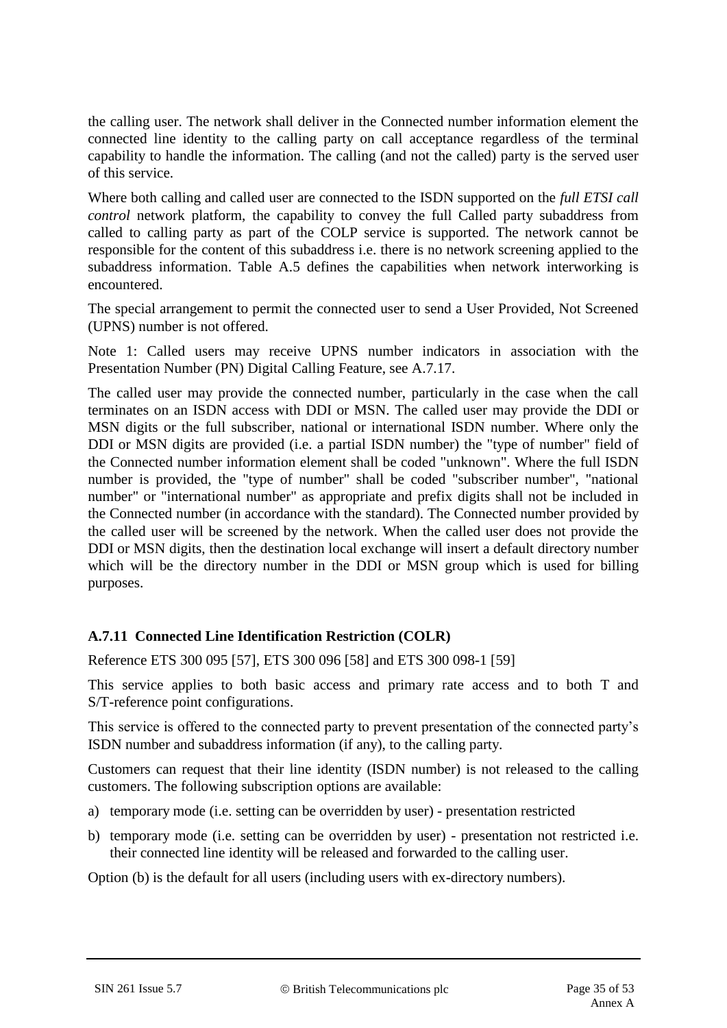the calling user. The network shall deliver in the Connected number information element the connected line identity to the calling party on call acceptance regardless of the terminal capability to handle the information. The calling (and not the called) party is the served user of this service.

Where both calling and called user are connected to the ISDN supported on the *full ETSI call control* network platform, the capability to convey the full Called party subaddress from called to calling party as part of the COLP service is supported. The network cannot be responsible for the content of this subaddress i.e. there is no network screening applied to the subaddress information. Table A.5 defines the capabilities when network interworking is encountered.

The special arrangement to permit the connected user to send a User Provided, Not Screened (UPNS) number is not offered.

Note 1: Called users may receive UPNS number indicators in association with the Presentation Number (PN) Digital Calling Feature, see A.7.17.

The called user may provide the connected number, particularly in the case when the call terminates on an ISDN access with DDI or MSN. The called user may provide the DDI or MSN digits or the full subscriber, national or international ISDN number. Where only the DDI or MSN digits are provided (i.e. a partial ISDN number) the "type of number" field of the Connected number information element shall be coded "unknown". Where the full ISDN number is provided, the "type of number" shall be coded "subscriber number", "national number" or "international number" as appropriate and prefix digits shall not be included in the Connected number (in accordance with the standard). The Connected number provided by the called user will be screened by the network. When the called user does not provide the DDI or MSN digits, then the destination local exchange will insert a default directory number which will be the directory number in the DDI or MSN group which is used for billing purposes.

### A.7.11 Connected Line Identification Restriction (COLR)

Reference ETS 300 095 [57], ETS 300 096 [58] and ETS 300 098-1 [59]

This service applies to both basic access and primary rate access and to both T and S/T-reference point configurations.

This service is offered to the connected party to prevent presentation of the connected party's ISDN number and subaddress information (if any), to the calling party.

Customers can request that their line identity (ISDN number) is not released to the calling customers. The following subscription options are available:

a) temporary mode (i.e. setting can be overridden by user) - presentation restricted

b) temporary mode (i.e. setting can be overridden by user) - presentation not restricted i.e. their connected line identity will be released and forwarded to the calling user.

Option (b) is the default for all users (including users with ex-directory numbers).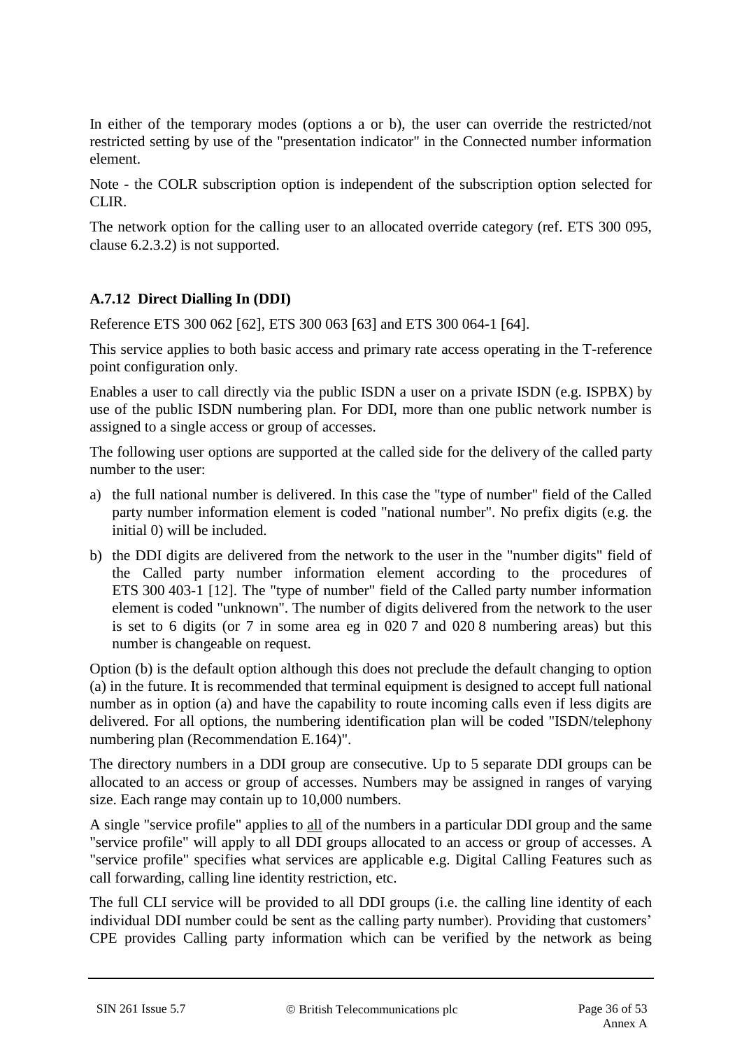In either of the temporary modes (options a or b), the user can override the restricted/not restricted setting by use of the "presentation indicator" in the Connected number information element.

Note - the COLR subscription option is independent of the subscription option selected for CLIR.

The network option for the calling user to an allocated override category (ref. ETS 300 095, clause 6.2.3.2) is not supported.

### A.7.12 Direct Dialling In (DDI)

Reference ETS 300 062 [62], ETS 300 063 [63] and ETS 300 064-1 [64].

This service applies to both basic access and primary rate access operating in the T-reference point configuration only.

Enables a user to call directly via the public ISDN a user on a private ISDN (e.g. ISPBX) by use of the public ISDN numbering plan. For DDI, more than one public network number is assigned to a single access or group of accesses.

The following user options are supported at the called side for the delivery of the called party number to the user:

a) the full national number is delivered. In this case the "type of number" field of the Called party number information element is coded "national number". No prefix digits (e.g. the initial 0) will be included.

b) the DDI digits are delivered from the network to the user in the "number digits" field of the Called party number information element according to the procedures of ETS 300 403-1 [12]. The "type of number" field of the Called party number information element is coded "unknown". The number of digits delivered from the network to the user is set to 6 digits (or 7 in some area eg in 020 7 and 020 8 numbering areas) but this number is changeable on request.

Option (b) is the default option although this does not preclude the default changing to option (a) in the future. It is recommended that terminal equipment is designed to accept full national number as in option (a) and have the capability to route incoming calls even if less digits are delivered. For all options, the numbering identification plan will be coded "ISDN/telephony numbering plan (Recommendation E.164)".

The directory numbers in a DDI group are consecutive. Up to 5 separate DDI groups can be allocated to an access or group of accesses. Numbers may be assigned in ranges of varying size. Each range may contain up to 10,000 numbers.

A single "service profile" applies to <u>all</u> of the numbers in a particular DDI group and the same "service profile" will apply to all DDI groups allocated to an access or group of accesses. A "service profile" specifies what services are applicable e.g. Digital Calling Features such as call forwarding, calling line identity restriction, etc.

The full CLI service will be provided to all DDI groups (i.e. the calling line identity of each individual DDI number could be sent as the calling party number). Providing that customers' CPE provides Calling party information which can be verified by the network as being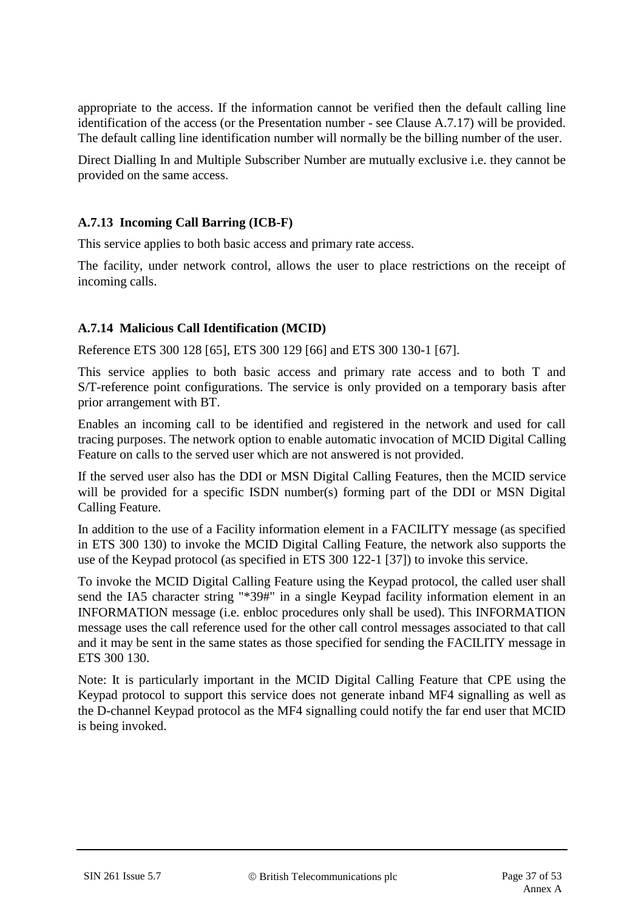appropriate to the access. If the information cannot be verified then the default calling line identification of the access (or the Presentation number - see Clause A.7.17) will be provided. The default calling line identification number will normally be the billing number of the user.

Direct Dialling In and Multiple Subscriber Number are mutually exclusive i.e. they cannot be provided on the same access.

### A.7.13 Incoming Call Barring (ICB-F)

This service applies to both basic access and primary rate access.

The facility, under network control, allows the user to place restrictions on the receipt of incoming calls.

### A.7.14 Malicious Call Identification (MCID)

Reference ETS 300 128 [65], ETS 300 129 [66] and ETS 300 130-1 [67].

This service applies to both basic access and primary rate access and to both T and S/T-reference point configurations. The service is only provided on a temporary basis after prior arrangement with BT.

Enables an incoming call to be identified and registered in the network and used for call tracing purposes. The network option to enable automatic invocation of MCID Digital Calling Feature on calls to the served user which are not answered is not provided.

If the served user also has the DDI or MSN Digital Calling Features, then the MCID service will be provided for a specific ISDN number(s) forming part of the DDI or MSN Digital Calling Feature.

In addition to the use of a Facility information element in a FACILITY message (as specified in ETS 300 130) to invoke the MCID Digital Calling Feature, the network also supports the use of the Keypad protocol (as specified in ETS 300 122-1 [37]) to invoke this service.

To invoke the MCID Digital Calling Feature using the Keypad protocol, the called user shall send the IA5 character string "*39#" in a single Keypad facility information element in an INFORMATION message (i.e. enbloc procedures only shall be used). This INFORMATION message uses the call reference used for the other call control messages associated to that call and it may be sent in the same states as those specified for sending the FACILITY message in ETS 300 130.

Note: It is particularly important in the MCID Digital Calling Feature that CPE using the Keypad protocol to support this service does not generate inband MF4 signalling as well as the D-channel Keypad protocol as the MF4 signalling could notify the far end user that MCID is being invoked.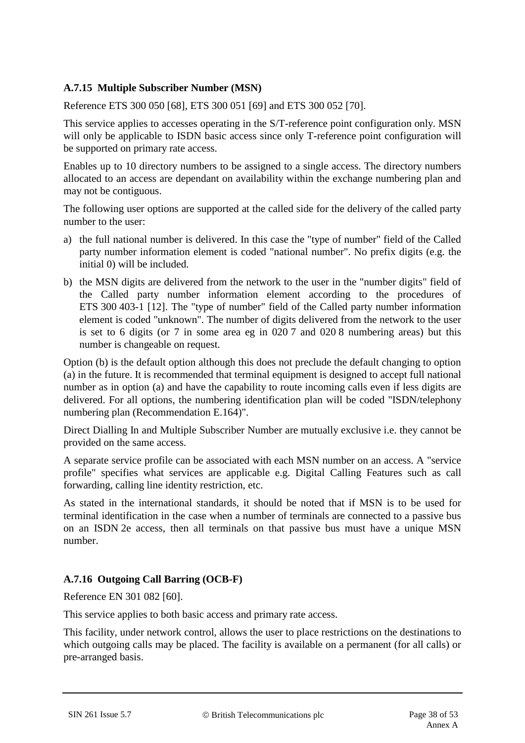### A.7.15 Multiple Subscriber Number (MSN)

Reference ETS 300 050 [68], ETS 300 051 [69] and ETS 300 052 [70].

This service applies to accesses operating in the S/T-reference point configuration only. MSN will only be applicable to ISDN basic access since only T-reference point configuration will be supported on primary rate access.

Enables up to 10 directory numbers to be assigned to a single access. The directory numbers allocated to an access are dependant on availability within the exchange numbering plan and may not be contiguous.

The following user options are supported at the called side for the delivery of the called party number to the user:

a) the full national number is delivered. In this case the "type of number" field of the Called party number information element is coded "national number". No prefix digits (e.g. the initial 0) will be included.

b) the MSN digits are delivered from the network to the user in the "number digits" field of the Called party number information element according to the procedures of ETS 300 403-1 [12]. The "type of number" field of the Called party number information element is coded "unknown". The number of digits delivered from the network to the user is set to 6 digits (or 7 in some area eg in 020 7 and 020 8 numbering areas) but this number is changeable on request.

Option (b) is the default option although this does not preclude the default changing to option (a) in the future. It is recommended that terminal equipment is designed to accept full national number as in option (a) and have the capability to route incoming calls even if less digits are delivered. For all options, the numbering identification plan will be coded "ISDN/telephony numbering plan (Recommendation E.164)".

Direct Dialling In and Multiple Subscriber Number are mutually exclusive i.e. they cannot be provided on the same access.

A separate service profile can be associated with each MSN number on an access. A "service profile" specifies what services are applicable e.g. Digital Calling Features such as call forwarding, calling line identity restriction, etc.

As stated in the international standards, it should be noted that if MSN is to be used for terminal identification in the case when a number of terminals are connected to a passive bus on an ISDN 2e access, then all terminals on that passive bus must have a unique MSN number.

### A.7.16 Outgoing Call Barring (OCB-F)

Reference EN 301 082 [60].

This service applies to both basic access and primary rate access.

This facility, under network control, allows the user to place restrictions on the destinations to which outgoing calls may be placed. The facility is available on a permanent (for all calls) or pre-arranged basis.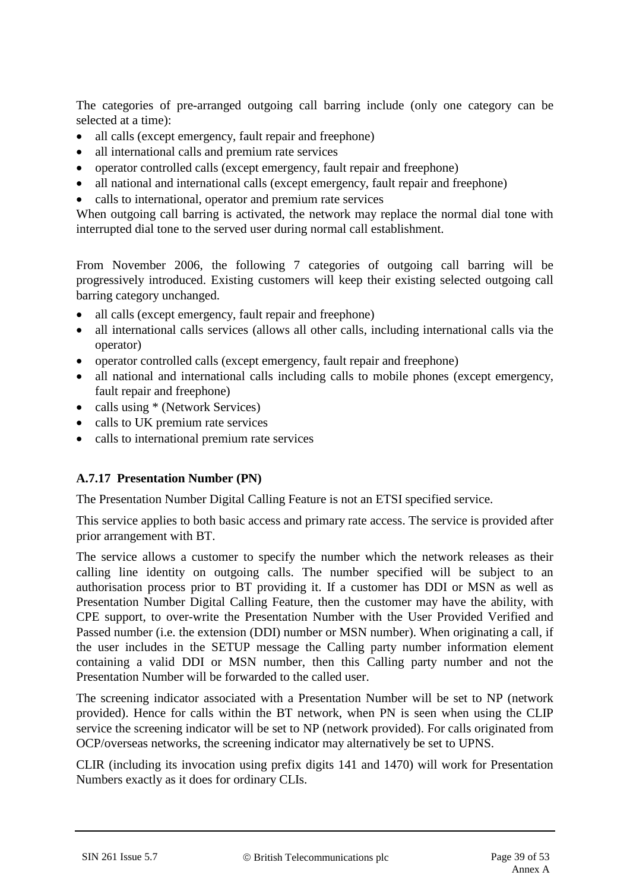The categories of pre-arranged outgoing call barring include (only one category can be selected at a time):

- all calls (except emergency, fault repair and freephone)
- all international calls and premium rate services
- operator controlled calls (except emergency, fault repair and freephone)
- all national and international calls (except emergency, fault repair and freephone)
- calls to international, operator and premium rate services

When outgoing call barring is activated, the network may replace the normal dial tone with interrupted dial tone to the served user during normal call establishment.

From November 2006, the following 7 categories of outgoing call barring will be progressively introduced. Existing customers will keep their existing selected outgoing call barring category unchanged.

- all calls (except emergency, fault repair and freephone)
- all international calls services (allows all other calls, including international calls via the operator)
- operator controlled calls (except emergency, fault repair and freephone)
- all national and international calls including calls to mobile phones (except emergency, fault repair and freephone)
- calls using * (Network Services)
- calls to UK premium rate services
- calls to international premium rate services

### A.7.17 Presentation Number (PN)

The Presentation Number Digital Calling Feature is not an ETSI specified service.

This service applies to both basic access and primary rate access. The service is provided after prior arrangement with BT.

The service allows a customer to specify the number which the network releases as their calling line identity on outgoing calls. The number specified will be subject to an authorisation process prior to BT providing it. If a customer has DDI or MSN as well as Presentation Number Digital Calling Feature, then the customer may have the ability, with CPE support, to over-write the Presentation Number with the User Provided Verified and Passed number (i.e. the extension (DDI) number or MSN number). When originating a call, if the user includes in the SETUP message the Calling party number information element containing a valid DDI or MSN number, then this Calling party number and not the Presentation Number will be forwarded to the called user.

The screening indicator associated with a Presentation Number will be set to NP (network provided). Hence for calls within the BT network, when PN is seen when using the CLIP service the screening indicator will be set to NP (network provided). For calls originated from OCP/overseas networks, the screening indicator may alternatively be set to UPNS.

CLIR (including its invocation using prefix digits 141 and 1470) will work for Presentation Numbers exactly as it does for ordinary CLIs.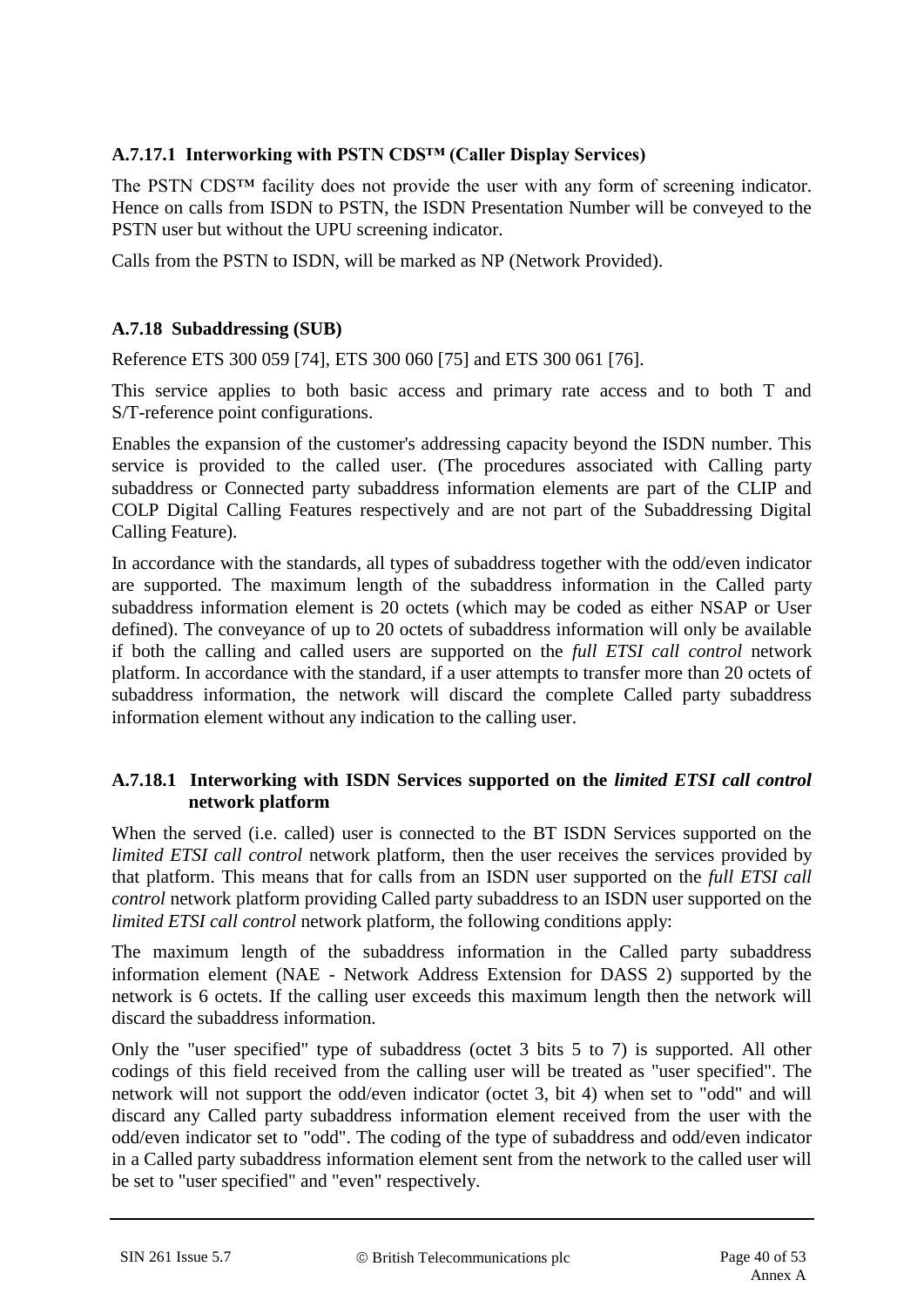### A.7.17.1 Interworking with PSTN CDS™ (Caller Display Services)

The PSTN CDS™ facility does not provide the user with any form of screening indicator. Hence on calls from ISDN to PSTN, the ISDN Presentation Number will be conveyed to the PSTN user but without the UPU screening indicator.

Calls from the PSTN to ISDN, will be marked as NP (Network Provided).

## A.7.18 Subaddressing (SUB)

Reference ETS 300 059 [74], ETS 300 060 [75] and ETS 300 061 [76].

This service applies to both basic access and primary rate access and to both T and S/T-reference point configurations.

Enables the expansion of the customer's addressing capacity beyond the ISDN number. This service is provided to the called user. (The procedures associated with Calling party subaddress or Connected party subaddress information elements are part of the CLIP and COLP Digital Calling Features respectively and are not part of the Subaddressing Digital Calling Feature).

In accordance with the standards, all types of subaddress together with the odd/even indicator are supported. The maximum length of the subaddress information in the Called party subaddress information element is 20 octets (which may be coded as either NSAP or User defined). The conveyance of up to 20 octets of subaddress information will only be available if both the calling and called users are supported on the *full ETSI call control* network platform. In accordance with the standard, if a user attempts to transfer more than 20 octets of subaddress information, the network will discard the complete Called party subaddress information element without any indication to the calling user.

### A.7.18.1 Interworking with ISDN Services supported on the *limited ETSI call control* network platform

When the served (i.e. called) user is connected to the BT ISDN Services supported on the *limited ETSI call control* network platform, then the user receives the services provided by that platform. This means that for calls from an ISDN user supported on the *full ETSI call control* network platform providing Called party subaddress to an ISDN user supported on the *limited ETSI call control* network platform, the following conditions apply:

The maximum length of the subaddress information in the Called party subaddress information element (NAE - Network Address Extension for DASS 2) supported by the network is 6 octets. If the calling user exceeds this maximum length then the network will discard the subaddress information.

Only the "user specified" type of subaddress (octet 3 bits 5 to 7) is supported. All other codings of this field received from the calling user will be treated as "user specified". The network will not support the odd/even indicator (octet 3, bit 4) when set to "odd" and will discard any Called party subaddress information element received from the user with the odd/even indicator set to "odd". The coding of the type of subaddress and odd/even indicator in a Called party subaddress information element sent from the network to the called user will be set to "user specified" and "even" respectively.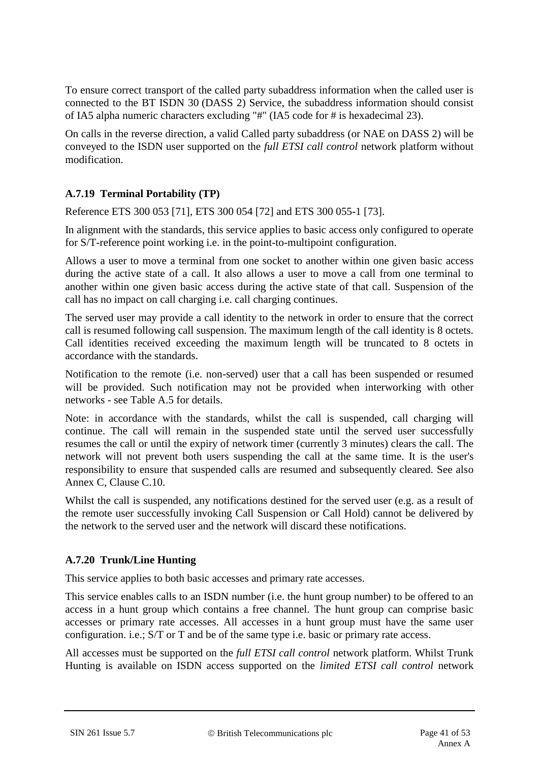To ensure correct transport of the called party subaddress information when the called user is connected to the BT ISDN 30 (DASS 2) Service, the subaddress information should consist of IA5 alpha numeric characters excluding "#" (IA5 code for # is hexadecimal 23).

On calls in the reverse direction, a valid Called party subaddress (or NAE on DASS 2) will be conveyed to the ISDN user supported on the *full ETSI call control* network platform without modification.

### A.7.19 Terminal Portability (TP)

Reference ETS 300 053 [71], ETS 300 054 [72] and ETS 300 055-1 [73].

In alignment with the standards, this service applies to basic access only configured to operate for S/T-reference point working i.e. in the point-to-multipoint configuration.

Allows a user to move a terminal from one socket to another within one given basic access during the active state of a call. It also allows a user to move a call from one terminal to another within one given basic access during the active state of that call. Suspension of the call has no impact on call charging i.e. call charging continues.

The served user may provide a call identity to the network in order to ensure that the correct call is resumed following call suspension. The maximum length of the call identity is 8 octets. Call identities received exceeding the maximum length will be truncated to 8 octets in accordance with the standards.

Notification to the remote (i.e. non-served) user that a call has been suspended or resumed will be provided. Such notification may not be provided when interworking with other networks - see Table A.5 for details.

Note: in accordance with the standards, whilst the call is suspended, call charging will continue. The call will remain in the suspended state until the served user successfully resumes the call or until the expiry of network timer (currently 3 minutes) clears the call. The network will not prevent both users suspending the call at the same time. It is the user's responsibility to ensure that suspended calls are resumed and subsequently cleared. See also Annex C, Clause C.10.

Whilst the call is suspended, any notifications destined for the served user (e.g. as a result of the remote user successfully invoking Call Suspension or Call Hold) cannot be delivered by the network to the served user and the network will discard these notifications.

### A.7.20 Trunk/Line Hunting

This service applies to both basic accesses and primary rate accesses.

This service enables calls to an ISDN number (i.e. the hunt group number) to be offered to an access in a hunt group which contains a free channel. The hunt group can comprise basic accesses or primary rate accesses. All accesses in a hunt group must have the same user configuration. i.e.; S/T or T and be of the same type i.e. basic or primary rate access.

All accesses must be supported on the *full ETSI call control* network platform. Whilst Trunk Hunting is available on ISDN access supported on the *limited ETSI call control* network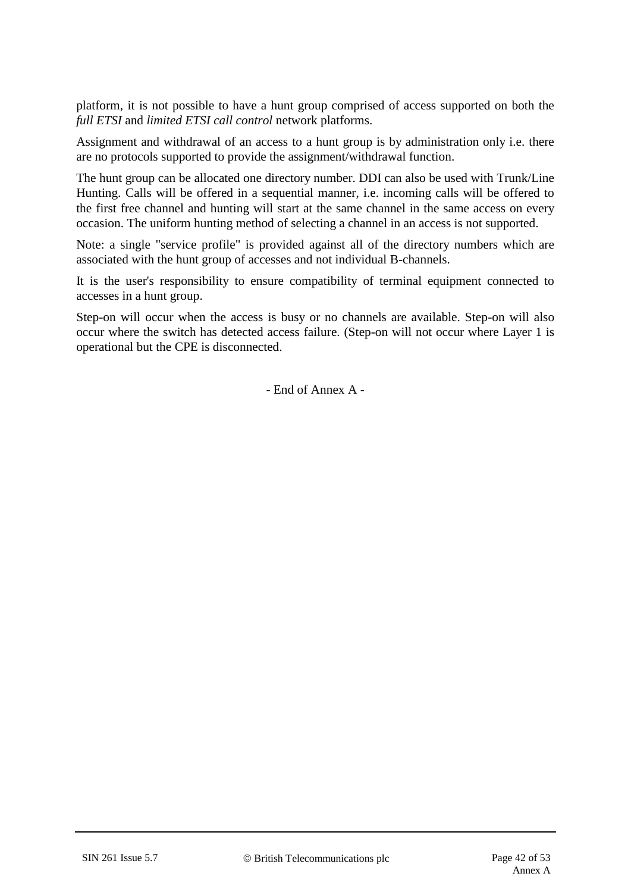platform, it is not possible to have a hunt group comprised of access supported on both the *full ETSI* and *limited ETSI call control* network platforms.

Assignment and withdrawal of an access to a hunt group is by administration only i.e. there are no protocols supported to provide the assignment/withdrawal function.

The hunt group can be allocated one directory number. DDI can also be used with Trunk/Line Hunting. Calls will be offered in a sequential manner, i.e. incoming calls will be offered to the first free channel and hunting will start at the same channel in the same access on every occasion. The uniform hunting method of selecting a channel in an access is not supported.

Note: a single "service profile" is provided against all of the directory numbers which are associated with the hunt group of accesses and not individual B-channels.

It is the user's responsibility to ensure compatibility of terminal equipment connected to accesses in a hunt group.

Step-on will occur when the access is busy or no channels are available. Step-on will also occur where the switch has detected access failure. (Step-on will not occur where Layer 1 is operational but the CPE is disconnected.

- End of Annex A -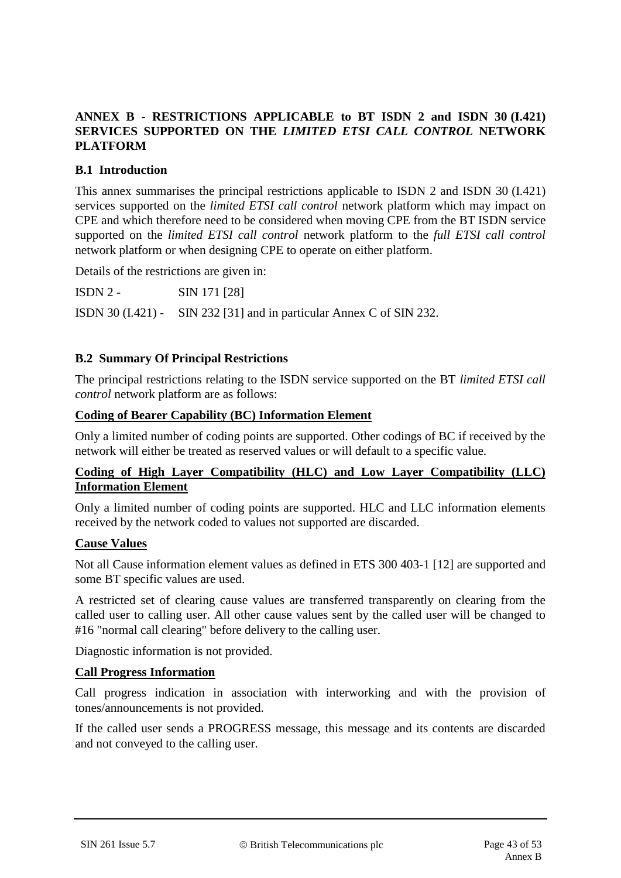# ANNEX B - RESTRICTIONS APPLICABLE to BT ISDN 2 and ISDN 30 (I.421) SERVICES SUPPORTED ON THE *LIMITED ETSI CALL CONTROL* NETWORK PLATFORM

## B.1 Introduction

This annex summarises the principal restrictions applicable to ISDN 2 and ISDN 30 (I.421) services supported on the *limited ETSI call control* network platform which may impact on CPE and which therefore need to be considered when moving CPE from the BT ISDN service supported on the *limited ETSI call control* network platform to the *full ETSI call control* network platform or when designing CPE to operate on either platform.

Details of the restrictions are given in:

ISDN 2 - SIN 171 [28]

ISDN 30 (I.421) - SIN 232 [31] and in particular Annex C of SIN 232.

## B.2 Summary Of Principal Restrictions

The principal restrictions relating to the ISDN service supported on the BT *limited ETSI call control* network platform are as follows:

**Coding of Bearer Capability (BC) Information Element**

Only a limited number of coding points are supported. Other codings of BC if received by the network will either be treated as reserved values or will default to a specific value.

**Coding of High Layer Compatibility (HLC) and Low Layer Compatibility (LLC) Information Element**

Only a limited number of coding points are supported. HLC and LLC information elements received by the network coded to values not supported are discarded.

**Cause Values**

Not all Cause information element values as defined in ETS 300 403-1 [12] are supported and some BT specific values are used.

A restricted set of clearing cause values are transferred transparently on clearing from the called user to calling user. All other cause values sent by the called user will be changed to #16 "normal call clearing" before delivery to the calling user.

Diagnostic information is not provided.

**Call Progress Information**

Call progress indication in association with interworking and with the provision of tones/announcements is not provided.

If the called user sends a PROGRESS message, this message and its contents are discarded and not conveyed to the calling user.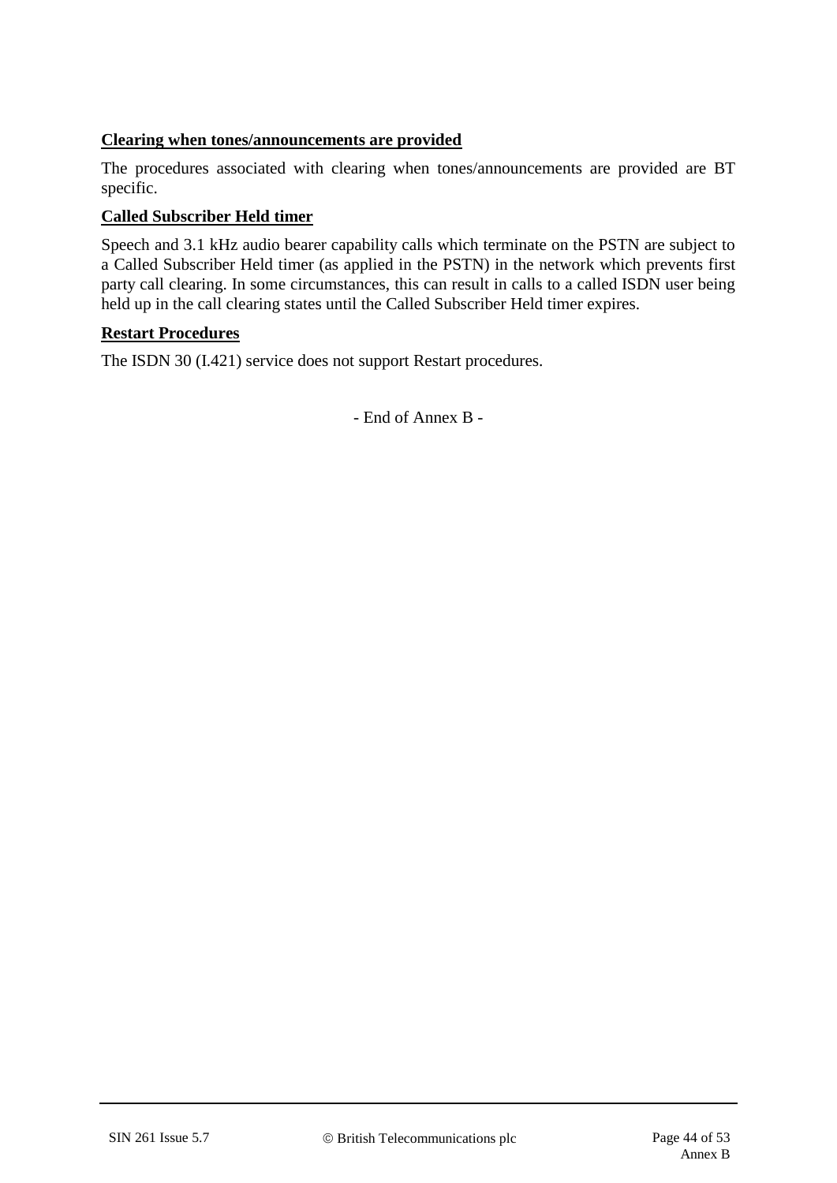**Clearing when tones/announcements are provided**

The procedures associated with clearing when tones/announcements are provided are BT specific.

**Called Subscriber Held timer**

Speech and 3.1 kHz audio bearer capability calls which terminate on the PSTN are subject to a Called Subscriber Held timer (as applied in the PSTN) in the network which prevents first party call clearing. In some circumstances, this can result in calls to a called ISDN user being held up in the call clearing states until the Called Subscriber Held timer expires.

**Restart Procedures**

The ISDN 30 (I.421) service does not support Restart procedures.

- End of Annex B -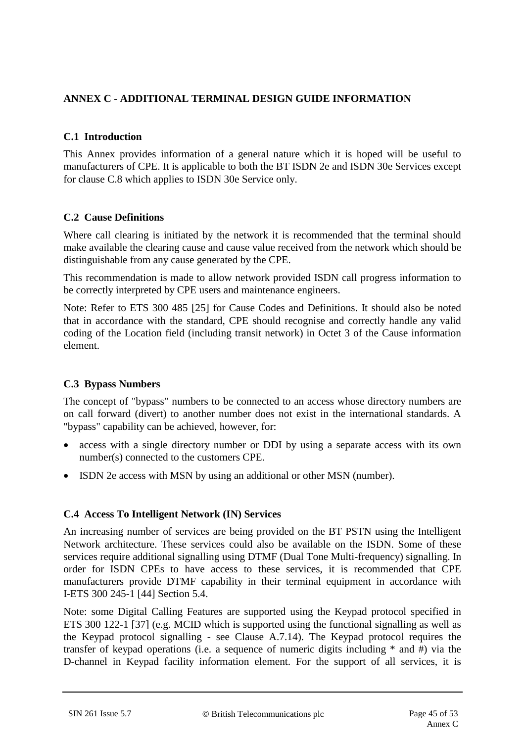# ANNEX C - ADDITIONAL TERMINAL DESIGN GUIDE INFORMATION

## C.1 Introduction

This Annex provides information of a general nature which it is hoped will be useful to manufacturers of CPE. It is applicable to both the BT ISDN 2e and ISDN 30e Services except for clause C.8 which applies to ISDN 30e Service only.

## C.2 Cause Definitions

Where call clearing is initiated by the network it is recommended that the terminal should make available the clearing cause and cause value received from the network which should be distinguishable from any cause generated by the CPE.

This recommendation is made to allow network provided ISDN call progress information to be correctly interpreted by CPE users and maintenance engineers.

Note: Refer to ETS 300 485 [25] for Cause Codes and Definitions. It should also be noted that in accordance with the standard, CPE should recognise and correctly handle any valid coding of the Location field (including transit network) in Octet 3 of the Cause information element.

## C.3 Bypass Numbers

The concept of "bypass" numbers to be connected to an access whose directory numbers are on call forward (divert) to another number does not exist in the international standards. A "bypass" capability can be achieved, however, for:

- access with a single directory number or DDI by using a separate access with its own number(s) connected to the customers CPE.
- ISDN 2e access with MSN by using an additional or other MSN (number).

## C.4 Access To Intelligent Network (IN) Services

An increasing number of services are being provided on the BT PSTN using the Intelligent Network architecture. These services could also be available on the ISDN. Some of these services require additional signalling using DTMF (Dual Tone Multi-frequency) signalling. In order for ISDN CPEs to have access to these services, it is recommended that CPE manufacturers provide DTMF capability in their terminal equipment in accordance with I-ETS 300 245-1 [44] Section 5.4.

Note: some Digital Calling Features are supported using the Keypad protocol specified in ETS 300 122-1 [37] (e.g. MCID which is supported using the functional signalling as well as the Keypad protocol signalling - see Clause A.7.14). The Keypad protocol requires the transfer of keypad operations (i.e. a sequence of numeric digits including * and #) via the D-channel in Keypad facility information element. For the support of all services, it is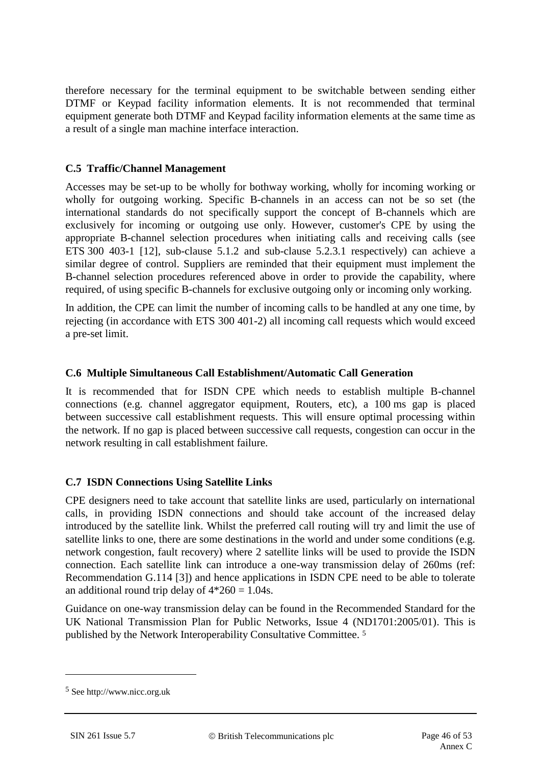therefore necessary for the terminal equipment to be switchable between sending either DTMF or Keypad facility information elements. It is not recommended that terminal equipment generate both DTMF and Keypad facility information elements at the same time as a result of a single man machine interface interaction.

## C.5 Traffic/Channel Management

Accesses may be set-up to be wholly for bothway working, wholly for incoming working or wholly for outgoing working. Specific B-channels in an access can not be so set (the international standards do not specifically support the concept of B-channels which are exclusively for incoming or outgoing use only. However, customer's CPE by using the appropriate B-channel selection procedures when initiating calls and receiving calls (see ETS 300 403-1 [12], sub-clause 5.1.2 and sub-clause 5.2.3.1 respectively) can achieve a similar degree of control. Suppliers are reminded that their equipment must implement the B-channel selection procedures referenced above in order to provide the capability, where required, of using specific B-channels for exclusive outgoing only or incoming only working.

In addition, the CPE can limit the number of incoming calls to be handled at any one time, by rejecting (in accordance with ETS 300 401-2) all incoming call requests which would exceed a pre-set limit.

## C.6 Multiple Simultaneous Call Establishment/Automatic Call Generation

It is recommended that for ISDN CPE which needs to establish multiple B-channel connections (e.g. channel aggregator equipment, Routers, etc), a 100 ms gap is placed between successive call establishment requests. This will ensure optimal processing within the network. If no gap is placed between successive call requests, congestion can occur in the network resulting in call establishment failure.

## C.7 ISDN Connections Using Satellite Links

CPE designers need to take account that satellite links are used, particularly on international calls, in providing ISDN connections and should take account of the increased delay introduced by the satellite link. Whilst the preferred call routing will try and limit the use of satellite links to one, there are some destinations in the world and under some conditions (e.g. network congestion, fault recovery) where 2 satellite links will be used to provide the ISDN connection. Each satellite link can introduce a one-way transmission delay of 260ms (ref: Recommendation G.114 [3]) and hence applications in ISDN CPE need to be able to tolerate an additional round trip delay of $4*260 = 1.04$s.

Guidance on one-way transmission delay can be found in the Recommended Standard for the UK National Transmission Plan for Public Networks, Issue 4 (ND1701:2005/01). This is published by the Network Interoperability Consultative Committee. [5]

[5] See http://www.nicc.org.uk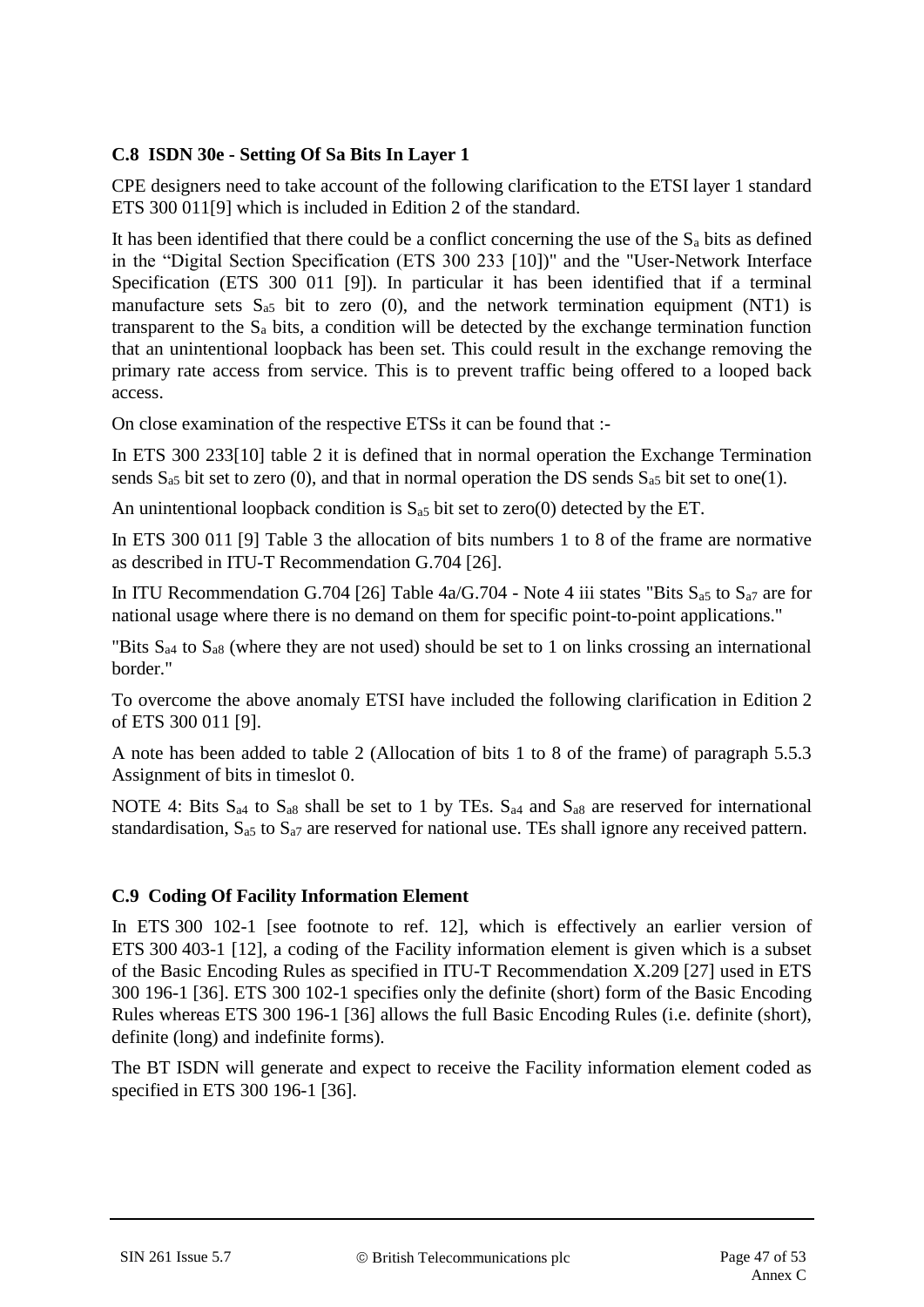## C.8 ISDN 30e - Setting Of Sa Bits In Layer 1

CPE designers need to take account of the following clarification to the ETSI layer 1 standard ETS 300 011[9] which is included in Edition 2 of the standard.

It has been identified that there could be a conflict concerning the use of the $S_a$ bits as defined in the "Digital Section Specification (ETS 300 233 [10])" and the "User-Network Interface Specification (ETS 300 011 [9]). In particular it has been identified that if a terminal manufacture sets $S_{a5}$ bit to zero (0), and the network termination equipment (NT1) is transparent to the $S_a$ bits, a condition will be detected by the exchange termination function that an unintentional loopback has been set. This could result in the exchange removing the primary rate access from service. This is to prevent traffic being offered to a looped back access.

On close examination of the respective ETSs it can be found that :-

In ETS 300 233[10] table 2 it is defined that in normal operation the Exchange Termination sends $S_{a5}$ bit set to zero (0), and that in normal operation the DS sends $S_{a5}$ bit set to one(1).

An unintentional loopback condition is $S_{a5}$ bit set to zero(0) detected by the ET.

In ETS 300 011 [9] Table 3 the allocation of bits numbers 1 to 8 of the frame are normative as described in ITU-T Recommendation G.704 [26].

In ITU Recommendation G.704 [26] Table 4a/G.704 - Note 4 iii states "Bits $S_{a5}$ to $S_{a7}$ are for national usage where there is no demand on them for specific point-to-point applications."

"Bits $S_{a4}$ to $S_{a8}$ (where they are not used) should be set to 1 on links crossing an international border."

To overcome the above anomaly ETSI have included the following clarification in Edition 2 of ETS 300 011 [9].

A note has been added to table 2 (Allocation of bits 1 to 8 of the frame) of paragraph 5.5.3 Assignment of bits in timeslot 0.

NOTE 4: Bits $S_{a4}$ to $S_{a8}$ shall be set to 1 by TEs. $S_{a4}$ and $S_{a8}$ are reserved for international standardisation, $S_{a5}$ to $S_{a7}$ are reserved for national use. TEs shall ignore any received pattern.

## C.9 Coding Of Facility Information Element

In ETS 300 102-1 [see footnote to ref. 12], which is effectively an earlier version of ETS 300 403-1 [12], a coding of the Facility information element is given which is a subset of the Basic Encoding Rules as specified in ITU-T Recommendation X.209 [27] used in ETS 300 196-1 [36]. ETS 300 102-1 specifies only the definite (short) form of the Basic Encoding Rules whereas ETS 300 196-1 [36] allows the full Basic Encoding Rules (i.e. definite (short), definite (long) and indefinite forms).

The BT ISDN will generate and expect to receive the Facility information element coded as specified in ETS 300 196-1 [36].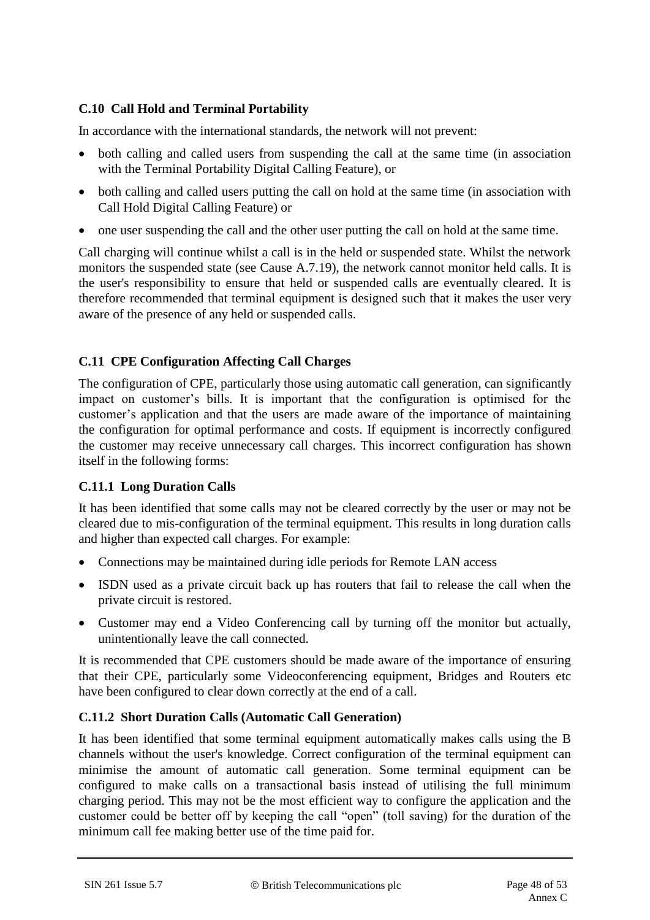### C.10 Call Hold and Terminal Portability

In accordance with the international standards, the network will not prevent:

- both calling and called users from suspending the call at the same time (in association with the Terminal Portability Digital Calling Feature), or
- both calling and called users putting the call on hold at the same time (in association with Call Hold Digital Calling Feature) or
- one user suspending the call and the other user putting the call on hold at the same time.

Call charging will continue whilst a call is in the held or suspended state. Whilst the network monitors the suspended state (see Cause A.7.19), the network cannot monitor held calls. It is the user's responsibility to ensure that held or suspended calls are eventually cleared. It is therefore recommended that terminal equipment is designed such that it makes the user very aware of the presence of any held or suspended calls.

### C.11 CPE Configuration Affecting Call Charges

The configuration of CPE, particularly those using automatic call generation, can significantly impact on customer's bills. It is important that the configuration is optimised for the customer's application and that the users are made aware of the importance of maintaining the configuration for optimal performance and costs. If equipment is incorrectly configured the customer may receive unnecessary call charges. This incorrect configuration has shown itself in the following forms:

#### C.11.1 Long Duration Calls

It has been identified that some calls may not be cleared correctly by the user or may not be cleared due to mis-configuration of the terminal equipment. This results in long duration calls and higher than expected call charges. For example:

- Connections may be maintained during idle periods for Remote LAN access
- ISDN used as a private circuit back up has routers that fail to release the call when the private circuit is restored.
- Customer may end a Video Conferencing call by turning off the monitor but actually, unintentionally leave the call connected.

It is recommended that CPE customers should be made aware of the importance of ensuring that their CPE, particularly some Videoconferencing equipment, Bridges and Routers etc have been configured to clear down correctly at the end of a call.

#### C.11.2 Short Duration Calls (Automatic Call Generation)

It has been identified that some terminal equipment automatically makes calls using the B channels without the user's knowledge. Correct configuration of the terminal equipment can minimise the amount of automatic call generation. Some terminal equipment can be configured to make calls on a transactional basis instead of utilising the full minimum charging period. This may not be the most efficient way to configure the application and the customer could be better off by keeping the call "open" (toll saving) for the duration of the minimum call fee making better use of the time paid for.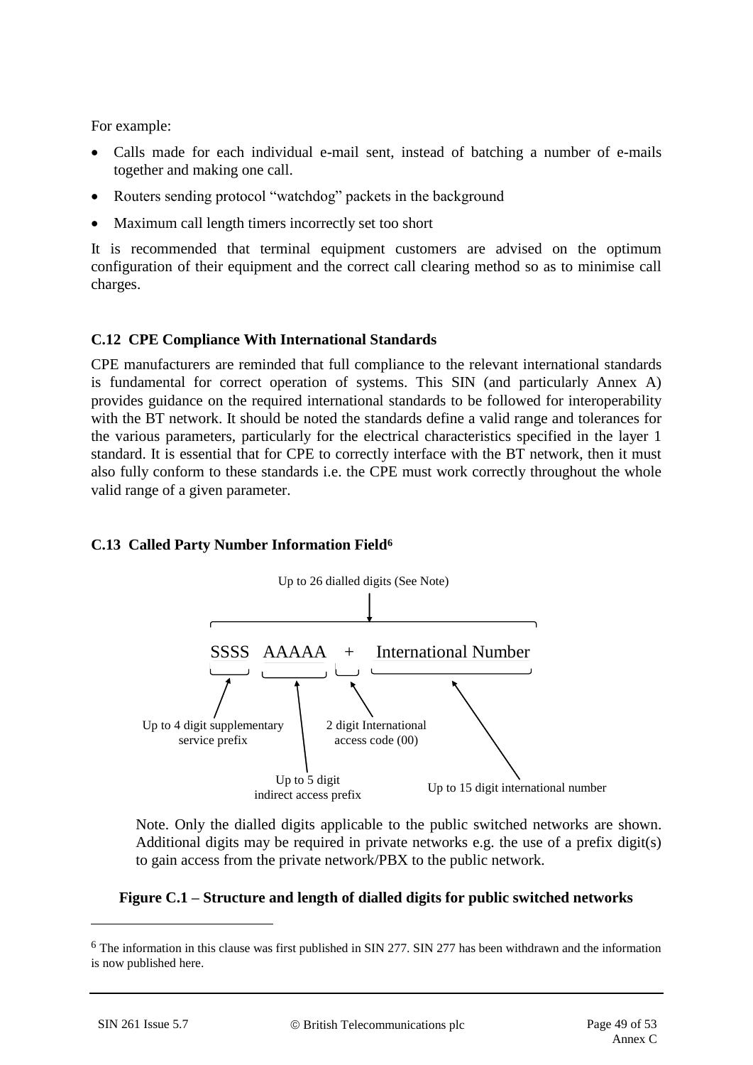For example:

- Calls made for each individual e-mail sent, instead of batching a number of e-mails together and making one call.
- Routers sending protocol “watchdog” packets in the background
- Maximum call length timers incorrectly set too short

It is recommended that terminal equipment customers are advised on the optimum configuration of their equipment and the correct call clearing method so as to minimise call charges.

### C.12 CPE Compliance With International Standards

CPE manufacturers are reminded that full compliance to the relevant international standards is fundamental for correct operation of systems. This SIN (and particularly Annex A) provides guidance on the required international standards to be followed for interoperability with the BT network. It should be noted the standards define a valid range and tolerances for the various parameters, particularly for the electrical characteristics specified in the layer 1 standard. It is essential that for CPE to correctly interface with the BT network, then it must also fully conform to these standards i.e. the CPE must work correctly throughout the whole valid range of a given parameter.

### C.13 Called Party Number Information Field[6]

Up to 26 dialled digits (See Note)

SSSS AAAAA + International Number

- SSSS: Up to 4 digit supplementary service prefix
- AAAAA: Up to 5 digit indirect access prefix
- +: 2 digit International access code (00)
- International Number: Up to 15 digit international number

Note. Only the dialled digits applicable to the public switched networks are shown. Additional digits may be required in private networks e.g. the use of a prefix digit(s) to gain access from the private network/PBX to the public network.

**Figure C.1 – Structure and length of dialled digits for public switched networks**

[6] The information in this clause was first published in SIN 277. SIN 277 has been withdrawn and the information is now published here.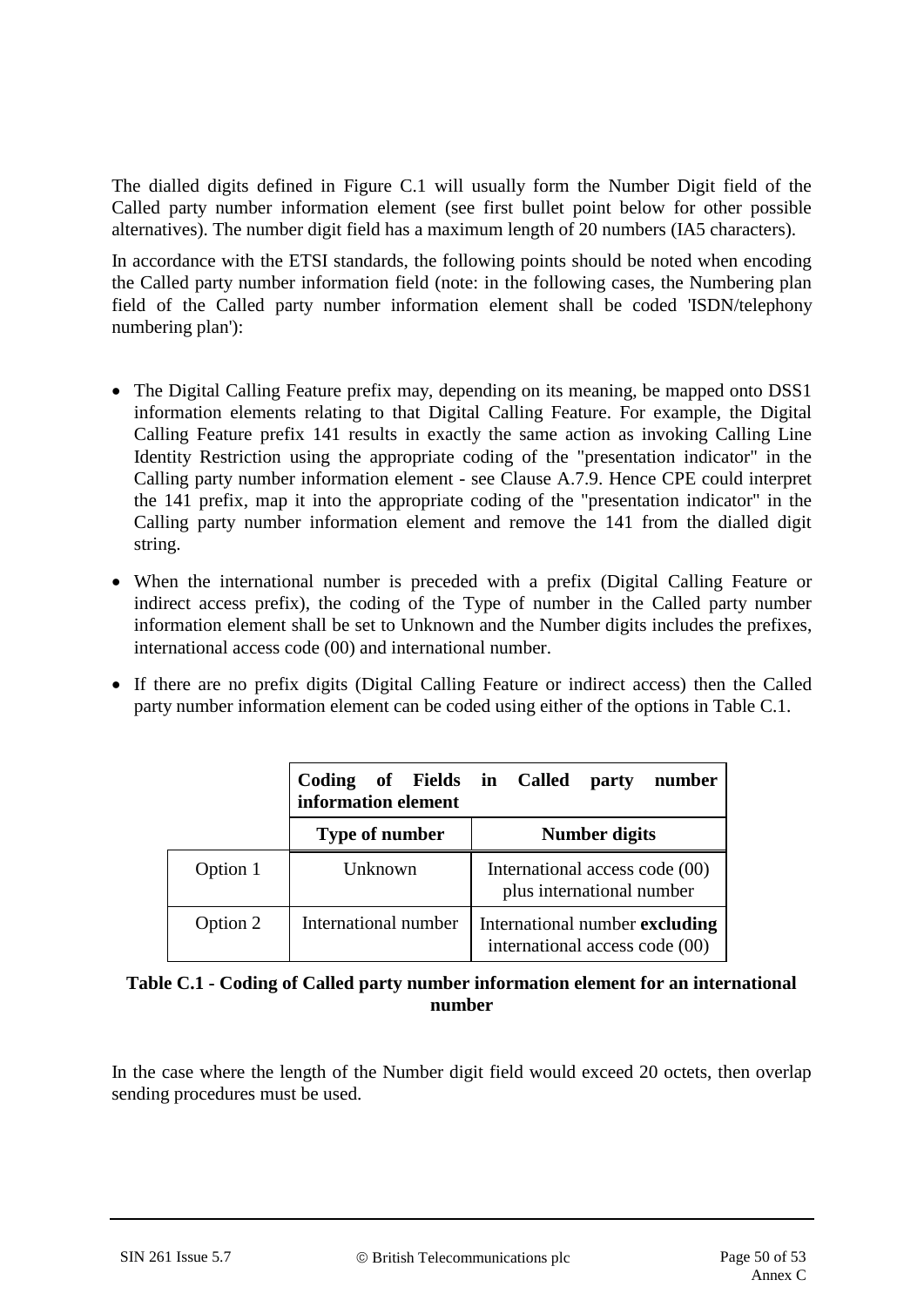The dialled digits defined in Figure C.1 will usually form the Number Digit field of the Called party number information element (see first bullet point below for other possible alternatives). The number digit field has a maximum length of 20 numbers (IA5 characters).

In accordance with the ETSI standards, the following points should be noted when encoding the Called party number information field (note: in the following cases, the Numbering plan field of the Called party number information element shall be coded 'ISDN/telephony numbering plan'):

- The Digital Calling Feature prefix may, depending on its meaning, be mapped onto DSS1 information elements relating to that Digital Calling Feature. For example, the Digital Calling Feature prefix 141 results in exactly the same action as invoking Calling Line Identity Restriction using the appropriate coding of the "presentation indicator" in the Calling party number information element - see Clause A.7.9. Hence CPE could interpret the 141 prefix, map it into the appropriate coding of the "presentation indicator" in the Calling party number information element and remove the 141 from the dialled digit string.
- When the international number is preceded with a prefix (Digital Calling Feature or indirect access prefix), the coding of the Type of number in the Called party number information element shall be set to Unknown and the Number digits includes the prefixes, international access code (00) and international number.
- If there are no prefix digits (Digital Calling Feature or indirect access) then the Called party number information element can be coded using either of the options in Table C.1.

| | **Coding of Fields in Called party number information element** | |
|---|---|---|
| | **Type of number** | **Number digits** |
| Option 1 | Unknown | International access code (00) plus international number |
| Option 2 | International number | International number **excluding** international access code (00) |

**Table C.1 - Coding of Called party number information element for an international number**

In the case where the length of the Number digit field would exceed 20 octets, then overlap sending procedures must be used.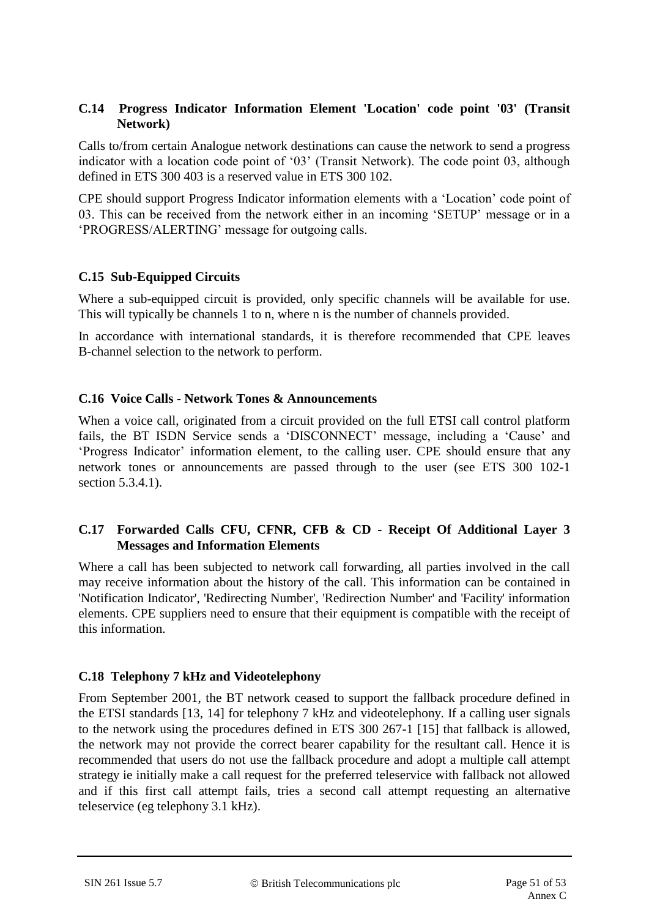### C.14 Progress Indicator Information Element 'Location' code point '03' (Transit Network)

Calls to/from certain Analogue network destinations can cause the network to send a progress indicator with a location code point of '03' (Transit Network). The code point 03, although defined in ETS 300 403 is a reserved value in ETS 300 102.

CPE should support Progress Indicator information elements with a 'Location' code point of 03. This can be received from the network either in an incoming 'SETUP' message or in a 'PROGRESS/ALERTING' message for outgoing calls.

### C.15 Sub-Equipped Circuits

Where a sub-equipped circuit is provided, only specific channels will be available for use. This will typically be channels 1 to n, where n is the number of channels provided.

In accordance with international standards, it is therefore recommended that CPE leaves B-channel selection to the network to perform.

### C.16 Voice Calls - Network Tones & Announcements

When a voice call, originated from a circuit provided on the full ETSI call control platform fails, the BT ISDN Service sends a 'DISCONNECT' message, including a 'Cause' and 'Progress Indicator' information element, to the calling user. CPE should ensure that any network tones or announcements are passed through to the user (see ETS 300 102-1 section 5.3.4.1).

### C.17 Forwarded Calls CFU, CFNR, CFB & CD - Receipt Of Additional Layer 3 Messages and Information Elements

Where a call has been subjected to network call forwarding, all parties involved in the call may receive information about the history of the call. This information can be contained in 'Notification Indicator', 'Redirecting Number', 'Redirection Number' and 'Facility' information elements. CPE suppliers need to ensure that their equipment is compatible with the receipt of this information.

### C.18 Telephony 7 kHz and Videotelephony

From September 2001, the BT network ceased to support the fallback procedure defined in the ETSI standards [13, 14] for telephony 7 kHz and videotelephony. If a calling user signals to the network using the procedures defined in ETS 300 267-1 [15] that fallback is allowed, the network may not provide the correct bearer capability for the resultant call. Hence it is recommended that users do not use the fallback procedure and adopt a multiple call attempt strategy ie initially make a call request for the preferred teleservice with fallback not allowed and if this first call attempt fails, tries a second call attempt requesting an alternative teleservice (eg telephony 3.1 kHz).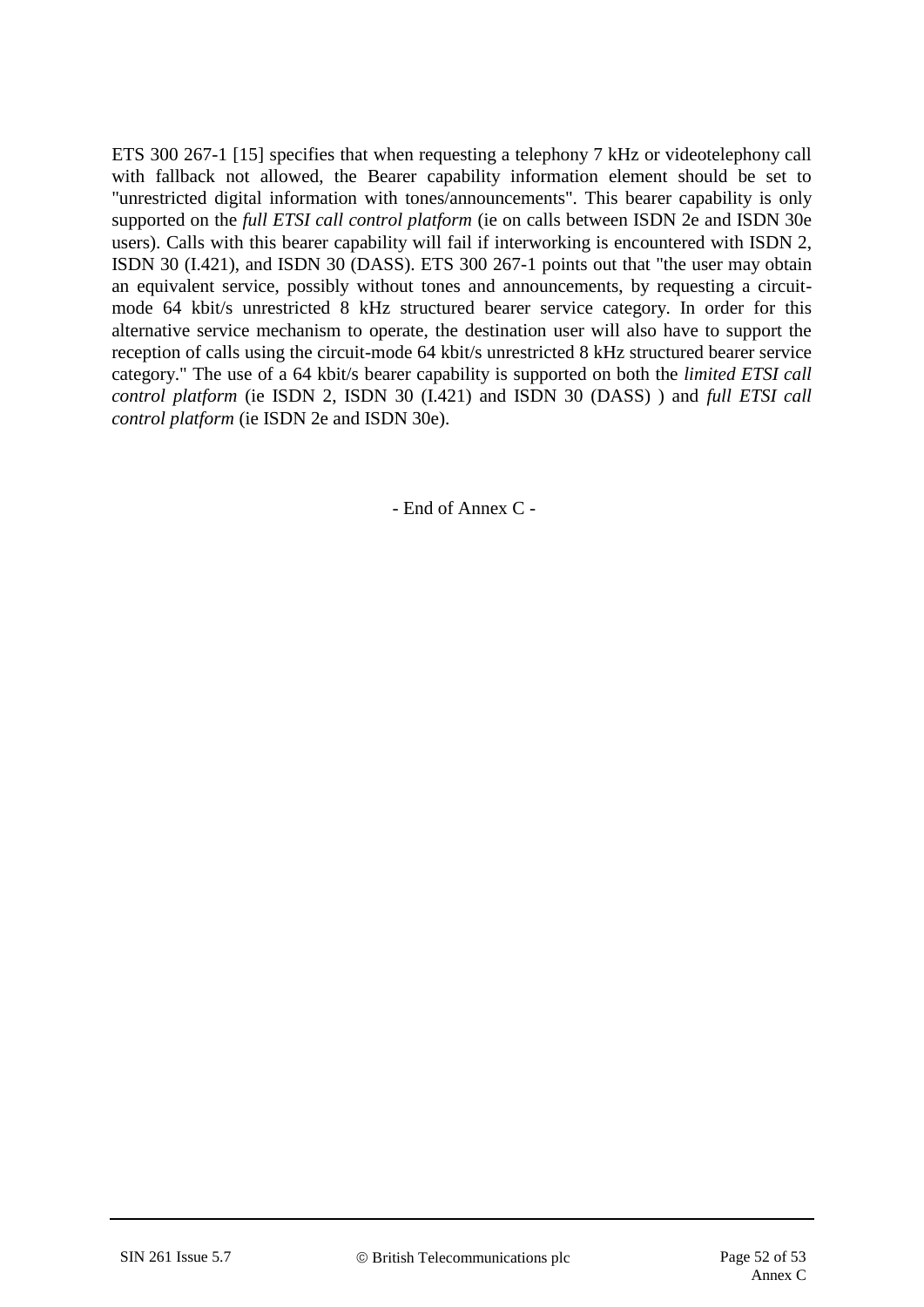ETS 300 267-1 [15] specifies that when requesting a telephony 7 kHz or videotelephony call with fallback not allowed, the Bearer capability information element should be set to "unrestricted digital information with tones/announcements". This bearer capability is only supported on the *full ETSI call control platform* (ie on calls between ISDN 2e and ISDN 30e users). Calls with this bearer capability will fail if interworking is encountered with ISDN 2, ISDN 30 (I.421), and ISDN 30 (DASS). ETS 300 267-1 points out that "the user may obtain an equivalent service, possibly without tones and announcements, by requesting a circuit-mode 64 kbit/s unrestricted 8 kHz structured bearer service category. In order for this alternative service mechanism to operate, the destination user will also have to support the reception of calls using the circuit-mode 64 kbit/s unrestricted 8 kHz structured bearer service category." The use of a 64 kbit/s bearer capability is supported on both the *limited ETSI call control platform* (ie ISDN 2, ISDN 30 (I.421) and ISDN 30 (DASS) ) and *full ETSI call control platform* (ie ISDN 2e and ISDN 30e).

- End of Annex C -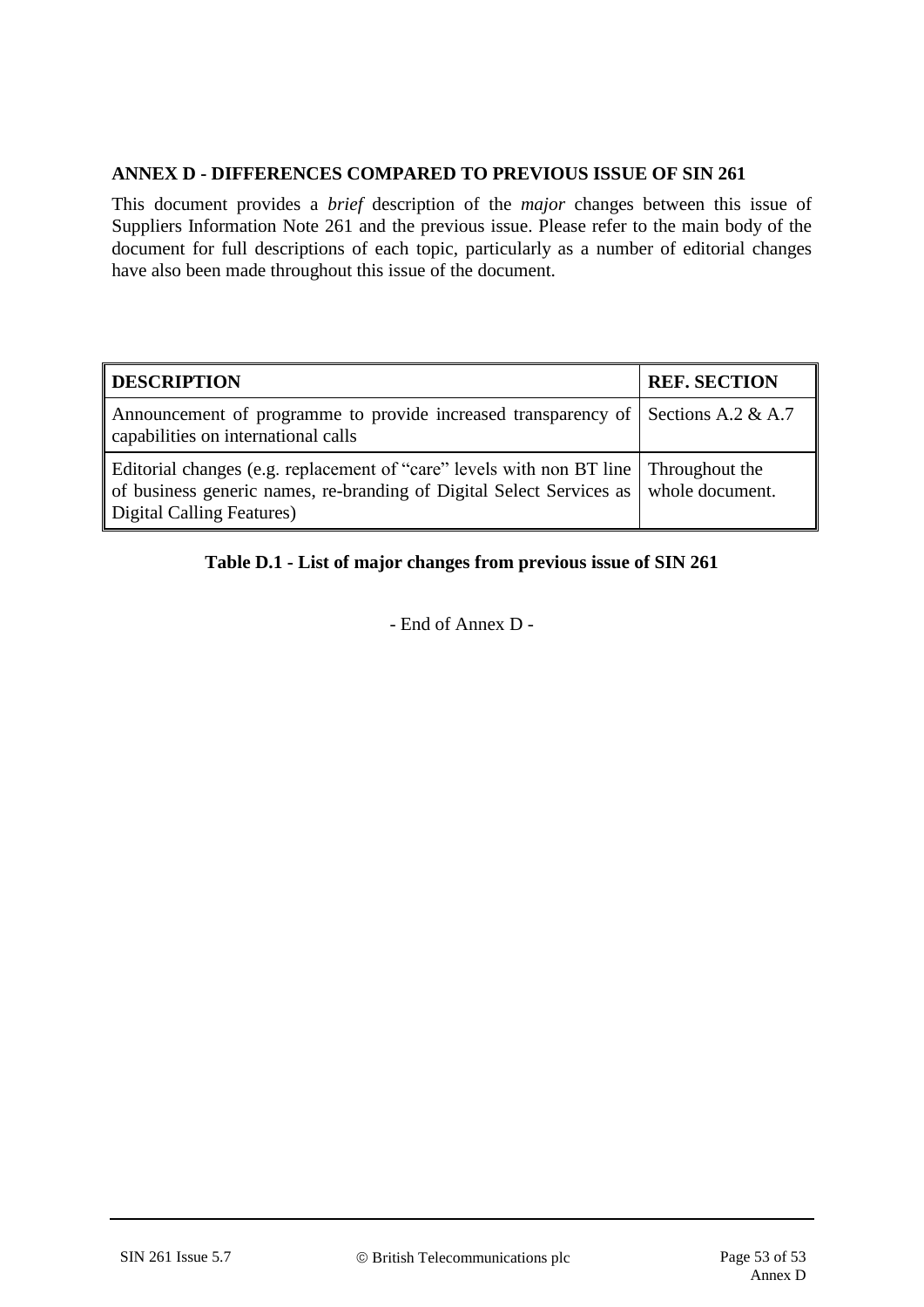## ANNEX D - DIFFERENCES COMPARED TO PREVIOUS ISSUE OF SIN 261

This document provides a *brief* description of the *major* changes between this issue of Suppliers Information Note 261 and the previous issue. Please refer to the main body of the document for full descriptions of each topic, particularly as a number of editorial changes have also been made throughout this issue of the document.

| DESCRIPTION | REF. SECTION |
|---|---|
| Announcement of programme to provide increased transparency of capabilities on international calls | Sections A.2 & A.7 |
| Editorial changes (e.g. replacement of "care" levels with non BT line of business generic names, re-branding of Digital Select Services as Digital Calling Features) | Throughout the whole document. |

**Table D.1 - List of major changes from previous issue of SIN 261**

- End of Annex D -